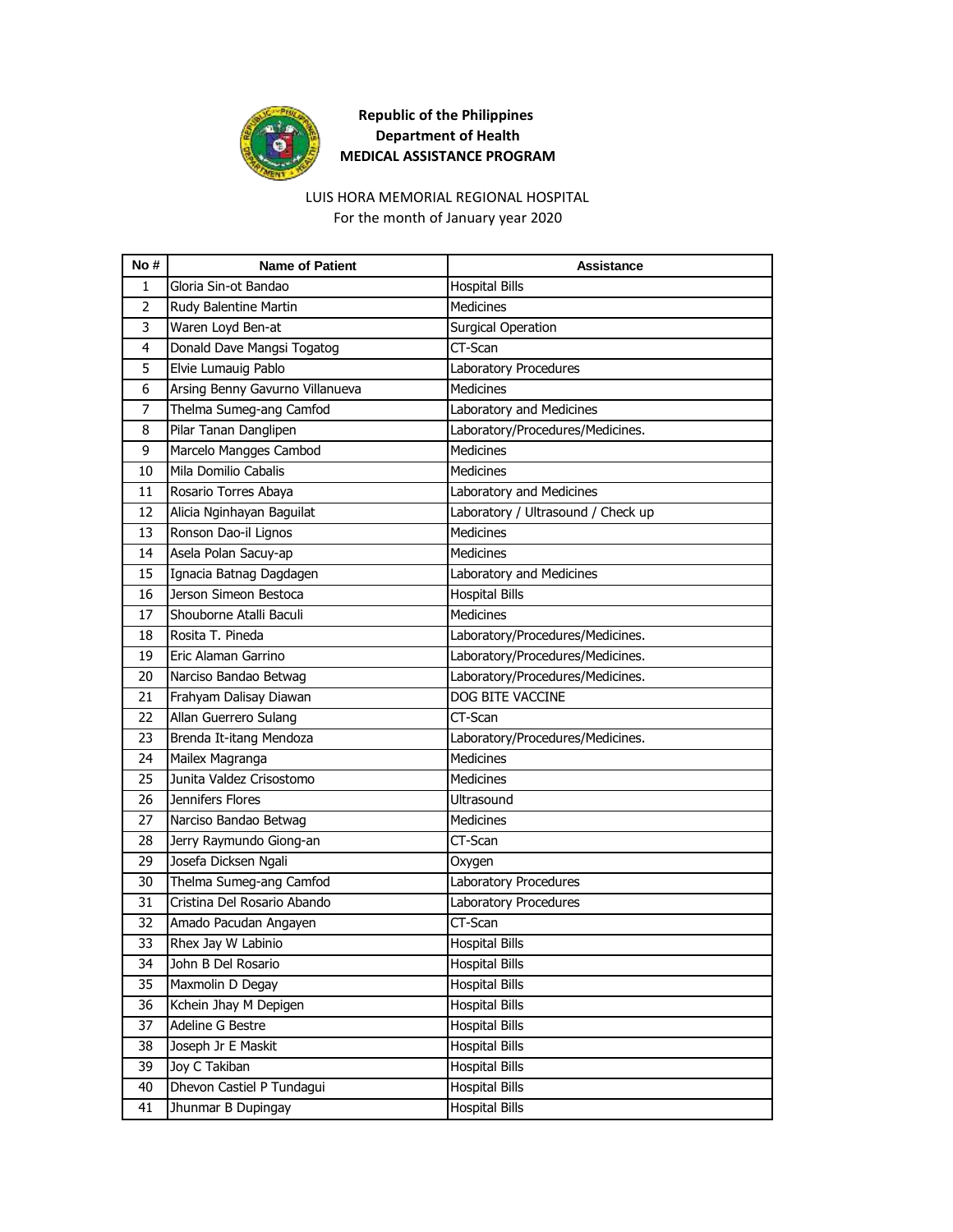**Republic of the Philippines**
**Department of Health**
**MEDICAL ASSISTANCE PROGRAM**

LUIS HORA MEMORIAL REGIONAL HOSPITAL
For the month of January year 2020

| No # | Name of Patient | Assistance |
|---|---|---|
| 1 | Gloria Sin-ot Bandao | Hospital Bills |
| 2 | Rudy Balentine Martin | Medicines |
| 3 | Waren Loyd Ben-at | Surgical Operation |
| 4 | Donald Dave Mangsi Togatog | CT-Scan |
| 5 | Elvie Lumauig Pablo | Laboratory Procedures |
| 6 | Arsing Benny Gavurno Villanueva | Medicines |
| 7 | Thelma Sumeg-ang Camfod | Laboratory and Medicines |
| 8 | Pilar Tanan Danglipen | Laboratory/Procedures/Medicines. |
| 9 | Marcelo Mangges Cambod | Medicines |
| 10 | Mila Domilio Cabalis | Medicines |
| 11 | Rosario Torres Abaya | Laboratory and Medicines |
| 12 | Alicia Nginhayan Baguilat | Laboratory / Ultrasound / Check up |
| 13 | Ronson Dao-il Lignos | Medicines |
| 14 | Asela Polan Sacuy-ap | Medicines |
| 15 | Ignacia Batnag Dagdagen | Laboratory and Medicines |
| 16 | Jerson Simeon Bestoca | Hospital Bills |
| 17 | Shouborne Atalli Baculi | Medicines |
| 18 | Rosita T. Pineda | Laboratory/Procedures/Medicines. |
| 19 | Eric Alaman Garrino | Laboratory/Procedures/Medicines. |
| 20 | Narciso Bandao Betwag | Laboratory/Procedures/Medicines. |
| 21 | Frahyam Dalisay Diawan | DOG BITE VACCINE |
| 22 | Allan Guerrero Sulang | CT-Scan |
| 23 | Brenda It-itang Mendoza | Laboratory/Procedures/Medicines. |
| 24 | Mailex Magranga | Medicines |
| 25 | Junita Valdez Crisostomo | Medicines |
| 26 | Jennifers Flores | Ultrasound |
| 27 | Narciso Bandao Betwag | Medicines |
| 28 | Jerry Raymundo Giong-an | CT-Scan |
| 29 | Josefa Dicksen Ngali | Oxygen |
| 30 | Thelma Sumeg-ang Camfod | Laboratory Procedures |
| 31 | Cristina Del Rosario Abando | Laboratory Procedures |
| 32 | Amado Pacudan Angayen | CT-Scan |
| 33 | Rhex Jay W Labinio | Hospital Bills |
| 34 | John B Del Rosario | Hospital Bills |
| 35 | Maxmolin D Degay | Hospital Bills |
| 36 | Kchein Jhay M Depigen | Hospital Bills |
| 37 | Adeline G Bestre | Hospital Bills |
| 38 | Joseph Jr E Maskit | Hospital Bills |
| 39 | Joy C Takiban | Hospital Bills |
| 40 | Dhevon Castiel P Tundagui | Hospital Bills |
| 41 | Jhunmar B Dupingay | Hospital Bills |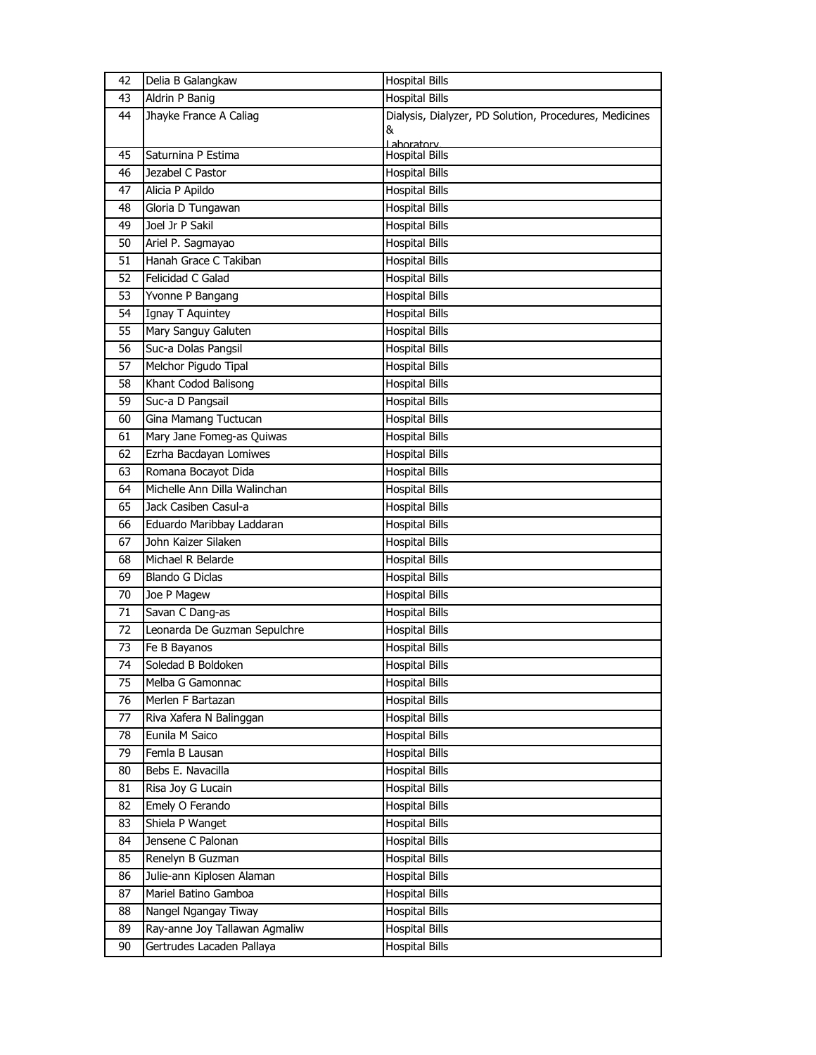| 42 | Delia B Galangkaw | Hospital Bills |
|---|---|---|
| 43 | Aldrin P Banig | Hospital Bills |
| 44 | Jhayke France A Caliag | Dialysis, Dialyzer, PD Solution, Procedures, Medicines & Laboratory |
| 45 | Saturnina P Estima | Hospital Bills |
| 46 | Jezabel C Pastor | Hospital Bills |
| 47 | Alicia P Apildo | Hospital Bills |
| 48 | Gloria D Tungawan | Hospital Bills |
| 49 | Joel Jr P Sakil | Hospital Bills |
| 50 | Ariel P. Sagmayao | Hospital Bills |
| 51 | Hanah Grace C Takiban | Hospital Bills |
| 52 | Felicidad C Galad | Hospital Bills |
| 53 | Yvonne P Bangang | Hospital Bills |
| 54 | Ignay T Aquintey | Hospital Bills |
| 55 | Mary Sanguy Galuten | Hospital Bills |
| 56 | Suc-a Dolas Pangsil | Hospital Bills |
| 57 | Melchor Pigudo Tipal | Hospital Bills |
| 58 | Khant Codod Balisong | Hospital Bills |
| 59 | Suc-a D Pangsail | Hospital Bills |
| 60 | Gina Mamang Tuctucan | Hospital Bills |
| 61 | Mary Jane Fomeg-as Quiwas | Hospital Bills |
| 62 | Ezrha Bacdayan Lomiwes | Hospital Bills |
| 63 | Romana Bocayot Dida | Hospital Bills |
| 64 | Michelle Ann Dilla Walinchan | Hospital Bills |
| 65 | Jack Casiben Casul-a | Hospital Bills |
| 66 | Eduardo Maribbay Laddaran | Hospital Bills |
| 67 | John Kaizer Silaken | Hospital Bills |
| 68 | Michael R Belarde | Hospital Bills |
| 69 | Blando G Diclas | Hospital Bills |
| 70 | Joe P Magew | Hospital Bills |
| 71 | Savan C Dang-as | Hospital Bills |
| 72 | Leonarda De Guzman Sepulchre | Hospital Bills |
| 73 | Fe B Bayanos | Hospital Bills |
| 74 | Soledad B Boldoken | Hospital Bills |
| 75 | Melba G Gamonnac | Hospital Bills |
| 76 | Merlen F Bartazan | Hospital Bills |
| 77 | Riva Xafera N Balinggan | Hospital Bills |
| 78 | Eunila M Saico | Hospital Bills |
| 79 | Femla B Lausan | Hospital Bills |
| 80 | Bebs E. Navacilla | Hospital Bills |
| 81 | Risa Joy G Lucain | Hospital Bills |
| 82 | Emely O Ferando | Hospital Bills |
| 83 | Shiela P Wanget | Hospital Bills |
| 84 | Jensene C Palonan | Hospital Bills |
| 85 | Renelyn B Guzman | Hospital Bills |
| 86 | Julie-ann Kiplosen Alaman | Hospital Bills |
| 87 | Mariel Batino Gamboa | Hospital Bills |
| 88 | Nangel Ngangay Tiway | Hospital Bills |
| 89 | Ray-anne Joy Tallawan Agmaliw | Hospital Bills |
| 90 | Gertrudes Lacaden Pallaya | Hospital Bills |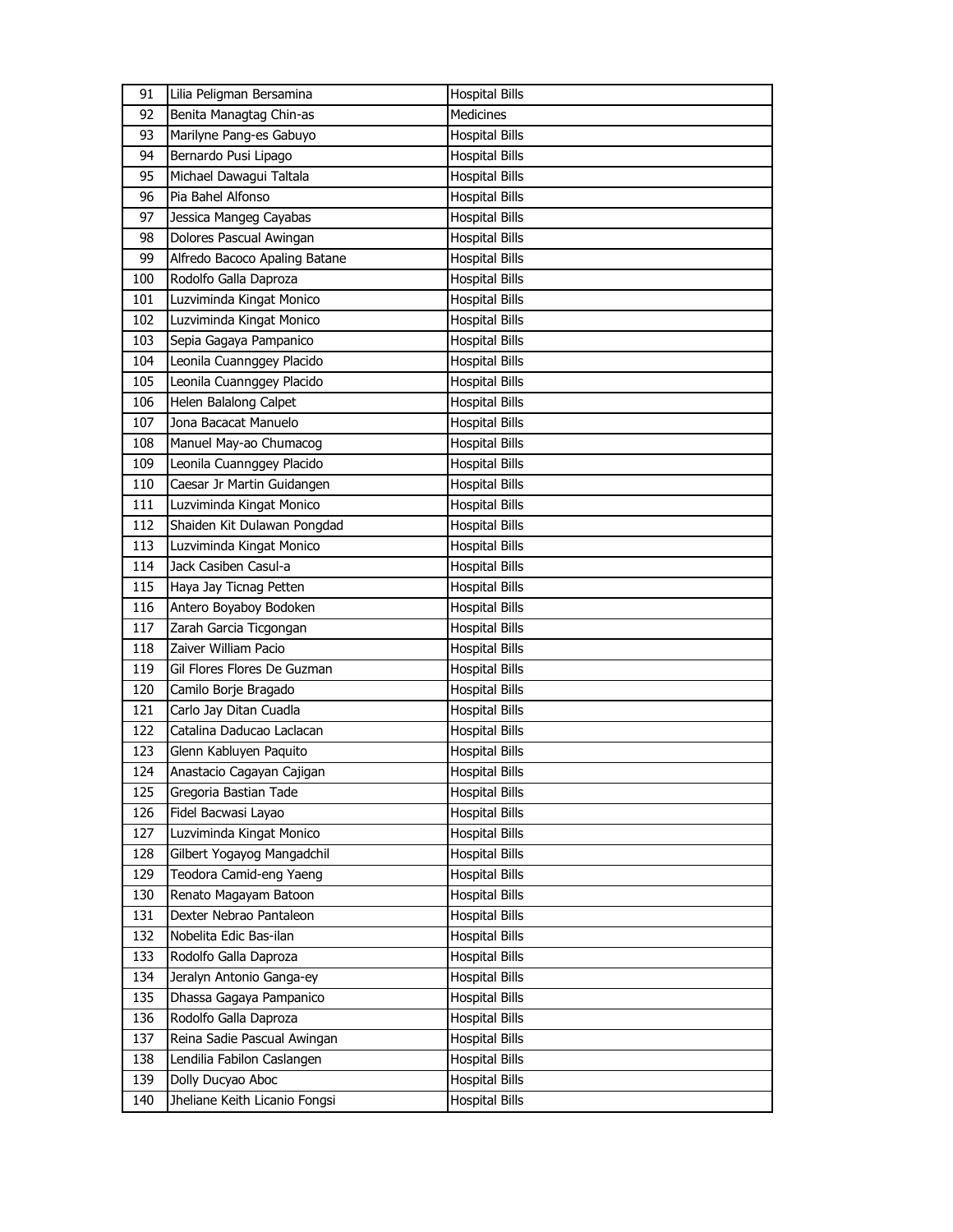| | | |
|---|---|---|
| 91 | Lilia Peligman Bersamina | Hospital Bills |
| 92 | Benita Managtag Chin-as | Medicines |
| 93 | Marilyne Pang-es Gabuyo | Hospital Bills |
| 94 | Bernardo Pusi Lipago | Hospital Bills |
| 95 | Michael Dawagui Taltala | Hospital Bills |
| 96 | Pia Bahel Alfonso | Hospital Bills |
| 97 | Jessica Mangeg Cayabas | Hospital Bills |
| 98 | Dolores Pascual Awingan | Hospital Bills |
| 99 | Alfredo Bacoco Apaling Batane | Hospital Bills |
| 100 | Rodolfo Galla Daproza | Hospital Bills |
| 101 | Luzviminda Kingat Monico | Hospital Bills |
| 102 | Luzviminda Kingat Monico | Hospital Bills |
| 103 | Sepia Gagaya Pampanico | Hospital Bills |
| 104 | Leonila Cuannggey Placido | Hospital Bills |
| 105 | Leonila Cuannggey Placido | Hospital Bills |
| 106 | Helen Balalong Calpet | Hospital Bills |
| 107 | Jona Bacacat Manuelo | Hospital Bills |
| 108 | Manuel May-ao Chumacog | Hospital Bills |
| 109 | Leonila Cuannggey Placido | Hospital Bills |
| 110 | Caesar Jr Martin Guidangen | Hospital Bills |
| 111 | Luzviminda Kingat Monico | Hospital Bills |
| 112 | Shaiden Kit Dulawan Pongdad | Hospital Bills |
| 113 | Luzviminda Kingat Monico | Hospital Bills |
| 114 | Jack Casiben Casul-a | Hospital Bills |
| 115 | Haya Jay Ticnag Petten | Hospital Bills |
| 116 | Antero Boyaboy Bodoken | Hospital Bills |
| 117 | Zarah Garcia Ticgongan | Hospital Bills |
| 118 | Zaiver William Pacio | Hospital Bills |
| 119 | Gil Flores Flores De Guzman | Hospital Bills |
| 120 | Camilo Borje Bragado | Hospital Bills |
| 121 | Carlo Jay Ditan Cuadla | Hospital Bills |
| 122 | Catalina Daducao Laclacan | Hospital Bills |
| 123 | Glenn Kabluyen Paquito | Hospital Bills |
| 124 | Anastacio Cagayan Cajigan | Hospital Bills |
| 125 | Gregoria Bastian Tade | Hospital Bills |
| 126 | Fidel Bacwasi Layao | Hospital Bills |
| 127 | Luzviminda Kingat Monico | Hospital Bills |
| 128 | Gilbert Yogayog Mangadchil | Hospital Bills |
| 129 | Teodora Camid-eng Yaeng | Hospital Bills |
| 130 | Renato Magayam Batoon | Hospital Bills |
| 131 | Dexter Nebrao Pantaleon | Hospital Bills |
| 132 | Nobelita Edic Bas-ilan | Hospital Bills |
| 133 | Rodolfo Galla Daproza | Hospital Bills |
| 134 | Jeralyn Antonio Ganga-ey | Hospital Bills |
| 135 | Dhassa Gagaya Pampanico | Hospital Bills |
| 136 | Rodolfo Galla Daproza | Hospital Bills |
| 137 | Reina Sadie Pascual Awingan | Hospital Bills |
| 138 | Lendilia Fabilon Caslangen | Hospital Bills |
| 139 | Dolly Ducyao Aboc | Hospital Bills |
| 140 | Jheliane Keith Licanio Fongsi | Hospital Bills |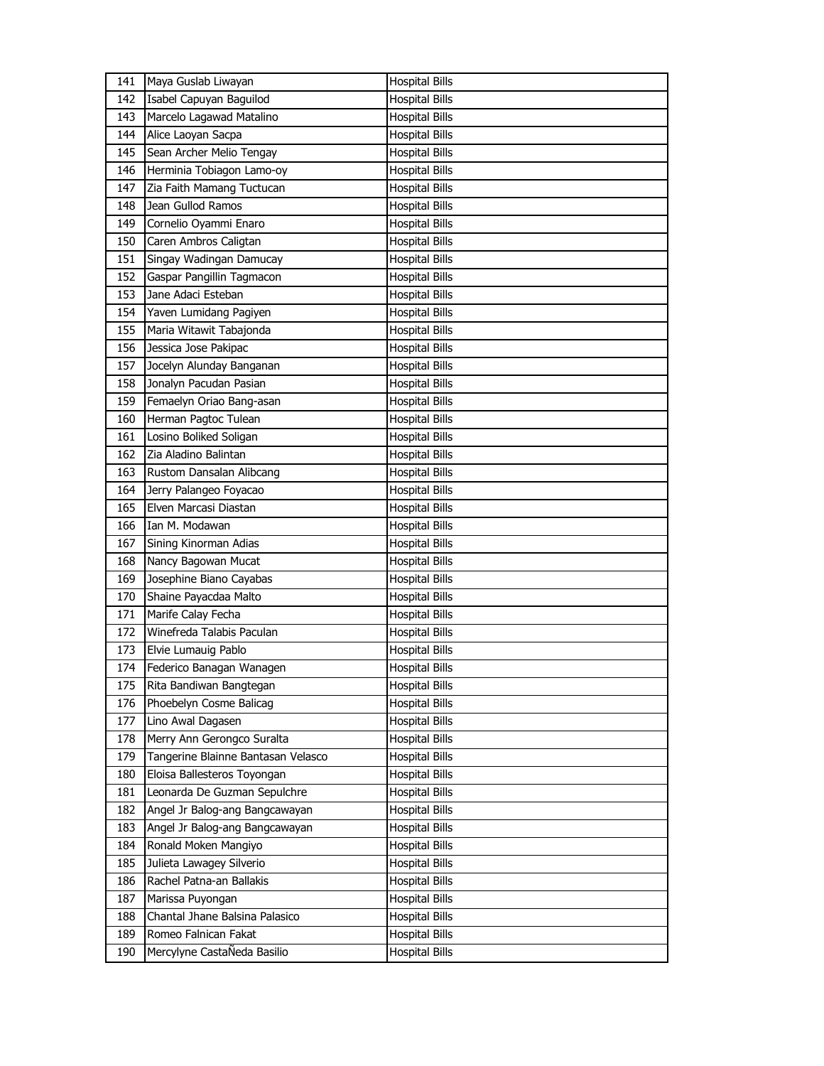| 141 | Maya Guslab Liwayan | Hospital Bills |
|---|---|---|
| 142 | Isabel Capuyan Baguilod | Hospital Bills |
| 143 | Marcelo Lagawad Matalino | Hospital Bills |
| 144 | Alice Laoyan Sacpa | Hospital Bills |
| 145 | Sean Archer Melio Tengay | Hospital Bills |
| 146 | Herminia Tobiagon Lamo-oy | Hospital Bills |
| 147 | Zia Faith Mamang Tuctucan | Hospital Bills |
| 148 | Jean Gullod Ramos | Hospital Bills |
| 149 | Cornelio Oyammi Enaro | Hospital Bills |
| 150 | Caren Ambros Caligtan | Hospital Bills |
| 151 | Singay Wadingan Damucay | Hospital Bills |
| 152 | Gaspar Pangillin Tagmacon | Hospital Bills |
| 153 | Jane Adaci Esteban | Hospital Bills |
| 154 | Yaven Lumidang Pagiyen | Hospital Bills |
| 155 | Maria Witawit Tabajonda | Hospital Bills |
| 156 | Jessica Jose Pakipac | Hospital Bills |
| 157 | Jocelyn Alunday Banganan | Hospital Bills |
| 158 | Jonalyn Pacudan Pasian | Hospital Bills |
| 159 | Femaelyn Oriao Bang-asan | Hospital Bills |
| 160 | Herman Pagtoc Tulean | Hospital Bills |
| 161 | Losino Boliked Soligan | Hospital Bills |
| 162 | Zia Aladino Balintan | Hospital Bills |
| 163 | Rustom Dansalan Alibcang | Hospital Bills |
| 164 | Jerry Palangeo Foyacao | Hospital Bills |
| 165 | Elven Marcasi Diastan | Hospital Bills |
| 166 | Ian M. Modawan | Hospital Bills |
| 167 | Sining Kinorman Adias | Hospital Bills |
| 168 | Nancy Bagowan Mucat | Hospital Bills |
| 169 | Josephine Biano Cayabas | Hospital Bills |
| 170 | Shaine Payacdaa Malto | Hospital Bills |
| 171 | Marife Calay Fecha | Hospital Bills |
| 172 | Winefreda Talabis Paculan | Hospital Bills |
| 173 | Elvie Lumauig Pablo | Hospital Bills |
| 174 | Federico Banagan Wanagen | Hospital Bills |
| 175 | Rita Bandiwan Bangtegan | Hospital Bills |
| 176 | Phoebelyn Cosme Balicag | Hospital Bills |
| 177 | Lino Awal Dagasen | Hospital Bills |
| 178 | Merry Ann Gerongco Suralta | Hospital Bills |
| 179 | Tangerine Blainne Bantasan Velasco | Hospital Bills |
| 180 | Eloisa Ballesteros Toyongan | Hospital Bills |
| 181 | Leonarda De Guzman Sepulchre | Hospital Bills |
| 182 | Angel Jr Balog-ang Bangcawayan | Hospital Bills |
| 183 | Angel Jr Balog-ang Bangcawayan | Hospital Bills |
| 184 | Ronald Moken Mangiyo | Hospital Bills |
| 185 | Julieta Lawagey Silverio | Hospital Bills |
| 186 | Rachel Patna-an Ballakis | Hospital Bills |
| 187 | Marissa Puyongan | Hospital Bills |
| 188 | Chantal Jhane Balsina Palasico | Hospital Bills |
| 189 | Romeo Falnican Fakat | Hospital Bills |
| 190 | Mercylyne CastaÑeda Basilio | Hospital Bills |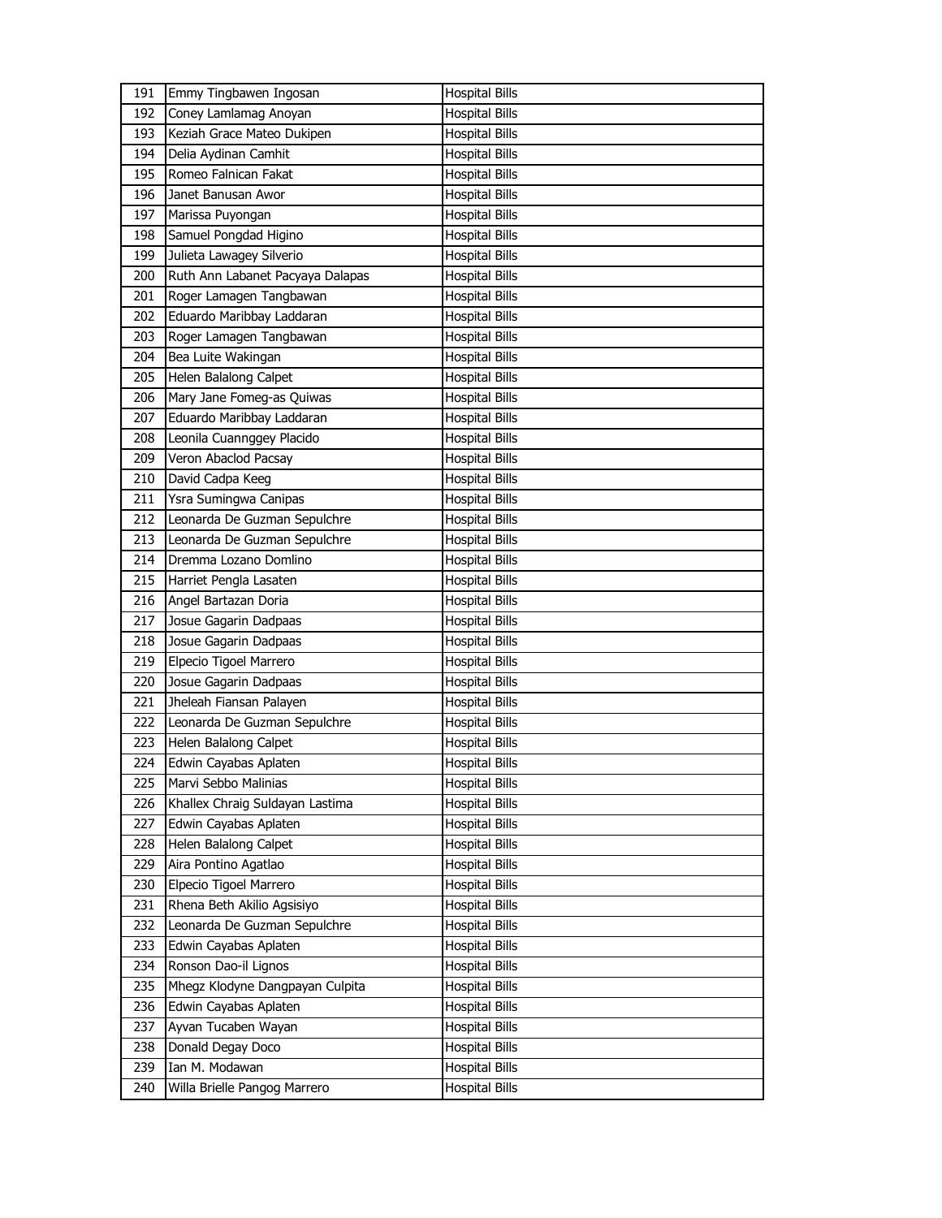| 191 | Emmy Tingbawen Ingosan | Hospital Bills |
|---|---|---|
| 192 | Coney Lamlamag Anoyan | Hospital Bills |
| 193 | Keziah Grace Mateo Dukipen | Hospital Bills |
| 194 | Delia Aydinan Camhit | Hospital Bills |
| 195 | Romeo Falnican Fakat | Hospital Bills |
| 196 | Janet Banusan Awor | Hospital Bills |
| 197 | Marissa Puyongan | Hospital Bills |
| 198 | Samuel Pongdad Higino | Hospital Bills |
| 199 | Julieta Lawagey Silverio | Hospital Bills |
| 200 | Ruth Ann Labanet Pacyaya Dalapas | Hospital Bills |
| 201 | Roger Lamagen Tangbawan | Hospital Bills |
| 202 | Eduardo Maribbay Laddaran | Hospital Bills |
| 203 | Roger Lamagen Tangbawan | Hospital Bills |
| 204 | Bea Luite Wakingan | Hospital Bills |
| 205 | Helen Balalong Calpet | Hospital Bills |
| 206 | Mary Jane Fomeg-as Quiwas | Hospital Bills |
| 207 | Eduardo Maribbay Laddaran | Hospital Bills |
| 208 | Leonila Cuannggey Placido | Hospital Bills |
| 209 | Veron Abaclod Pacsay | Hospital Bills |
| 210 | David Cadpa Keeg | Hospital Bills |
| 211 | Ysra Sumingwa Canipas | Hospital Bills |
| 212 | Leonarda De Guzman Sepulchre | Hospital Bills |
| 213 | Leonarda De Guzman Sepulchre | Hospital Bills |
| 214 | Dremma Lozano Domlino | Hospital Bills |
| 215 | Harriet Pengla Lasaten | Hospital Bills |
| 216 | Angel Bartazan Doria | Hospital Bills |
| 217 | Josue Gagarin Dadpaas | Hospital Bills |
| 218 | Josue Gagarin Dadpaas | Hospital Bills |
| 219 | Elpecio Tigoel Marrero | Hospital Bills |
| 220 | Josue Gagarin Dadpaas | Hospital Bills |
| 221 | Jheleah Fiansan Palayen | Hospital Bills |
| 222 | Leonarda De Guzman Sepulchre | Hospital Bills |
| 223 | Helen Balalong Calpet | Hospital Bills |
| 224 | Edwin Cayabas Aplaten | Hospital Bills |
| 225 | Marvi Sebbo Malinias | Hospital Bills |
| 226 | Khallex Chraig Suldayan Lastima | Hospital Bills |
| 227 | Edwin Cayabas Aplaten | Hospital Bills |
| 228 | Helen Balalong Calpet | Hospital Bills |
| 229 | Aira Pontino Agatlao | Hospital Bills |
| 230 | Elpecio Tigoel Marrero | Hospital Bills |
| 231 | Rhena Beth Akilio Agsisiyo | Hospital Bills |
| 232 | Leonarda De Guzman Sepulchre | Hospital Bills |
| 233 | Edwin Cayabas Aplaten | Hospital Bills |
| 234 | Ronson Dao-il Lignos | Hospital Bills |
| 235 | Mhegz Klodyne Dangpayan Culpita | Hospital Bills |
| 236 | Edwin Cayabas Aplaten | Hospital Bills |
| 237 | Ayvan Tucaben Wayan | Hospital Bills |
| 238 | Donald Degay Doco | Hospital Bills |
| 239 | Ian M. Modawan | Hospital Bills |
| 240 | Willa Brielle Pangog Marrero | Hospital Bills |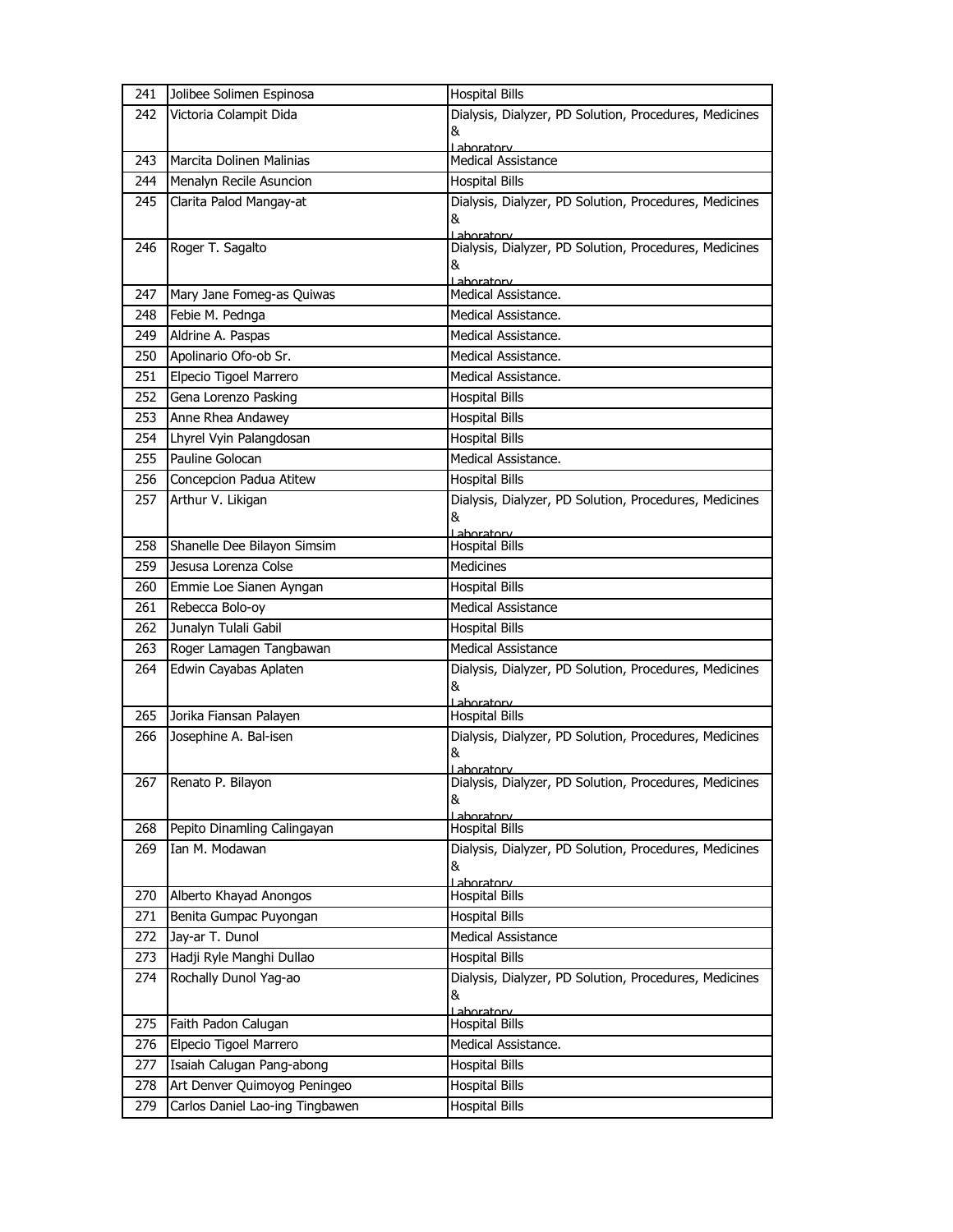| 241 | Jolibee Solimen Espinosa | Hospital Bills |
|---|---|---|
| 242 | Victoria Colampit Dida | Dialysis, Dialyzer, PD Solution, Procedures, Medicines & Laboratory |
| 243 | Marcita Dolinen Malinias | Medical Assistance |
| 244 | Menalyn Recile Asuncion | Hospital Bills |
| 245 | Clarita Palod Mangay-at | Dialysis, Dialyzer, PD Solution, Procedures, Medicines & Laboratory |
| 246 | Roger T. Sagalto | Dialysis, Dialyzer, PD Solution, Procedures, Medicines & Laboratory |
| 247 | Mary Jane Fomeg-as Quiwas | Medical Assistance. |
| 248 | Febie M. Pednga | Medical Assistance. |
| 249 | Aldrine A. Paspas | Medical Assistance. |
| 250 | Apolinario Ofo-ob Sr. | Medical Assistance. |
| 251 | Elpecio Tigoel Marrero | Medical Assistance. |
| 252 | Gena Lorenzo Pasking | Hospital Bills |
| 253 | Anne Rhea Andawey | Hospital Bills |
| 254 | Lhyrel Vyin Palangdosan | Hospital Bills |
| 255 | Pauline Golocan | Medical Assistance. |
| 256 | Concepcion Padua Atitew | Hospital Bills |
| 257 | Arthur V. Likigan | Dialysis, Dialyzer, PD Solution, Procedures, Medicines & Laboratory |
| 258 | Shanelle Dee Bilayon Simsim | Hospital Bills |
| 259 | Jesusa Lorenza Colse | Medicines |
| 260 | Emmie Loe Sianen Ayngan | Hospital Bills |
| 261 | Rebecca Bolo-oy | Medical Assistance |
| 262 | Junalyn Tulali Gabil | Hospital Bills |
| 263 | Roger Lamagen Tangbawan | Medical Assistance |
| 264 | Edwin Cayabas Aplaten | Dialysis, Dialyzer, PD Solution, Procedures, Medicines & Laboratory |
| 265 | Jorika Fiansan Palayen | Hospital Bills |
| 266 | Josephine A. Bal-isen | Dialysis, Dialyzer, PD Solution, Procedures, Medicines & Laboratory |
| 267 | Renato P. Bilayon | Dialysis, Dialyzer, PD Solution, Procedures, Medicines & Laboratory |
| 268 | Pepito Dinamling Calingayan | Hospital Bills |
| 269 | Ian M. Modawan | Dialysis, Dialyzer, PD Solution, Procedures, Medicines & Laboratory |
| 270 | Alberto Khayad Anongos | Hospital Bills |
| 271 | Benita Gumpac Puyongan | Hospital Bills |
| 272 | Jay-ar T. Dunol | Medical Assistance |
| 273 | Hadji Ryle Manghi Dullao | Hospital Bills |
| 274 | Rochally Dunol Yag-ao | Dialysis, Dialyzer, PD Solution, Procedures, Medicines & Laboratory |
| 275 | Faith Padon Calugan | Hospital Bills |
| 276 | Elpecio Tigoel Marrero | Medical Assistance. |
| 277 | Isaiah Calugan Pang-abong | Hospital Bills |
| 278 | Art Denver Quimoyog Peningeo | Hospital Bills |
| 279 | Carlos Daniel Lao-ing Tingbawen | Hospital Bills |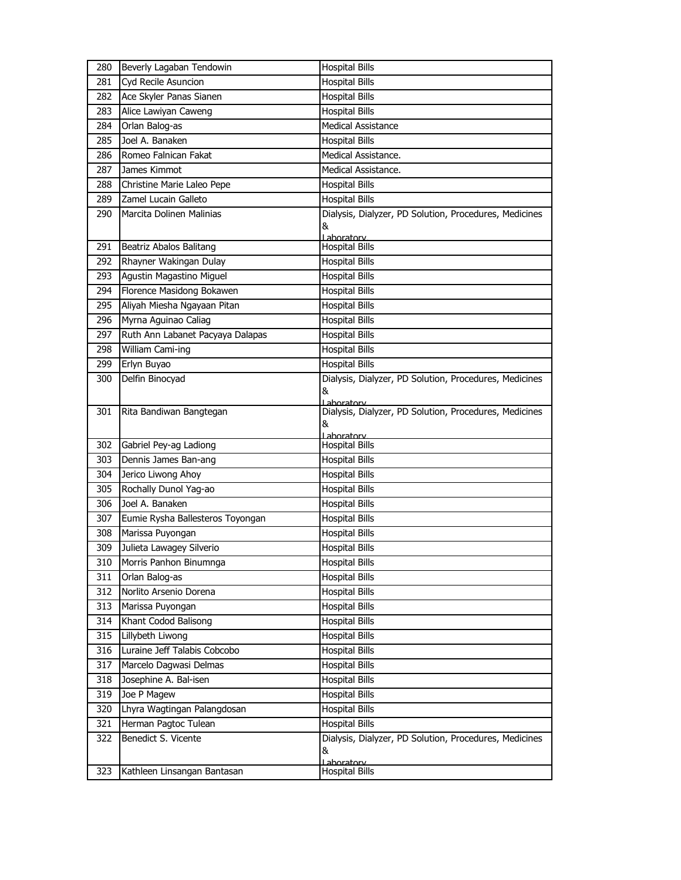| 280 | Beverly Lagaban Tendowin | Hospital Bills |
|---|---|---|
| 281 | Cyd Recile Asuncion | Hospital Bills |
| 282 | Ace Skyler Panas Sianen | Hospital Bills |
| 283 | Alice Lawiyan Caweng | Hospital Bills |
| 284 | Orlan Balog-as | Medical Assistance |
| 285 | Joel A. Banaken | Hospital Bills |
| 286 | Romeo Falnican Fakat | Medical Assistance. |
| 287 | James Kimmot | Medical Assistance. |
| 288 | Christine Marie Laleo Pepe | Hospital Bills |
| 289 | Zamel Lucain Galleto | Hospital Bills |
| 290 | Marcita Dolinen Malinias | Dialysis, Dialyzer, PD Solution, Procedures, Medicines & Laboratory |
| 291 | Beatriz Abalos Balitang | Hospital Bills |
| 292 | Rhayner Wakingan Dulay | Hospital Bills |
| 293 | Agustin Magastino Miguel | Hospital Bills |
| 294 | Florence Masidong Bokawen | Hospital Bills |
| 295 | Aliyah Miesha Ngayaan Pitan | Hospital Bills |
| 296 | Myrna Aguinao Caliag | Hospital Bills |
| 297 | Ruth Ann Labanet Pacyaya Dalapas | Hospital Bills |
| 298 | William Cami-ing | Hospital Bills |
| 299 | Erlyn Buyao | Hospital Bills |
| 300 | Delfin Binocyad | Dialysis, Dialyzer, PD Solution, Procedures, Medicines & Laboratory |
| 301 | Rita Bandiwan Bangtegan | Dialysis, Dialyzer, PD Solution, Procedures, Medicines & Laboratory |
| 302 | Gabriel Pey-ag Ladiong | Hospital Bills |
| 303 | Dennis James Ban-ang | Hospital Bills |
| 304 | Jerico Liwong Ahoy | Hospital Bills |
| 305 | Rochally Dunol Yag-ao | Hospital Bills |
| 306 | Joel A. Banaken | Hospital Bills |
| 307 | Eumie Rysha Ballesteros Toyongan | Hospital Bills |
| 308 | Marissa Puyongan | Hospital Bills |
| 309 | Julieta Lawagey Silverio | Hospital Bills |
| 310 | Morris Panhon Binumnga | Hospital Bills |
| 311 | Orlan Balog-as | Hospital Bills |
| 312 | Norlito Arsenio Dorena | Hospital Bills |
| 313 | Marissa Puyongan | Hospital Bills |
| 314 | Khant Codod Balisong | Hospital Bills |
| 315 | Lillybeth Liwong | Hospital Bills |
| 316 | Luraine Jeff Talabis Cobcobo | Hospital Bills |
| 317 | Marcelo Dagwasi Delmas | Hospital Bills |
| 318 | Josephine A. Bal-isen | Hospital Bills |
| 319 | Joe P Magew | Hospital Bills |
| 320 | Lhyra Wagtingan Palangdosan | Hospital Bills |
| 321 | Herman Pagtoc Tulean | Hospital Bills |
| 322 | Benedict S. Vicente | Dialysis, Dialyzer, PD Solution, Procedures, Medicines & Laboratory |
| 323 | Kathleen Linsangan Bantasan | Hospital Bills |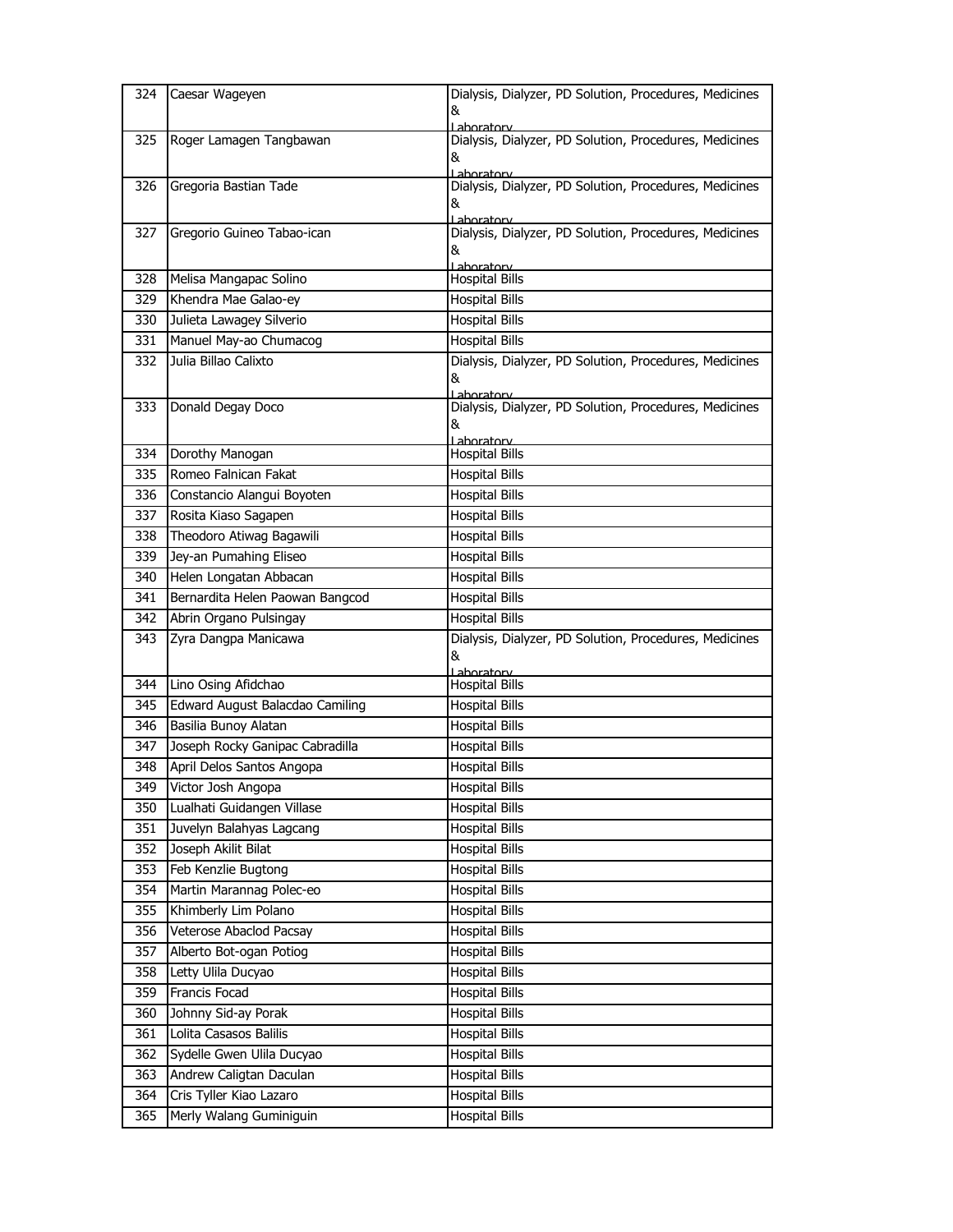| | | |
|---|---|---|
| 324 | Caesar Wageyen | Dialysis, Dialyzer, PD Solution, Procedures, Medicines & Laboratory |
| 325 | Roger Lamagen Tangbawan | Dialysis, Dialyzer, PD Solution, Procedures, Medicines & Laboratory |
| 326 | Gregoria Bastian Tade | Dialysis, Dialyzer, PD Solution, Procedures, Medicines & Laboratory |
| 327 | Gregorio Guineo Tabao-ican | Dialysis, Dialyzer, PD Solution, Procedures, Medicines & Laboratory |
| 328 | Melisa Mangapac Solino | Hospital Bills |
| 329 | Khendra Mae Galao-ey | Hospital Bills |
| 330 | Julieta Lawagey Silverio | Hospital Bills |
| 331 | Manuel May-ao Chumacog | Hospital Bills |
| 332 | Julia Billao Calixto | Dialysis, Dialyzer, PD Solution, Procedures, Medicines & Laboratory |
| 333 | Donald Degay Doco | Dialysis, Dialyzer, PD Solution, Procedures, Medicines & Laboratory |
| 334 | Dorothy Manogan | Hospital Bills |
| 335 | Romeo Falnican Fakat | Hospital Bills |
| 336 | Constancio Alangui Boyoten | Hospital Bills |
| 337 | Rosita Kiaso Sagapen | Hospital Bills |
| 338 | Theodoro Atiwag Bagawili | Hospital Bills |
| 339 | Jey-an Pumahing Eliseo | Hospital Bills |
| 340 | Helen Longatan Abbacan | Hospital Bills |
| 341 | Bernardita Helen Paowan Bangcod | Hospital Bills |
| 342 | Abrin Organo Pulsingay | Hospital Bills |
| 343 | Zyra Dangpa Manicawa | Dialysis, Dialyzer, PD Solution, Procedures, Medicines & Laboratory |
| 344 | Lino Osing Afidchao | Hospital Bills |
| 345 | Edward August Balacdao Camiling | Hospital Bills |
| 346 | Basilia Bunoy Alatan | Hospital Bills |
| 347 | Joseph Rocky Ganipac Cabradilla | Hospital Bills |
| 348 | April Delos Santos Angopa | Hospital Bills |
| 349 | Victor Josh Angopa | Hospital Bills |
| 350 | Lualhati Guidangen Villase | Hospital Bills |
| 351 | Juvelyn Balahyas Lagcang | Hospital Bills |
| 352 | Joseph Akilit Bilat | Hospital Bills |
| 353 | Feb Kenzlie Bugtong | Hospital Bills |
| 354 | Martin Marannag Polec-eo | Hospital Bills |
| 355 | Khimberly Lim Polano | Hospital Bills |
| 356 | Veterose Abaclod Pacsay | Hospital Bills |
| 357 | Alberto Bot-ogan Potiog | Hospital Bills |
| 358 | Letty Ulila Ducyao | Hospital Bills |
| 359 | Francis Focad | Hospital Bills |
| 360 | Johnny Sid-ay Porak | Hospital Bills |
| 361 | Lolita Casasos Balilis | Hospital Bills |
| 362 | Sydelle Gwen Ulila Ducyao | Hospital Bills |
| 363 | Andrew Caligtan Daculan | Hospital Bills |
| 364 | Cris Tyller Kiao Lazaro | Hospital Bills |
| 365 | Merly Walang Guminiguin | Hospital Bills |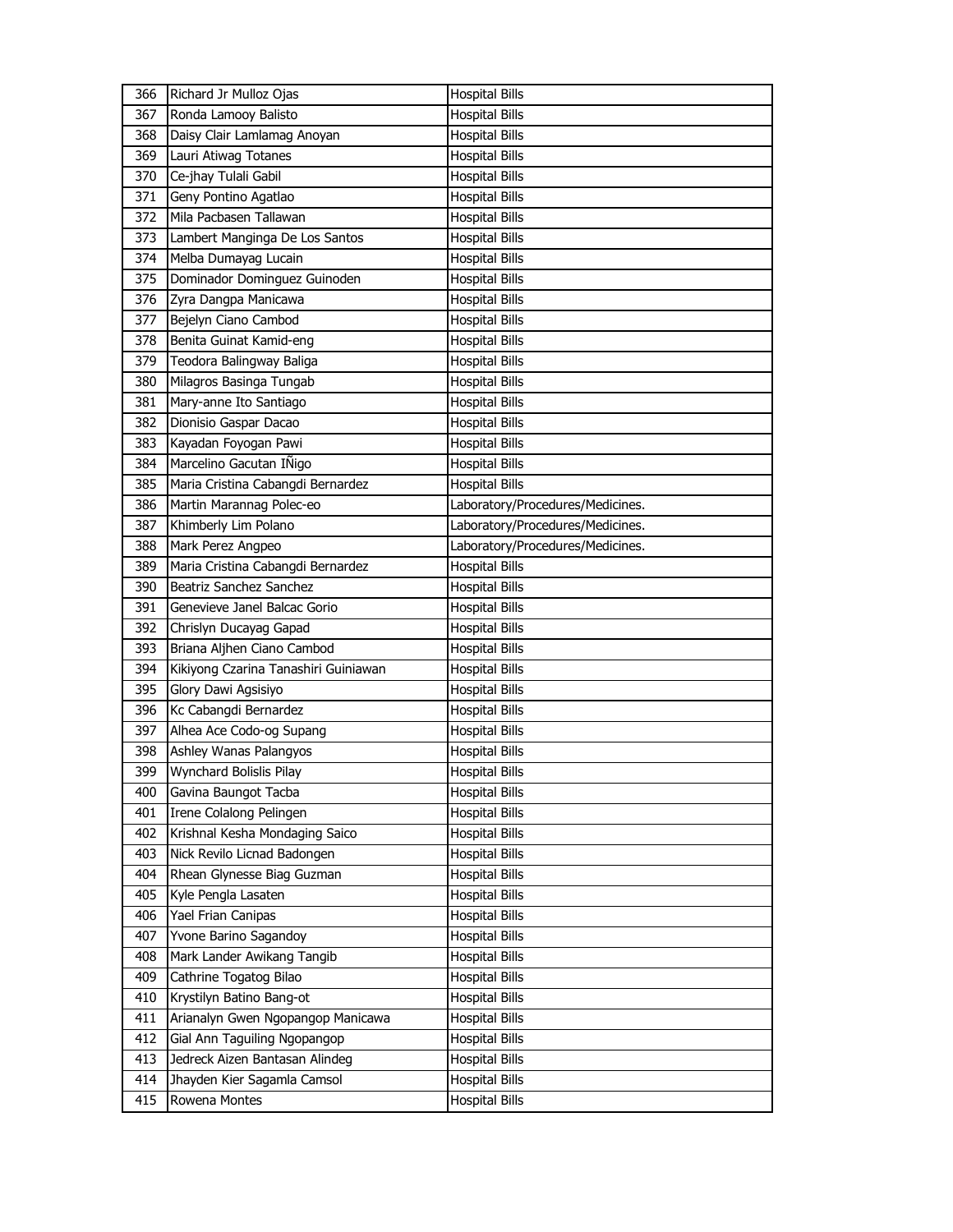| 366 | Richard Jr Mulloz Ojas | Hospital Bills |
|---|---|---|
| 367 | Ronda Lamooy Balisto | Hospital Bills |
| 368 | Daisy Clair Lamlamag Anoyan | Hospital Bills |
| 369 | Lauri Atiwag Totanes | Hospital Bills |
| 370 | Ce-jhay Tulali Gabil | Hospital Bills |
| 371 | Geny Pontino Agatlao | Hospital Bills |
| 372 | Mila Pacbasen Tallawan | Hospital Bills |
| 373 | Lambert Manginga De Los Santos | Hospital Bills |
| 374 | Melba Dumayag Lucain | Hospital Bills |
| 375 | Dominador Dominguez Guinoden | Hospital Bills |
| 376 | Zyra Dangpa Manicawa | Hospital Bills |
| 377 | Bejelyn Ciano Cambod | Hospital Bills |
| 378 | Benita Guinat Kamid-eng | Hospital Bills |
| 379 | Teodora Balingway Baliga | Hospital Bills |
| 380 | Milagros Basinga Tungab | Hospital Bills |
| 381 | Mary-anne Ito Santiago | Hospital Bills |
| 382 | Dionisio Gaspar Dacao | Hospital Bills |
| 383 | Kayadan Foyogan Pawi | Hospital Bills |
| 384 | Marcelino Gacutan IÑigo | Hospital Bills |
| 385 | Maria Cristina Cabangdi Bernardez | Hospital Bills |
| 386 | Martin Marannag Polec-eo | Laboratory/Procedures/Medicines. |
| 387 | Khimberly Lim Polano | Laboratory/Procedures/Medicines. |
| 388 | Mark Perez Angpeo | Laboratory/Procedures/Medicines. |
| 389 | Maria Cristina Cabangdi Bernardez | Hospital Bills |
| 390 | Beatriz Sanchez Sanchez | Hospital Bills |
| 391 | Genevieve Janel Balcac Gorio | Hospital Bills |
| 392 | Chrislyn Ducayag Gapad | Hospital Bills |
| 393 | Briana Aljhen Ciano Cambod | Hospital Bills |
| 394 | Kikiyong Czarina Tanashiri Guiniawan | Hospital Bills |
| 395 | Glory Dawi Agsisiyo | Hospital Bills |
| 396 | Kc Cabangdi Bernardez | Hospital Bills |
| 397 | Alhea Ace Codo-og Supang | Hospital Bills |
| 398 | Ashley Wanas Palangyos | Hospital Bills |
| 399 | Wynchard Bolislis Pilay | Hospital Bills |
| 400 | Gavina Baungot Tacba | Hospital Bills |
| 401 | Irene Colalong Pelingen | Hospital Bills |
| 402 | Krishnal Kesha Mondaging Saico | Hospital Bills |
| 403 | Nick Revilo Licnad Badongen | Hospital Bills |
| 404 | Rhean Glynesse Biag Guzman | Hospital Bills |
| 405 | Kyle Pengla Lasaten | Hospital Bills |
| 406 | Yael Frian Canipas | Hospital Bills |
| 407 | Yvone Barino Sagandoy | Hospital Bills |
| 408 | Mark Lander Awikang Tangib | Hospital Bills |
| 409 | Cathrine Togatog Bilao | Hospital Bills |
| 410 | Krystilyn Batino Bang-ot | Hospital Bills |
| 411 | Arianalyn Gwen Ngopangop Manicawa | Hospital Bills |
| 412 | Gial Ann Taguiling Ngopangop | Hospital Bills |
| 413 | Jedreck Aizen Bantasan Alindeg | Hospital Bills |
| 414 | Jhayden Kier Sagamla Camsol | Hospital Bills |
| 415 | Rowena Montes | Hospital Bills |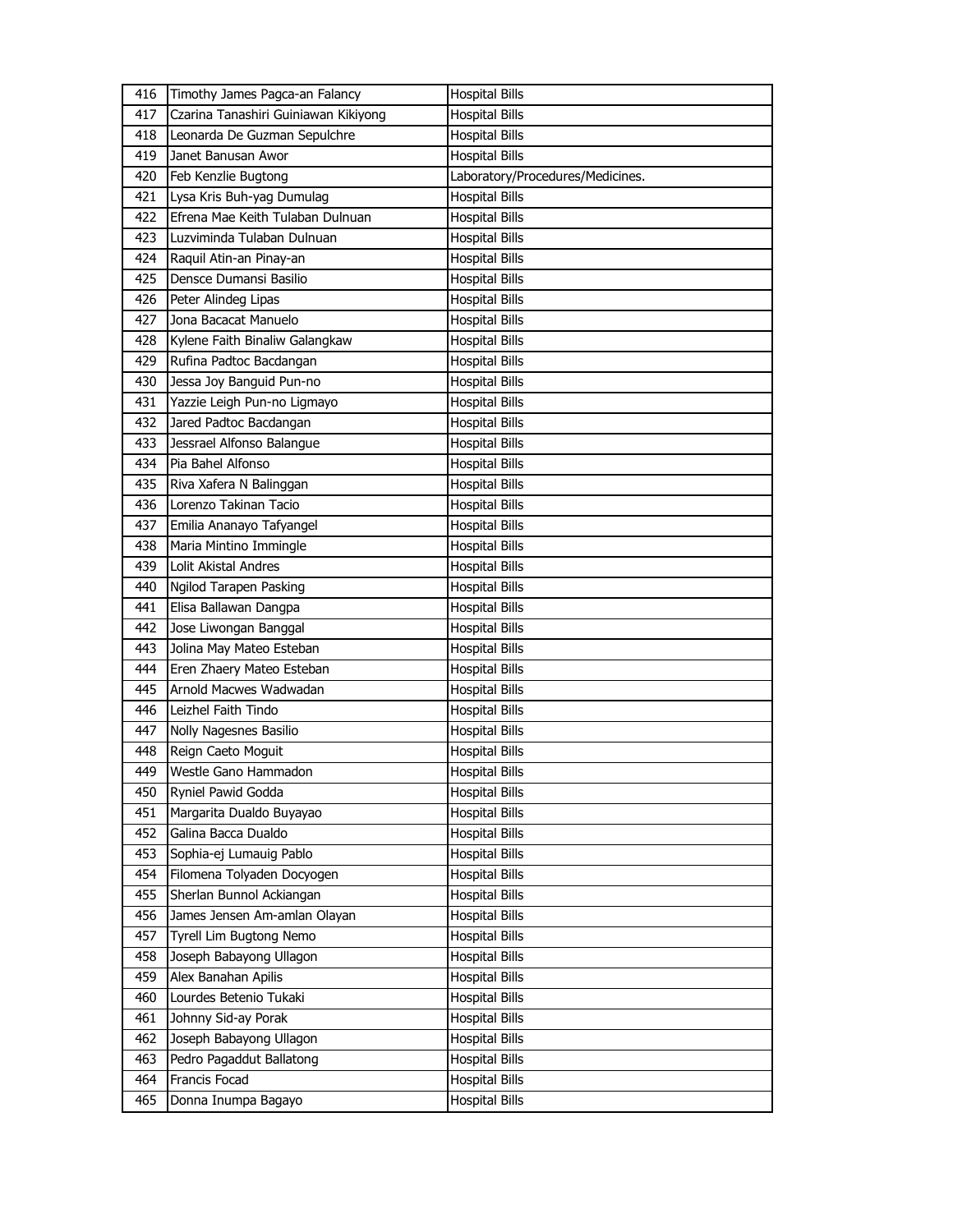| 416 | Timothy James Pagca-an Falancy | Hospital Bills |
|---|---|---|
| 417 | Czarina Tanashiri Guiniawan Kikiyong | Hospital Bills |
| 418 | Leonarda De Guzman Sepulchre | Hospital Bills |
| 419 | Janet Banusan Awor | Hospital Bills |
| 420 | Feb Kenzlie Bugtong | Laboratory/Procedures/Medicines. |
| 421 | Lysa Kris Buh-yag Dumulag | Hospital Bills |
| 422 | Efrena Mae Keith Tulaban Dulnuan | Hospital Bills |
| 423 | Luzviminda Tulaban Dulnuan | Hospital Bills |
| 424 | Raquil Atin-an Pinay-an | Hospital Bills |
| 425 | Densce Dumansi Basilio | Hospital Bills |
| 426 | Peter Alindeg Lipas | Hospital Bills |
| 427 | Jona Bacacat Manuelo | Hospital Bills |
| 428 | Kylene Faith Binaliw Galangkaw | Hospital Bills |
| 429 | Rufina Padtoc Bacdangan | Hospital Bills |
| 430 | Jessa Joy Banguid Pun-no | Hospital Bills |
| 431 | Yazzie Leigh Pun-no Ligmayo | Hospital Bills |
| 432 | Jared Padtoc Bacdangan | Hospital Bills |
| 433 | Jessrael Alfonso Balangue | Hospital Bills |
| 434 | Pia Bahel Alfonso | Hospital Bills |
| 435 | Riva Xafera N Balinggan | Hospital Bills |
| 436 | Lorenzo Takinan Tacio | Hospital Bills |
| 437 | Emilia Ananayo Tafyangel | Hospital Bills |
| 438 | Maria Mintino Immingle | Hospital Bills |
| 439 | Lolit Akistal Andres | Hospital Bills |
| 440 | Ngilod Tarapen Pasking | Hospital Bills |
| 441 | Elisa Ballawan Dangpa | Hospital Bills |
| 442 | Jose Liwongan Banggal | Hospital Bills |
| 443 | Jolina May Mateo Esteban | Hospital Bills |
| 444 | Eren Zhaery Mateo Esteban | Hospital Bills |
| 445 | Arnold Macwes Wadwadan | Hospital Bills |
| 446 | Leizhel Faith Tindo | Hospital Bills |
| 447 | Nolly Nagesnes Basilio | Hospital Bills |
| 448 | Reign Caeto Moguit | Hospital Bills |
| 449 | Westle Gano Hammadon | Hospital Bills |
| 450 | Ryniel Pawid Godda | Hospital Bills |
| 451 | Margarita Dualdo Buyayao | Hospital Bills |
| 452 | Galina Bacca Dualdo | Hospital Bills |
| 453 | Sophia-ej Lumauig Pablo | Hospital Bills |
| 454 | Filomena Tolyaden Docyogen | Hospital Bills |
| 455 | Sherlan Bunnol Ackiangan | Hospital Bills |
| 456 | James Jensen Am-amlan Olayan | Hospital Bills |
| 457 | Tyrell Lim Bugtong Nemo | Hospital Bills |
| 458 | Joseph Babayong Ullagon | Hospital Bills |
| 459 | Alex Banahan Apilis | Hospital Bills |
| 460 | Lourdes Betenio Tukaki | Hospital Bills |
| 461 | Johnny Sid-ay Porak | Hospital Bills |
| 462 | Joseph Babayong Ullagon | Hospital Bills |
| 463 | Pedro Pagaddut Ballatong | Hospital Bills |
| 464 | Francis Focad | Hospital Bills |
| 465 | Donna Inumpa Bagayo | Hospital Bills |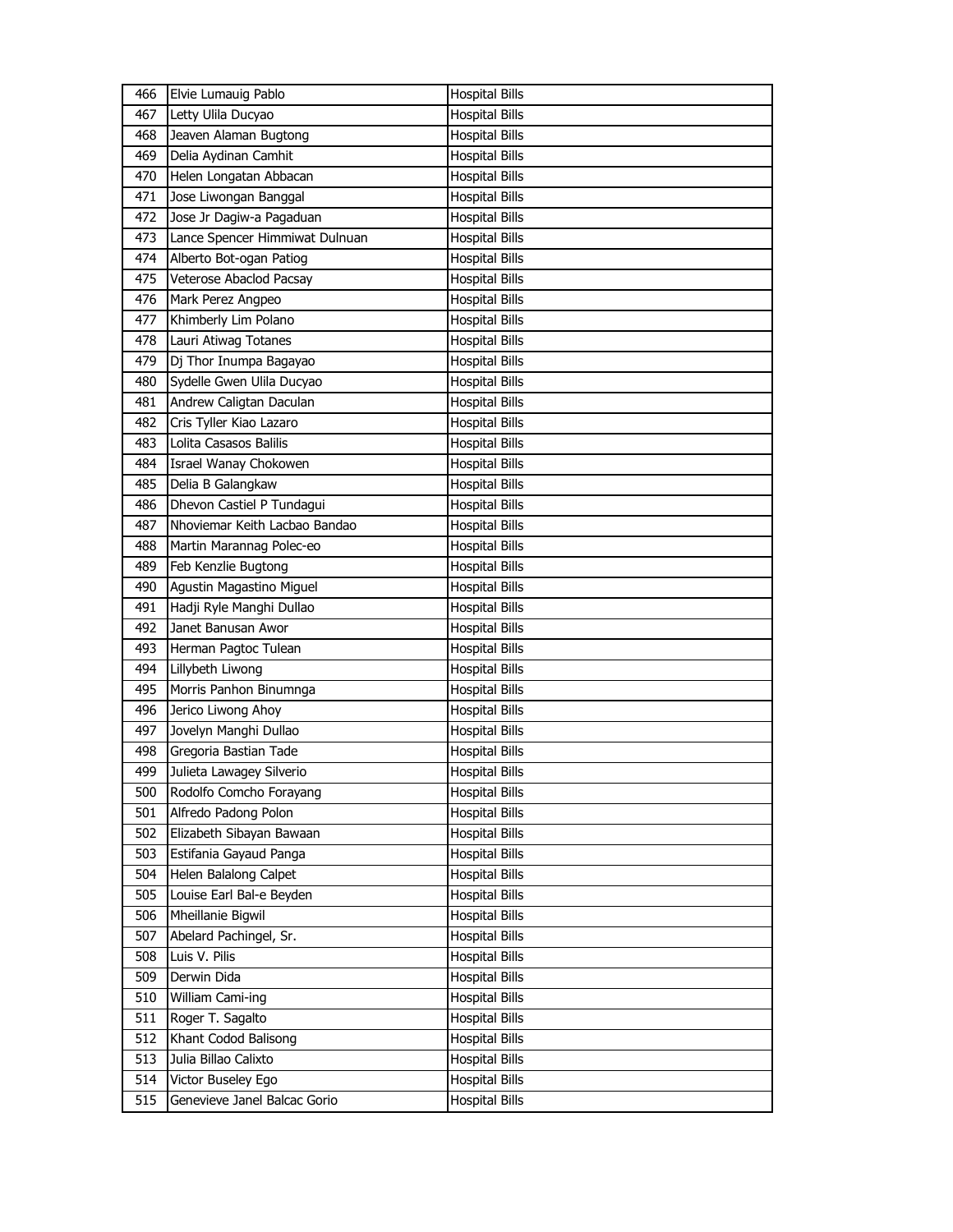| 466 | Elvie Lumauig Pablo | Hospital Bills |
|---|---|---|
| 467 | Letty Ulila Ducyao | Hospital Bills |
| 468 | Jeaven Alaman Bugtong | Hospital Bills |
| 469 | Delia Aydinan Camhit | Hospital Bills |
| 470 | Helen Longatan Abbacan | Hospital Bills |
| 471 | Jose Liwongan Banggal | Hospital Bills |
| 472 | Jose Jr Dagiw-a Pagaduan | Hospital Bills |
| 473 | Lance Spencer Himmiwat Dulnuan | Hospital Bills |
| 474 | Alberto Bot-ogan Patiog | Hospital Bills |
| 475 | Veterose Abaclod Pacsay | Hospital Bills |
| 476 | Mark Perez Angpeo | Hospital Bills |
| 477 | Khimberly Lim Polano | Hospital Bills |
| 478 | Lauri Atiwag Totanes | Hospital Bills |
| 479 | Dj Thor Inumpa Bagayao | Hospital Bills |
| 480 | Sydelle Gwen Ulila Ducyao | Hospital Bills |
| 481 | Andrew Caligtan Daculan | Hospital Bills |
| 482 | Cris Tyller Kiao Lazaro | Hospital Bills |
| 483 | Lolita Casasos Balilis | Hospital Bills |
| 484 | Israel Wanay Chokowen | Hospital Bills |
| 485 | Delia B Galangkaw | Hospital Bills |
| 486 | Dhevon Castiel P Tundagui | Hospital Bills |
| 487 | Nhoviemar Keith Lacbao Bandao | Hospital Bills |
| 488 | Martin Marannag Polec-eo | Hospital Bills |
| 489 | Feb Kenzlie Bugtong | Hospital Bills |
| 490 | Agustin Magastino Miguel | Hospital Bills |
| 491 | Hadji Ryle Manghi Dullao | Hospital Bills |
| 492 | Janet Banusan Awor | Hospital Bills |
| 493 | Herman Pagtoc Tulean | Hospital Bills |
| 494 | Lillybeth Liwong | Hospital Bills |
| 495 | Morris Panhon Binumnga | Hospital Bills |
| 496 | Jerico Liwong Ahoy | Hospital Bills |
| 497 | Jovelyn Manghi Dullao | Hospital Bills |
| 498 | Gregoria Bastian Tade | Hospital Bills |
| 499 | Julieta Lawagey Silverio | Hospital Bills |
| 500 | Rodolfo Comcho Forayang | Hospital Bills |
| 501 | Alfredo Padong Polon | Hospital Bills |
| 502 | Elizabeth Sibayan Bawaan | Hospital Bills |
| 503 | Estifania Gayaud Panga | Hospital Bills |
| 504 | Helen Balalong Calpet | Hospital Bills |
| 505 | Louise Earl Bal-e Beyden | Hospital Bills |
| 506 | Mheillanie Bigwil | Hospital Bills |
| 507 | Abelard Pachingel, Sr. | Hospital Bills |
| 508 | Luis V. Pilis | Hospital Bills |
| 509 | Derwin Dida | Hospital Bills |
| 510 | William Cami-ing | Hospital Bills |
| 511 | Roger T. Sagalto | Hospital Bills |
| 512 | Khant Codod Balisong | Hospital Bills |
| 513 | Julia Billao Calixto | Hospital Bills |
| 514 | Victor Buseley Ego | Hospital Bills |
| 515 | Genevieve Janel Balcac Gorio | Hospital Bills |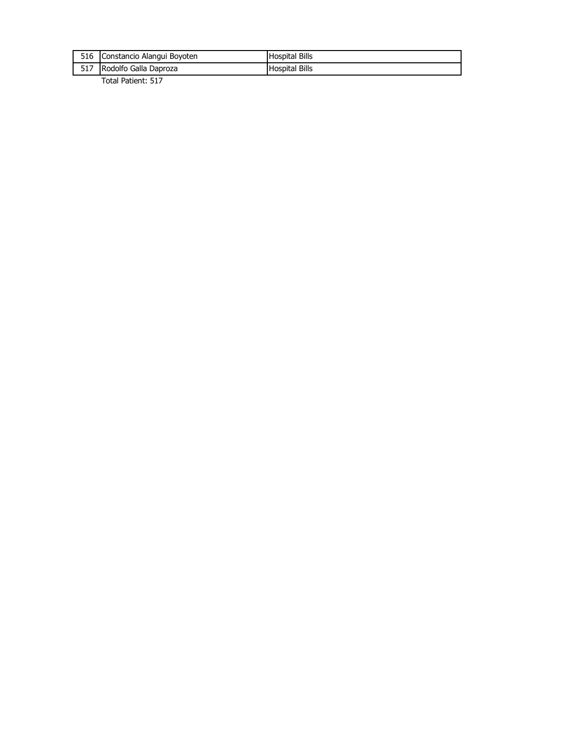| | | |
|---|---|---|
| 516 | Constancio Alangui Boyoten | Hospital Bills |
| 517 | Rodolfo Galla Daproza | Hospital Bills |

Total Patient: 517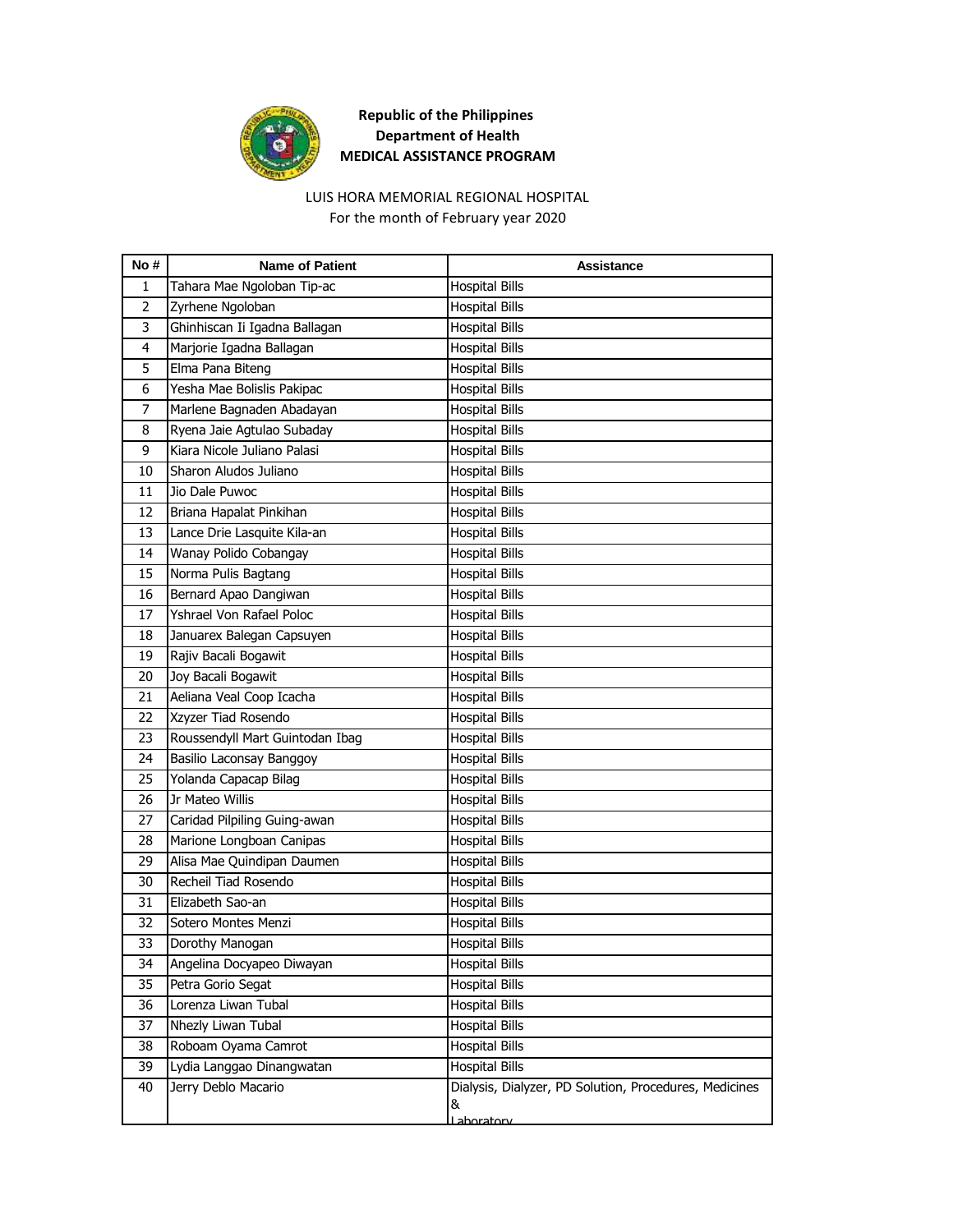**Republic of the Philippines**
**Department of Health**
**MEDICAL ASSISTANCE PROGRAM**

LUIS HORA MEMORIAL REGIONAL HOSPITAL
For the month of February year 2020

| No # | Name of Patient | Assistance |
|---|---|---|
| 1 | Tahara Mae Ngoloban Tip-ac | Hospital Bills |
| 2 | Zyrhene Ngoloban | Hospital Bills |
| 3 | Ghinhiscan Ii Igadna Ballagan | Hospital Bills |
| 4 | Marjorie Igadna Ballagan | Hospital Bills |
| 5 | Elma Pana Biteng | Hospital Bills |
| 6 | Yesha Mae Bolislis Pakipac | Hospital Bills |
| 7 | Marlene Bagnaden Abadayan | Hospital Bills |
| 8 | Ryena Jaie Agtulao Subaday | Hospital Bills |
| 9 | Kiara Nicole Juliano Palasi | Hospital Bills |
| 10 | Sharon Aludos Juliano | Hospital Bills |
| 11 | Jio Dale Puwoc | Hospital Bills |
| 12 | Briana Hapalat Pinkihan | Hospital Bills |
| 13 | Lance Drie Lasquite Kila-an | Hospital Bills |
| 14 | Wanay Polido Cobangay | Hospital Bills |
| 15 | Norma Pulis Bagtang | Hospital Bills |
| 16 | Bernard Apao Dangiwan | Hospital Bills |
| 17 | Yshrael Von Rafael Poloc | Hospital Bills |
| 18 | Januarex Balegan Capsuyen | Hospital Bills |
| 19 | Rajiv Bacali Bogawit | Hospital Bills |
| 20 | Joy Bacali Bogawit | Hospital Bills |
| 21 | Aeliana Veal Coop Icacha | Hospital Bills |
| 22 | Xzyzer Tiad Rosendo | Hospital Bills |
| 23 | Roussendyll Mart Guintodan Ibag | Hospital Bills |
| 24 | Basilio Laconsay Banggoy | Hospital Bills |
| 25 | Yolanda Capacap Bilag | Hospital Bills |
| 26 | Jr Mateo Willis | Hospital Bills |
| 27 | Caridad Pilpiling Guing-awan | Hospital Bills |
| 28 | Marione Longboan Canipas | Hospital Bills |
| 29 | Alisa Mae Quindipan Daumen | Hospital Bills |
| 30 | Recheil Tiad Rosendo | Hospital Bills |
| 31 | Elizabeth Sao-an | Hospital Bills |
| 32 | Sotero Montes Menzi | Hospital Bills |
| 33 | Dorothy Manogan | Hospital Bills |
| 34 | Angelina Docyapeo Diwayan | Hospital Bills |
| 35 | Petra Gorio Segat | Hospital Bills |
| 36 | Lorenza Liwan Tubal | Hospital Bills |
| 37 | Nhezly Liwan Tubal | Hospital Bills |
| 38 | Roboam Oyama Camrot | Hospital Bills |
| 39 | Lydia Langgao Dinangwatan | Hospital Bills |
| 40 | Jerry Deblo Macario | Dialysis, Dialyzer, PD Solution, Procedures, Medicines & Laboratory |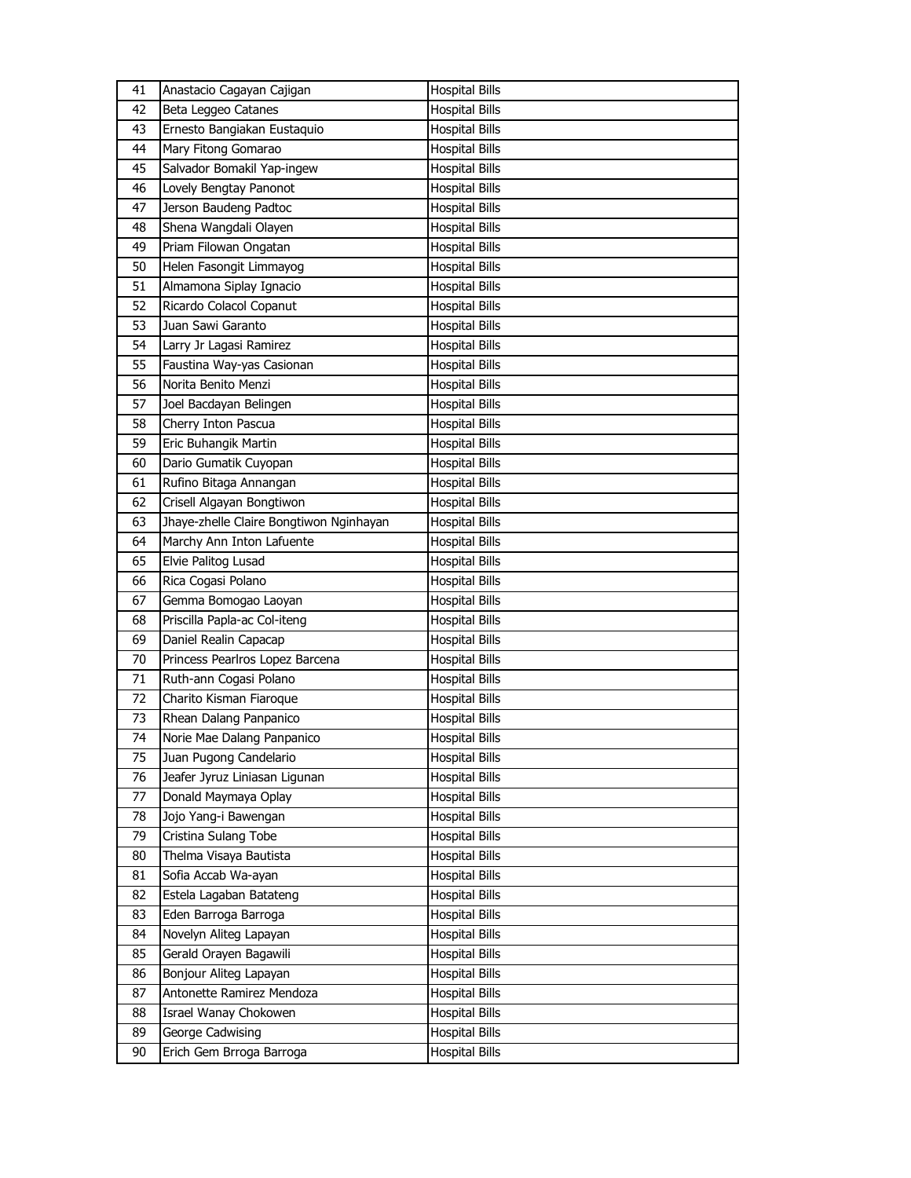| 41 | Anastacio Cagayan Cajigan | Hospital Bills |
|---|---|---|
| 42 | Beta Leggeo Catanes | Hospital Bills |
| 43 | Ernesto Bangiakan Eustaquio | Hospital Bills |
| 44 | Mary Fitong Gomarao | Hospital Bills |
| 45 | Salvador Bomakil Yap-ingew | Hospital Bills |
| 46 | Lovely Bengtay Panonot | Hospital Bills |
| 47 | Jerson Baudeng Padtoc | Hospital Bills |
| 48 | Shena Wangdali Olayen | Hospital Bills |
| 49 | Priam Filowan Ongatan | Hospital Bills |
| 50 | Helen Fasongit Limmayog | Hospital Bills |
| 51 | Almamona Siplay Ignacio | Hospital Bills |
| 52 | Ricardo Colacol Copanut | Hospital Bills |
| 53 | Juan Sawi Garanto | Hospital Bills |
| 54 | Larry Jr Lagasi Ramirez | Hospital Bills |
| 55 | Faustina Way-yas Casionan | Hospital Bills |
| 56 | Norita Benito Menzi | Hospital Bills |
| 57 | Joel Bacdayan Belingen | Hospital Bills |
| 58 | Cherry Inton Pascua | Hospital Bills |
| 59 | Eric Buhangik Martin | Hospital Bills |
| 60 | Dario Gumatik Cuyopan | Hospital Bills |
| 61 | Rufino Bitaga Annangan | Hospital Bills |
| 62 | Crisell Algayan Bongtiwon | Hospital Bills |
| 63 | Jhaye-zhelle Claire Bongtiwon Nginhayan | Hospital Bills |
| 64 | Marchy Ann Inton Lafuente | Hospital Bills |
| 65 | Elvie Palitog Lusad | Hospital Bills |
| 66 | Rica Cogasi Polano | Hospital Bills |
| 67 | Gemma Bomogao Laoyan | Hospital Bills |
| 68 | Priscilla Papla-ac Col-iteng | Hospital Bills |
| 69 | Daniel Realin Capacap | Hospital Bills |
| 70 | Princess Pearlros Lopez Barcena | Hospital Bills |
| 71 | Ruth-ann Cogasi Polano | Hospital Bills |
| 72 | Charito Kisman Fiaroque | Hospital Bills |
| 73 | Rhean Dalang Panpanico | Hospital Bills |
| 74 | Norie Mae Dalang Panpanico | Hospital Bills |
| 75 | Juan Pugong Candelario | Hospital Bills |
| 76 | Jeafer Jyruz Liniasan Ligunan | Hospital Bills |
| 77 | Donald Maymaya Oplay | Hospital Bills |
| 78 | Jojo Yang-i Bawengan | Hospital Bills |
| 79 | Cristina Sulang Tobe | Hospital Bills |
| 80 | Thelma Visaya Bautista | Hospital Bills |
| 81 | Sofia Accab Wa-ayan | Hospital Bills |
| 82 | Estela Lagaban Batateng | Hospital Bills |
| 83 | Eden Barroga Barroga | Hospital Bills |
| 84 | Novelyn Aliteg Lapayan | Hospital Bills |
| 85 | Gerald Orayen Bagawili | Hospital Bills |
| 86 | Bonjour Aliteg Lapayan | Hospital Bills |
| 87 | Antonette Ramirez Mendoza | Hospital Bills |
| 88 | Israel Wanay Chokowen | Hospital Bills |
| 89 | George Cadwising | Hospital Bills |
| 90 | Erich Gem Brroga Barroga | Hospital Bills |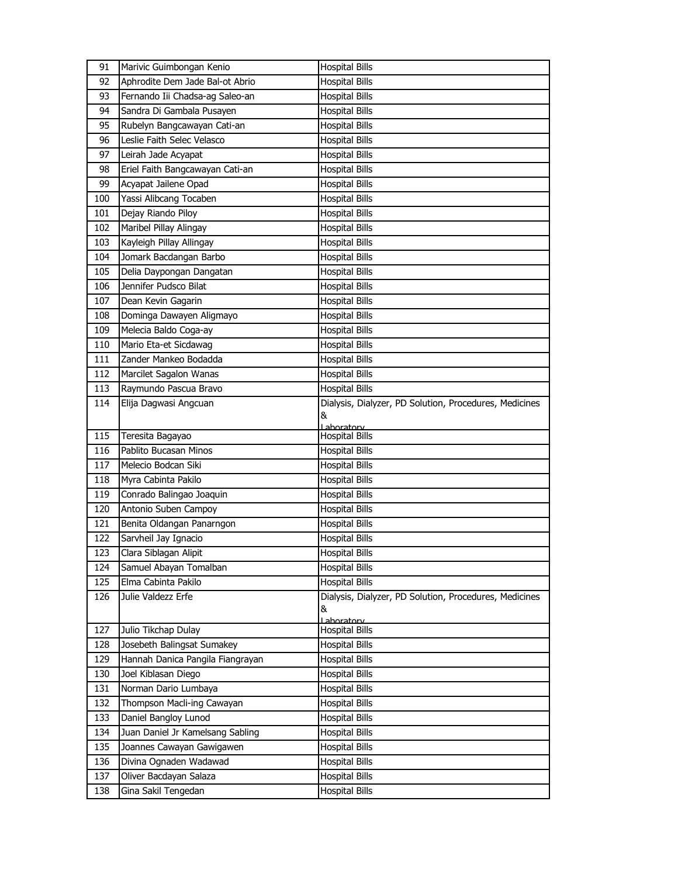| 91 | Marivic Guimbongan Kenio | Hospital Bills |
|---|---|---|
| 92 | Aphrodite Dem Jade Bal-ot Abrio | Hospital Bills |
| 93 | Fernando Iii Chadsa-ag Saleo-an | Hospital Bills |
| 94 | Sandra Di Gambala Pusayen | Hospital Bills |
| 95 | Rubelyn Bangcawayan Cati-an | Hospital Bills |
| 96 | Leslie Faith Selec Velasco | Hospital Bills |
| 97 | Leirah Jade Acyapat | Hospital Bills |
| 98 | Eriel Faith Bangcawayan Cati-an | Hospital Bills |
| 99 | Acyapat Jailene Opad | Hospital Bills |
| 100 | Yassi Alibcang Tocaben | Hospital Bills |
| 101 | Dejay Riando Piloy | Hospital Bills |
| 102 | Maribel Pillay Alingay | Hospital Bills |
| 103 | Kayleigh Pillay Allingay | Hospital Bills |
| 104 | Jomark Bacdangan Barbo | Hospital Bills |
| 105 | Delia Daypongan Dangatan | Hospital Bills |
| 106 | Jennifer Pudsco Bilat | Hospital Bills |
| 107 | Dean Kevin Gagarin | Hospital Bills |
| 108 | Dominga Dawayen Aligmayo | Hospital Bills |
| 109 | Melecia Baldo Coga-ay | Hospital Bills |
| 110 | Mario Eta-et Sicdawag | Hospital Bills |
| 111 | Zander Mankeo Bodadda | Hospital Bills |
| 112 | Marcilet Sagalon Wanas | Hospital Bills |
| 113 | Raymundo Pascua Bravo | Hospital Bills |
| 114 | Elija Dagwasi Angcuan | Dialysis, Dialyzer, PD Solution, Procedures, Medicines & Laboratory |
| 115 | Teresita Bagayao | Hospital Bills |
| 116 | Pablito Bucasan Minos | Hospital Bills |
| 117 | Melecio Bodcan Siki | Hospital Bills |
| 118 | Myra Cabinta Pakilo | Hospital Bills |
| 119 | Conrado Balingao Joaquin | Hospital Bills |
| 120 | Antonio Suben Campoy | Hospital Bills |
| 121 | Benita Oldangan Panarngon | Hospital Bills |
| 122 | Sarvheil Jay Ignacio | Hospital Bills |
| 123 | Clara Siblagan Alipit | Hospital Bills |
| 124 | Samuel Abayan Tomalban | Hospital Bills |
| 125 | Elma Cabinta Pakilo | Hospital Bills |
| 126 | Julie Valdezz Erfe | Dialysis, Dialyzer, PD Solution, Procedures, Medicines & Laboratory |
| 127 | Julio Tikchap Dulay | Hospital Bills |
| 128 | Josebeth Balingsat Sumakey | Hospital Bills |
| 129 | Hannah Danica Pangila Fiangrayan | Hospital Bills |
| 130 | Joel Kiblasan Diego | Hospital Bills |
| 131 | Norman Dario Lumbaya | Hospital Bills |
| 132 | Thompson Macli-ing Cawayan | Hospital Bills |
| 133 | Daniel Bangloy Lunod | Hospital Bills |
| 134 | Juan Daniel Jr Kamelsang Sabling | Hospital Bills |
| 135 | Joannes Cawayan Gawigawen | Hospital Bills |
| 136 | Divina Ognaden Wadawad | Hospital Bills |
| 137 | Oliver Bacdayan Salaza | Hospital Bills |
| 138 | Gina Sakil Tengedan | Hospital Bills |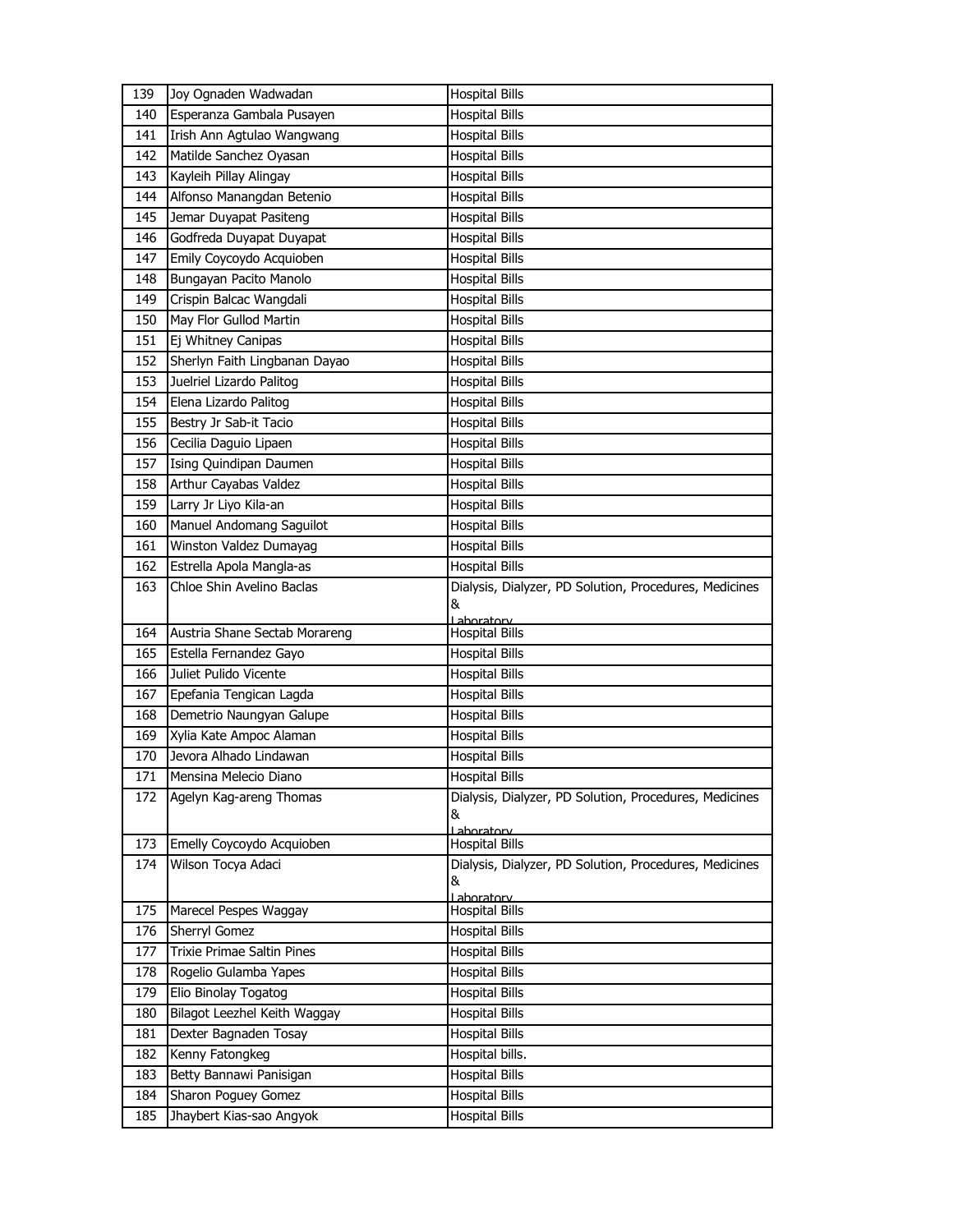| 139 | Joy Ognaden Wadwadan | Hospital Bills |
|---|---|---|
| 140 | Esperanza Gambala Pusayen | Hospital Bills |
| 141 | Irish Ann Agtulao Wangwang | Hospital Bills |
| 142 | Matilde Sanchez Oyasan | Hospital Bills |
| 143 | Kayleih Pillay Alingay | Hospital Bills |
| 144 | Alfonso Manangdan Betenio | Hospital Bills |
| 145 | Jemar Duyapat Pasiteng | Hospital Bills |
| 146 | Godfreda Duyapat Duyapat | Hospital Bills |
| 147 | Emily Coycoydo Acquioben | Hospital Bills |
| 148 | Bungayan Pacito Manolo | Hospital Bills |
| 149 | Crispin Balcac Wangdali | Hospital Bills |
| 150 | May Flor Gullod Martin | Hospital Bills |
| 151 | Ej Whitney Canipas | Hospital Bills |
| 152 | Sherlyn Faith Lingbanan Dayao | Hospital Bills |
| 153 | Juelriel Lizardo Palitog | Hospital Bills |
| 154 | Elena Lizardo Palitog | Hospital Bills |
| 155 | Bestry Jr Sab-it Tacio | Hospital Bills |
| 156 | Cecilia Daguio Lipaen | Hospital Bills |
| 157 | Ising Quindipan Daumen | Hospital Bills |
| 158 | Arthur Cayabas Valdez | Hospital Bills |
| 159 | Larry Jr Liyo Kila-an | Hospital Bills |
| 160 | Manuel Andomang Saguilot | Hospital Bills |
| 161 | Winston Valdez Dumayag | Hospital Bills |
| 162 | Estrella Apola Mangla-as | Hospital Bills |
| 163 | Chloe Shin Avelino Baclas | Dialysis, Dialyzer, PD Solution, Procedures, Medicines & Laboratory |
| 164 | Austria Shane Sectab Morareng | Hospital Bills |
| 165 | Estella Fernandez Gayo | Hospital Bills |
| 166 | Juliet Pulido Vicente | Hospital Bills |
| 167 | Epefania Tengican Lagda | Hospital Bills |
| 168 | Demetrio Naungyan Galupe | Hospital Bills |
| 169 | Xylia Kate Ampoc Alaman | Hospital Bills |
| 170 | Jevora Alhado Lindawan | Hospital Bills |
| 171 | Mensina Melecio Diano | Hospital Bills |
| 172 | Agelyn Kag-areng Thomas | Dialysis, Dialyzer, PD Solution, Procedures, Medicines & Laboratory |
| 173 | Emelly Coycoydo Acquioben | Hospital Bills |
| 174 | Wilson Tocya Adaci | Dialysis, Dialyzer, PD Solution, Procedures, Medicines & Laboratory |
| 175 | Marecel Pespes Waggay | Hospital Bills |
| 176 | Sherryl Gomez | Hospital Bills |
| 177 | Trixie Primae Saltin Pines | Hospital Bills |
| 178 | Rogelio Gulamba Yapes | Hospital Bills |
| 179 | Elio Binolay Togatog | Hospital Bills |
| 180 | Bilagot Leezhel Keith Waggay | Hospital Bills |
| 181 | Dexter Bagnaden Tosay | Hospital Bills |
| 182 | Kenny Fatongkeg | Hospital bills. |
| 183 | Betty Bannawi Panisigan | Hospital Bills |
| 184 | Sharon Poguey Gomez | Hospital Bills |
| 185 | Jhaybert Kias-sao Angyok | Hospital Bills |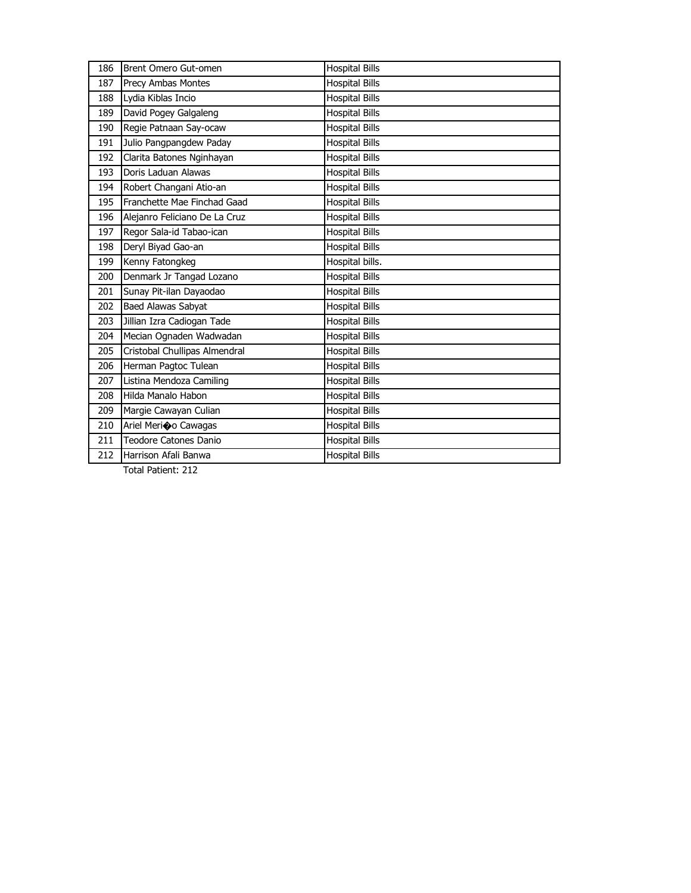| 186 | Brent Omero Gut-omen | Hospital Bills |
|---|---|---|
| 187 | Precy Ambas Montes | Hospital Bills |
| 188 | Lydia Kiblas Incio | Hospital Bills |
| 189 | David Pogey Galgaleng | Hospital Bills |
| 190 | Regie Patnaan Say-ocaw | Hospital Bills |
| 191 | Julio Pangpangdew Paday | Hospital Bills |
| 192 | Clarita Batones Nginhayan | Hospital Bills |
| 193 | Doris Laduan Alawas | Hospital Bills |
| 194 | Robert Changani Atio-an | Hospital Bills |
| 195 | Franchette Mae Finchad Gaad | Hospital Bills |
| 196 | Alejanro Feliciano De La Cruz | Hospital Bills |
| 197 | Regor Sala-id Tabao-ican | Hospital Bills |
| 198 | Deryl Biyad Gao-an | Hospital Bills |
| 199 | Kenny Fatongkeg | Hospital bills. |
| 200 | Denmark Jr Tangad Lozano | Hospital Bills |
| 201 | Sunay Pit-ilan Dayaodao | Hospital Bills |
| 202 | Baed Alawas Sabyat | Hospital Bills |
| 203 | Jillian Izra Cadiogan Tade | Hospital Bills |
| 204 | Mecian Ognaden Wadwadan | Hospital Bills |
| 205 | Cristobal Chullipas Almendral | Hospital Bills |
| 206 | Herman Pagtoc Tulean | Hospital Bills |
| 207 | Listina Mendoza Camiling | Hospital Bills |
| 208 | Hilda Manalo Habon | Hospital Bills |
| 209 | Margie Cawayan Culian | Hospital Bills |
| 210 | Ariel Meri�o Cawagas | Hospital Bills |
| 211 | Teodore Catones Danio | Hospital Bills |
| 212 | Harrison Afali Banwa | Hospital Bills |

Total Patient: 212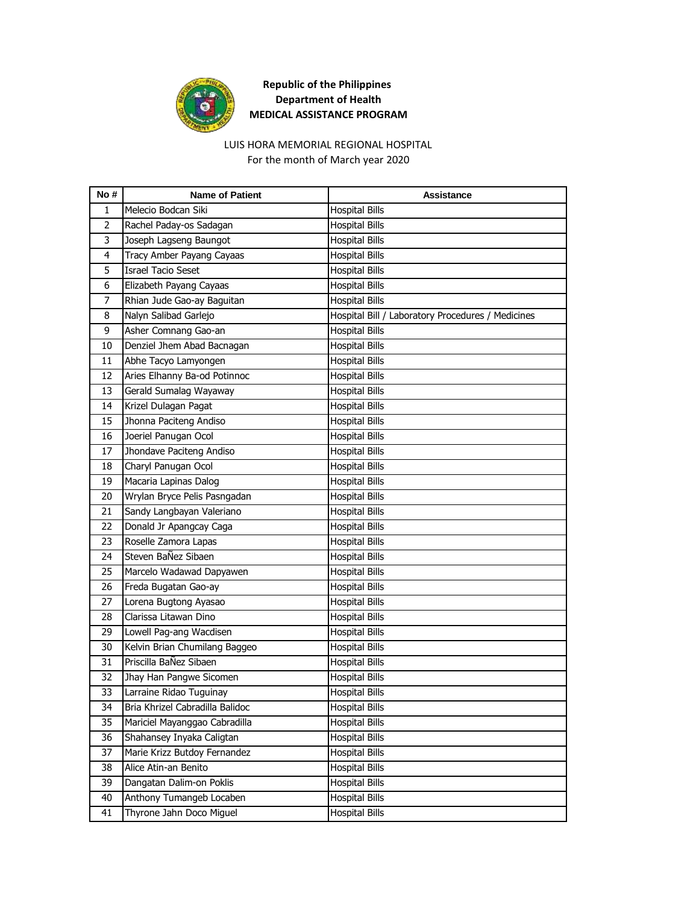**Republic of the Philippines**
**Department of Health**
**MEDICAL ASSISTANCE PROGRAM**

LUIS HORA MEMORIAL REGIONAL HOSPITAL
For the month of March year 2020

| No # | Name of Patient | Assistance |
|---|---|---|
| 1 | Melecio Bodcan Siki | Hospital Bills |
| 2 | Rachel Paday-os Sadagan | Hospital Bills |
| 3 | Joseph Lagseng Baungot | Hospital Bills |
| 4 | Tracy Amber Payang Cayaas | Hospital Bills |
| 5 | Israel Tacio Seset | Hospital Bills |
| 6 | Elizabeth Payang Cayaas | Hospital Bills |
| 7 | Rhian Jude Gao-ay Baguitan | Hospital Bills |
| 8 | Nalyn Salibad Garlejo | Hospital Bill / Laboratory Procedures / Medicines |
| 9 | Asher Comnang Gao-an | Hospital Bills |
| 10 | Denziel Jhem Abad Bacnagan | Hospital Bills |
| 11 | Abhe Tacyo Lamyongen | Hospital Bills |
| 12 | Aries Elhanny Ba-od Potinnoc | Hospital Bills |
| 13 | Gerald Sumalag Wayaway | Hospital Bills |
| 14 | Krizel Dulagan Pagat | Hospital Bills |
| 15 | Jhonna Paciteng Andiso | Hospital Bills |
| 16 | Joeriel Panugan Ocol | Hospital Bills |
| 17 | Jhondave Paciteng Andiso | Hospital Bills |
| 18 | Charyl Panugan Ocol | Hospital Bills |
| 19 | Macaria Lapinas Dalog | Hospital Bills |
| 20 | Wrylan Bryce Pelis Pasngadan | Hospital Bills |
| 21 | Sandy Langbayan Valeriano | Hospital Bills |
| 22 | Donald Jr Apangcay Caga | Hospital Bills |
| 23 | Roselle Zamora Lapas | Hospital Bills |
| 24 | Steven BaÑez Sibaen | Hospital Bills |
| 25 | Marcelo Wadawad Dapyawen | Hospital Bills |
| 26 | Freda Bugatan Gao-ay | Hospital Bills |
| 27 | Lorena Bugtong Ayasao | Hospital Bills |
| 28 | Clarissa Litawan Dino | Hospital Bills |
| 29 | Lowell Pag-ang Wacdisen | Hospital Bills |
| 30 | Kelvin Brian Chumilang Baggeo | Hospital Bills |
| 31 | Priscilla BaÑez Sibaen | Hospital Bills |
| 32 | Jhay Han Pangwe Sicomen | Hospital Bills |
| 33 | Larraine Ridao Tuguinay | Hospital Bills |
| 34 | Bria Khrizel Cabradilla Balidoc | Hospital Bills |
| 35 | Mariciel Mayanggao Cabradilla | Hospital Bills |
| 36 | Shahansey Inyaka Caligtan | Hospital Bills |
| 37 | Marie Krizz Butdoy Fernandez | Hospital Bills |
| 38 | Alice Atin-an Benito | Hospital Bills |
| 39 | Dangatan Dalim-on Poklis | Hospital Bills |
| 40 | Anthony Tumangeb Locaben | Hospital Bills |
| 41 | Thyrone Jahn Doco Miguel | Hospital Bills |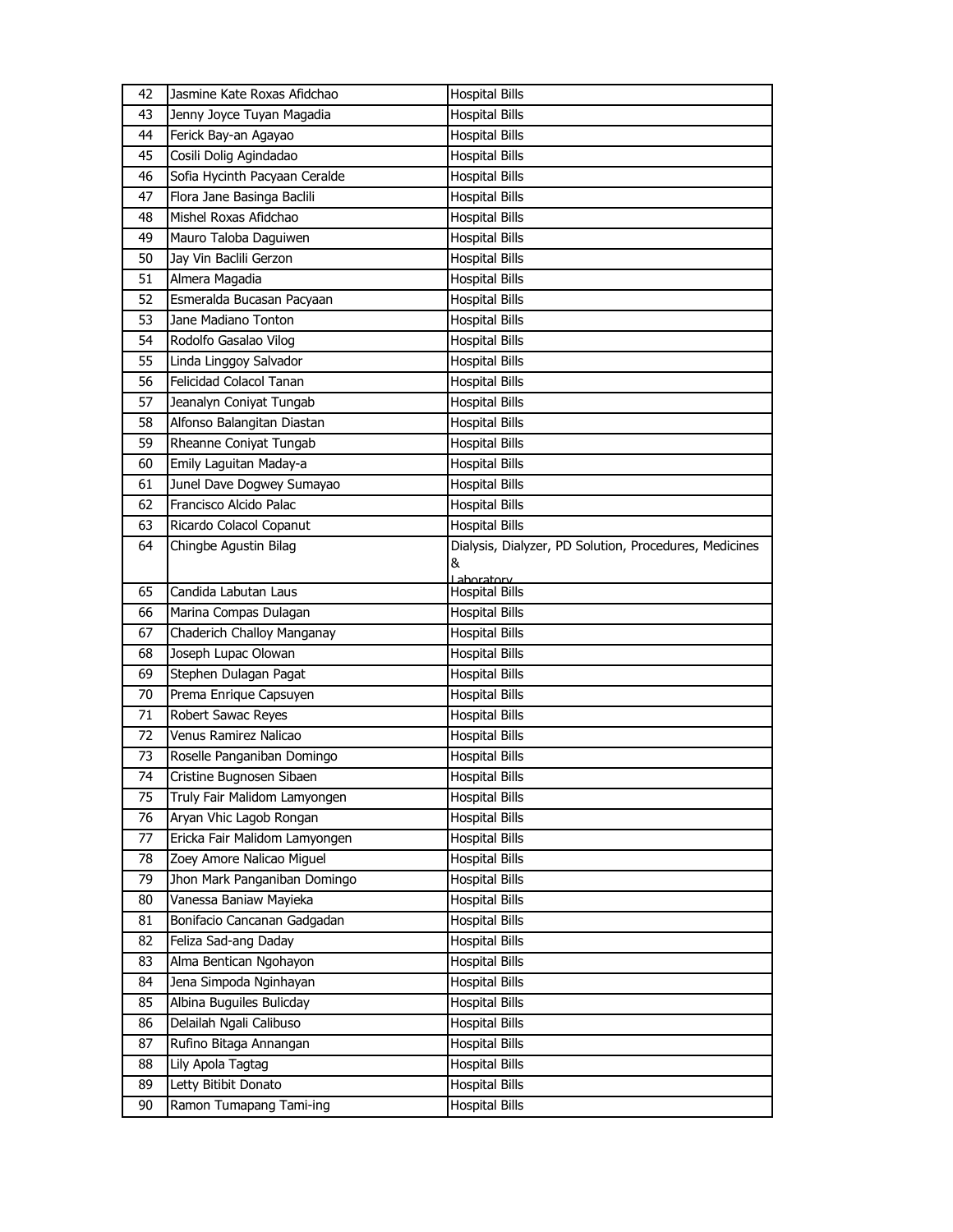| 42 | Jasmine Kate Roxas Afidchao | Hospital Bills |
|---|---|---|
| 43 | Jenny Joyce Tuyan Magadia | Hospital Bills |
| 44 | Ferick Bay-an Agayao | Hospital Bills |
| 45 | Cosili Dolig Agindadao | Hospital Bills |
| 46 | Sofia Hycinth Pacyaan Ceralde | Hospital Bills |
| 47 | Flora Jane Basinga Baclili | Hospital Bills |
| 48 | Mishel Roxas Afidchao | Hospital Bills |
| 49 | Mauro Taloba Daguiwen | Hospital Bills |
| 50 | Jay Vin Baclili Gerzon | Hospital Bills |
| 51 | Almera Magadia | Hospital Bills |
| 52 | Esmeralda Bucasan Pacyaan | Hospital Bills |
| 53 | Jane Madiano Tonton | Hospital Bills |
| 54 | Rodolfo Gasalao Vilog | Hospital Bills |
| 55 | Linda Linggoy Salvador | Hospital Bills |
| 56 | Felicidad Colacol Tanan | Hospital Bills |
| 57 | Jeanalyn Coniyat Tungab | Hospital Bills |
| 58 | Alfonso Balangitan Diastan | Hospital Bills |
| 59 | Rheanne Coniyat Tungab | Hospital Bills |
| 60 | Emily Laguitan Maday-a | Hospital Bills |
| 61 | Junel Dave Dogwey Sumayao | Hospital Bills |
| 62 | Francisco Alcido Palac | Hospital Bills |
| 63 | Ricardo Colacol Copanut | Hospital Bills |
| 64 | Chingbe Agustin Bilag | Dialysis, Dialyzer, PD Solution, Procedures, Medicines & Laboratory |
| 65 | Candida Labutan Laus | Hospital Bills |
| 66 | Marina Compas Dulagan | Hospital Bills |
| 67 | Chaderich Challoy Manganay | Hospital Bills |
| 68 | Joseph Lupac Olowan | Hospital Bills |
| 69 | Stephen Dulagan Pagat | Hospital Bills |
| 70 | Prema Enrique Capsuyen | Hospital Bills |
| 71 | Robert Sawac Reyes | Hospital Bills |
| 72 | Venus Ramirez Nalicao | Hospital Bills |
| 73 | Roselle Panganiban Domingo | Hospital Bills |
| 74 | Cristine Bugnosen Sibaen | Hospital Bills |
| 75 | Truly Fair Malidom Lamyongen | Hospital Bills |
| 76 | Aryan Vhic Lagob Rongan | Hospital Bills |
| 77 | Ericka Fair Malidom Lamyongen | Hospital Bills |
| 78 | Zoey Amore Nalicao Miguel | Hospital Bills |
| 79 | Jhon Mark Panganiban Domingo | Hospital Bills |
| 80 | Vanessa Baniaw Mayieka | Hospital Bills |
| 81 | Bonifacio Cancanan Gadgadan | Hospital Bills |
| 82 | Feliza Sad-ang Daday | Hospital Bills |
| 83 | Alma Bentican Ngohayon | Hospital Bills |
| 84 | Jena Simpoda Nginhayan | Hospital Bills |
| 85 | Albina Buguiles Bulicday | Hospital Bills |
| 86 | Delailah Ngali Calibuso | Hospital Bills |
| 87 | Rufino Bitaga Annangan | Hospital Bills |
| 88 | Lily Apola Tagtag | Hospital Bills |
| 89 | Letty Bitibit Donato | Hospital Bills |
| 90 | Ramon Tumapang Tami-ing | Hospital Bills |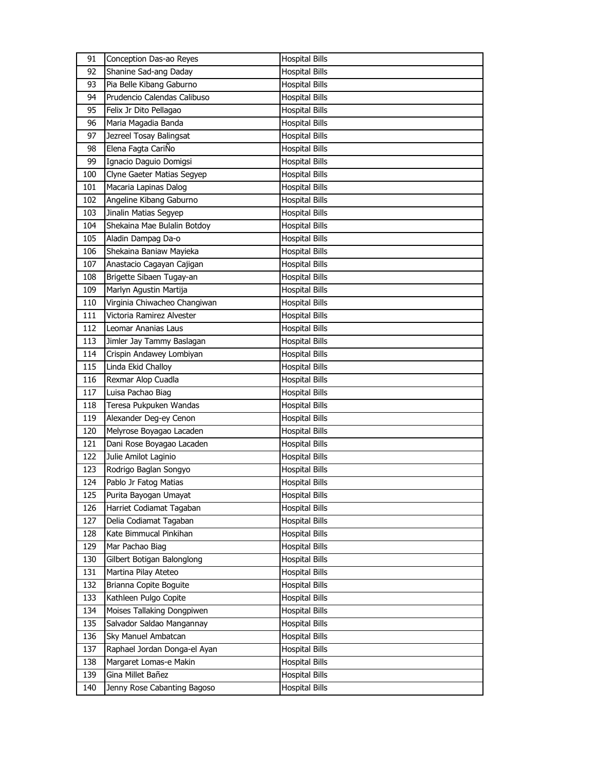| 91 | Conception Das-ao Reyes | Hospital Bills |
|---|---|---|
| 92 | Shanine Sad-ang Daday | Hospital Bills |
| 93 | Pia Belle Kibang Gaburno | Hospital Bills |
| 94 | Prudencio Calendas Calibuso | Hospital Bills |
| 95 | Felix Jr Dito Pellagao | Hospital Bills |
| 96 | Maria Magadia Banda | Hospital Bills |
| 97 | Jezreel Tosay Balingsat | Hospital Bills |
| 98 | Elena Fagta CariÑo | Hospital Bills |
| 99 | Ignacio Daguio Domigsi | Hospital Bills |
| 100 | Clyne Gaeter Matias Segyep | Hospital Bills |
| 101 | Macaria Lapinas Dalog | Hospital Bills |
| 102 | Angeline Kibang Gaburno | Hospital Bills |
| 103 | Jinalin Matias Segyep | Hospital Bills |
| 104 | Shekaina Mae Bulalin Botdoy | Hospital Bills |
| 105 | Aladin Dampag Da-o | Hospital Bills |
| 106 | Shekaina Baniaw Mayieka | Hospital Bills |
| 107 | Anastacio Cagayan Cajigan | Hospital Bills |
| 108 | Brigette Sibaen Tugay-an | Hospital Bills |
| 109 | Marlyn Agustin Martija | Hospital Bills |
| 110 | Virginia Chiwacheo Changiwan | Hospital Bills |
| 111 | Victoria Ramirez Alvester | Hospital Bills |
| 112 | Leomar Ananias Laus | Hospital Bills |
| 113 | Jimler Jay Tammy Baslagan | Hospital Bills |
| 114 | Crispin Andawey Lombiyan | Hospital Bills |
| 115 | Linda Ekid Challoy | Hospital Bills |
| 116 | Rexmar Alop Cuadla | Hospital Bills |
| 117 | Luisa Pachao Biag | Hospital Bills |
| 118 | Teresa Pukpuken Wandas | Hospital Bills |
| 119 | Alexander Deg-ey Cenon | Hospital Bills |
| 120 | Melyrose Boyagao Lacaden | Hospital Bills |
| 121 | Dani Rose Boyagao Lacaden | Hospital Bills |
| 122 | Julie Amilot Laginio | Hospital Bills |
| 123 | Rodrigo Baglan Songyo | Hospital Bills |
| 124 | Pablo Jr Fatog Matias | Hospital Bills |
| 125 | Purita Bayogan Umayat | Hospital Bills |
| 126 | Harriet Codiamat Tagaban | Hospital Bills |
| 127 | Delia Codiamat Tagaban | Hospital Bills |
| 128 | Kate Bimmucal Pinkihan | Hospital Bills |
| 129 | Mar Pachao Biag | Hospital Bills |
| 130 | Gilbert Botigan Balonglong | Hospital Bills |
| 131 | Martina Pilay Ateteo | Hospital Bills |
| 132 | Brianna Copite Boguite | Hospital Bills |
| 133 | Kathleen Pulgo Copite | Hospital Bills |
| 134 | Moises Tallaking Dongpiwen | Hospital Bills |
| 135 | Salvador Saldao Mangannay | Hospital Bills |
| 136 | Sky Manuel Ambatcan | Hospital Bills |
| 137 | Raphael Jordan Donga-el Ayan | Hospital Bills |
| 138 | Margaret Lomas-e Makin | Hospital Bills |
| 139 | Gina Millet Bañez | Hospital Bills |
| 140 | Jenny Rose Cabanting Bagoso | Hospital Bills |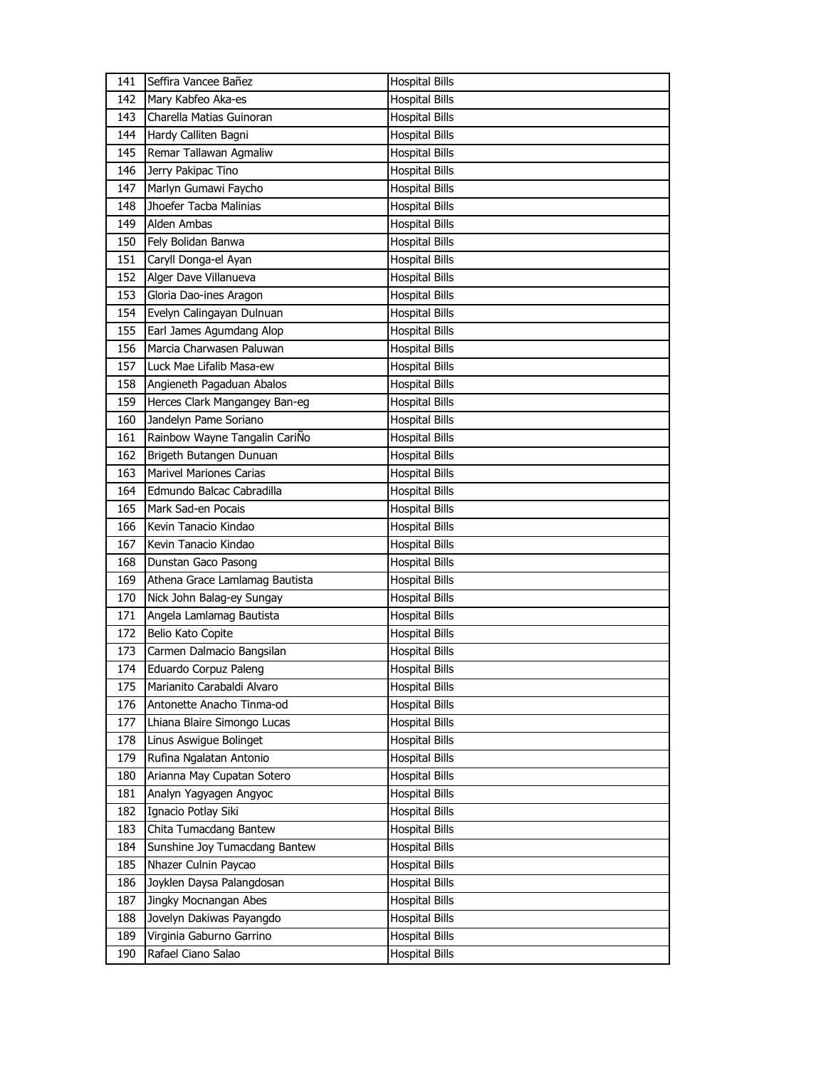| 141 | Seffira Vancee Bañez | Hospital Bills |
|---|---|---|
| 142 | Mary Kabfeo Aka-es | Hospital Bills |
| 143 | Charella Matias Guinoran | Hospital Bills |
| 144 | Hardy Calliten Bagni | Hospital Bills |
| 145 | Remar Tallawan Agmaliw | Hospital Bills |
| 146 | Jerry Pakipac Tino | Hospital Bills |
| 147 | Marlyn Gumawi Faycho | Hospital Bills |
| 148 | Jhoefer Tacba Malinias | Hospital Bills |
| 149 | Alden Ambas | Hospital Bills |
| 150 | Fely Bolidan Banwa | Hospital Bills |
| 151 | Caryll Donga-el Ayan | Hospital Bills |
| 152 | Alger Dave Villanueva | Hospital Bills |
| 153 | Gloria Dao-ines Aragon | Hospital Bills |
| 154 | Evelyn Calingayan Dulnuan | Hospital Bills |
| 155 | Earl James Agumdang Alop | Hospital Bills |
| 156 | Marcia Charwasen Paluwan | Hospital Bills |
| 157 | Luck Mae Lifalib Masa-ew | Hospital Bills |
| 158 | Angieneth Pagaduan Abalos | Hospital Bills |
| 159 | Herces Clark Mangangey Ban-eg | Hospital Bills |
| 160 | Jandelyn Pame Soriano | Hospital Bills |
| 161 | Rainbow Wayne Tangalin CariÑo | Hospital Bills |
| 162 | Brigeth Butangen Dunuan | Hospital Bills |
| 163 | Marivel Mariones Carias | Hospital Bills |
| 164 | Edmundo Balcac Cabradilla | Hospital Bills |
| 165 | Mark Sad-en Pocais | Hospital Bills |
| 166 | Kevin Tanacio Kindao | Hospital Bills |
| 167 | Kevin Tanacio Kindao | Hospital Bills |
| 168 | Dunstan Gaco Pasong | Hospital Bills |
| 169 | Athena Grace Lamlamag Bautista | Hospital Bills |
| 170 | Nick John Balag-ey Sungay | Hospital Bills |
| 171 | Angela Lamlamag Bautista | Hospital Bills |
| 172 | Belio Kato Copite | Hospital Bills |
| 173 | Carmen Dalmacio Bangsilan | Hospital Bills |
| 174 | Eduardo Corpuz Paleng | Hospital Bills |
| 175 | Marianito Carabaldi Alvaro | Hospital Bills |
| 176 | Antonette Anacho Tinma-od | Hospital Bills |
| 177 | Lhiana Blaire Simongo Lucas | Hospital Bills |
| 178 | Linus Aswigue Bolinget | Hospital Bills |
| 179 | Rufina Ngalatan Antonio | Hospital Bills |
| 180 | Arianna May Cupatan Sotero | Hospital Bills |
| 181 | Analyn Yagyagen Angyoc | Hospital Bills |
| 182 | Ignacio Potlay Siki | Hospital Bills |
| 183 | Chita Tumacdang Bantew | Hospital Bills |
| 184 | Sunshine Joy Tumacdang Bantew | Hospital Bills |
| 185 | Nhazer Culnin Paycao | Hospital Bills |
| 186 | Joyklen Daysa Palangdosan | Hospital Bills |
| 187 | Jingky Mocnangan Abes | Hospital Bills |
| 188 | Jovelyn Dakiwas Payangdo | Hospital Bills |
| 189 | Virginia Gaburno Garrino | Hospital Bills |
| 190 | Rafael Ciano Salao | Hospital Bills |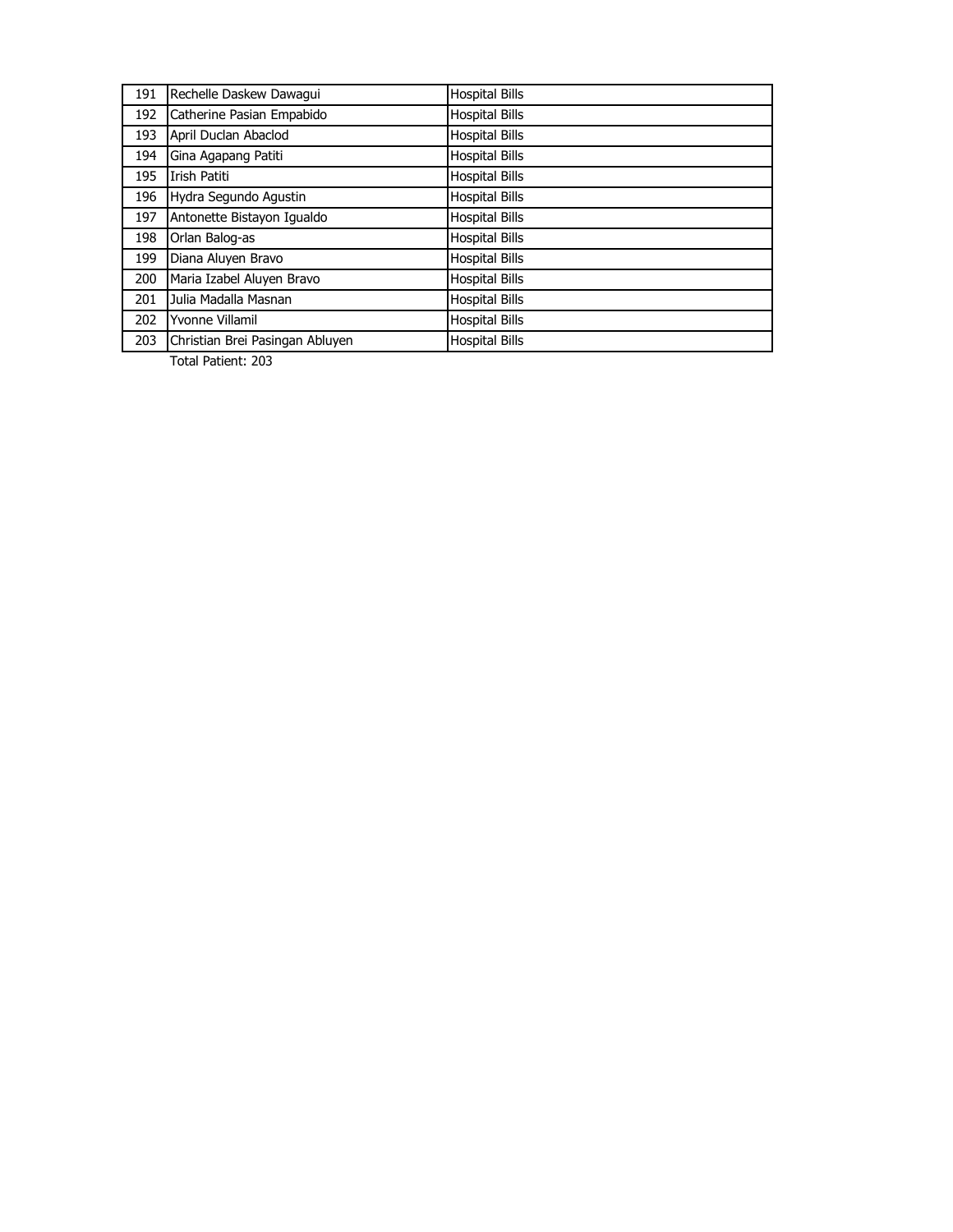| | | |
|---|---|---|
| 191 | Rechelle Daskew Dawagui | Hospital Bills |
| 192 | Catherine Pasian Empabido | Hospital Bills |
| 193 | April Duclan Abaclod | Hospital Bills |
| 194 | Gina Agapang Patiti | Hospital Bills |
| 195 | Irish Patiti | Hospital Bills |
| 196 | Hydra Segundo Agustin | Hospital Bills |
| 197 | Antonette Bistayon Igualdo | Hospital Bills |
| 198 | Orlan Balog-as | Hospital Bills |
| 199 | Diana Aluyen Bravo | Hospital Bills |
| 200 | Maria Izabel Aluyen Bravo | Hospital Bills |
| 201 | Julia Madalla Masnan | Hospital Bills |
| 202 | Yvonne Villamil | Hospital Bills |
| 203 | Christian Brei Pasingan Abluyen | Hospital Bills |

Total Patient: 203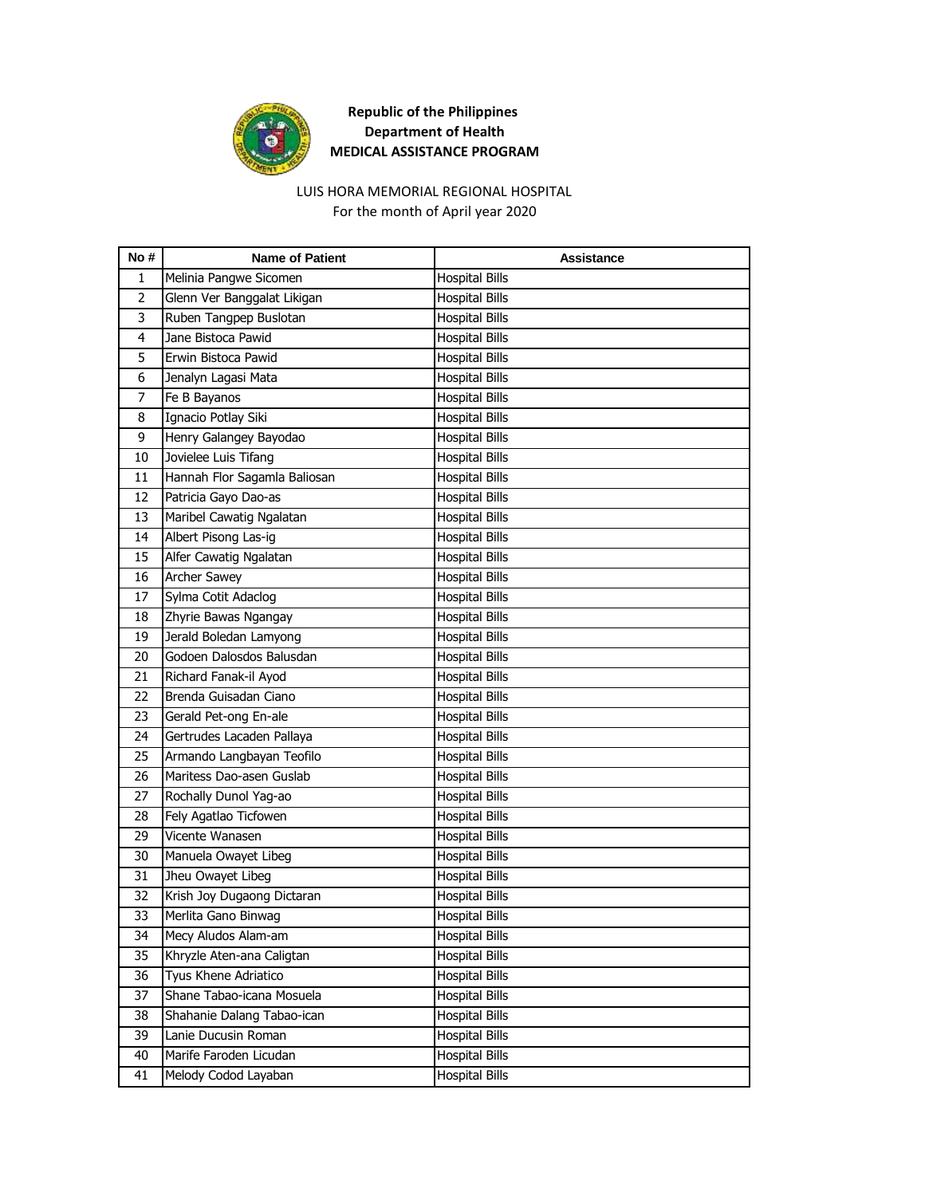**Republic of the Philippines**
**Department of Health**
**MEDICAL ASSISTANCE PROGRAM**

LUIS HORA MEMORIAL REGIONAL HOSPITAL
For the month of April year 2020

| No # | Name of Patient | Assistance |
|---|---|---|
| 1 | Melinia Pangwe Sicomen | Hospital Bills |
| 2 | Glenn Ver Banggalat Likigan | Hospital Bills |
| 3 | Ruben Tangpep Buslotan | Hospital Bills |
| 4 | Jane Bistoca Pawid | Hospital Bills |
| 5 | Erwin Bistoca Pawid | Hospital Bills |
| 6 | Jenalyn Lagasi Mata | Hospital Bills |
| 7 | Fe B Bayanos | Hospital Bills |
| 8 | Ignacio Potlay Siki | Hospital Bills |
| 9 | Henry Galangey Bayodao | Hospital Bills |
| 10 | Jovielee Luis Tifang | Hospital Bills |
| 11 | Hannah Flor Sagamla Baliosan | Hospital Bills |
| 12 | Patricia Gayo Dao-as | Hospital Bills |
| 13 | Maribel Cawatig Ngalatan | Hospital Bills |
| 14 | Albert Pisong Las-ig | Hospital Bills |
| 15 | Alfer Cawatig Ngalatan | Hospital Bills |
| 16 | Archer Sawey | Hospital Bills |
| 17 | Sylma Cotit Adaclog | Hospital Bills |
| 18 | Zhyrie Bawas Ngangay | Hospital Bills |
| 19 | Jerald Boledan Lamyong | Hospital Bills |
| 20 | Godoen Dalosdos Balusdan | Hospital Bills |
| 21 | Richard Fanak-il Ayod | Hospital Bills |
| 22 | Brenda Guisadan Ciano | Hospital Bills |
| 23 | Gerald Pet-ong En-ale | Hospital Bills |
| 24 | Gertrudes Lacaden Pallaya | Hospital Bills |
| 25 | Armando Langbayan Teofilo | Hospital Bills |
| 26 | Maritess Dao-asen Guslab | Hospital Bills |
| 27 | Rochally Dunol Yag-ao | Hospital Bills |
| 28 | Fely Agatlao Ticfowen | Hospital Bills |
| 29 | Vicente Wanasen | Hospital Bills |
| 30 | Manuela Owayet Libeg | Hospital Bills |
| 31 | Jheu Owayet Libeg | Hospital Bills |
| 32 | Krish Joy Dugaong Dictaran | Hospital Bills |
| 33 | Merlita Gano Binwag | Hospital Bills |
| 34 | Mecy Aludos Alam-am | Hospital Bills |
| 35 | Khryzle Aten-ana Caligtan | Hospital Bills |
| 36 | Tyus Khene Adriatico | Hospital Bills |
| 37 | Shane Tabao-icana Mosuela | Hospital Bills |
| 38 | Shahanie Dalang Tabao-ican | Hospital Bills |
| 39 | Lanie Ducusin Roman | Hospital Bills |
| 40 | Marife Faroden Licudan | Hospital Bills |
| 41 | Melody Codod Layaban | Hospital Bills |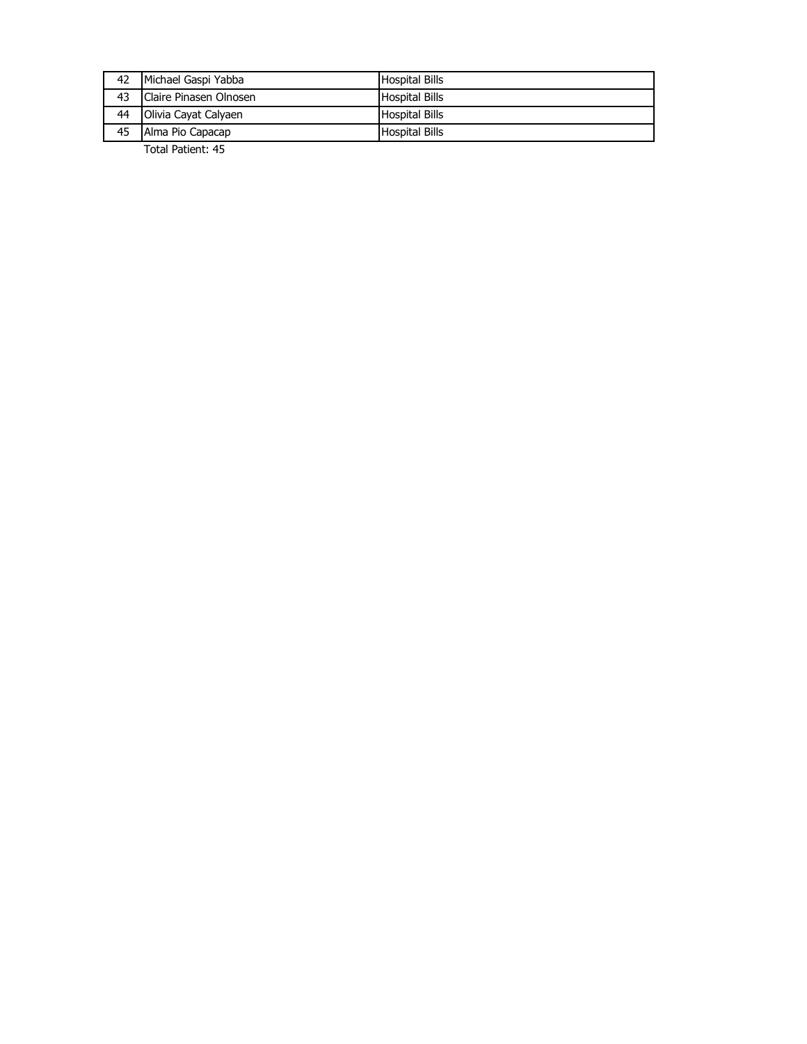| | | |
|---|---|---|
| 42 | Michael Gaspi Yabba | Hospital Bills |
| 43 | Claire Pinasen Olnosen | Hospital Bills |
| 44 | Olivia Cayat Calyaen | Hospital Bills |
| 45 | Alma Pio Capacap | Hospital Bills |

Total Patient: 45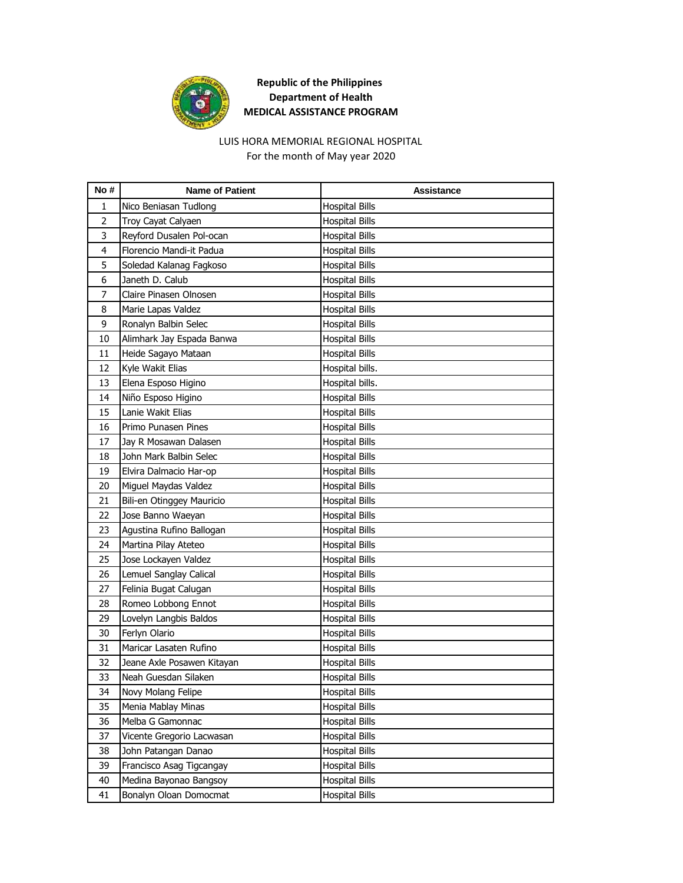**Republic of the Philippines**
**Department of Health**
**MEDICAL ASSISTANCE PROGRAM**

LUIS HORA MEMORIAL REGIONAL HOSPITAL
For the month of May year 2020

| No # | Name of Patient | Assistance |
|---|---|---|
| 1 | Nico Beniasan Tudlong | Hospital Bills |
| 2 | Troy Cayat Calyaen | Hospital Bills |
| 3 | Reyford Dusalen Pol-ocan | Hospital Bills |
| 4 | Florencio Mandi-it Padua | Hospital Bills |
| 5 | Soledad Kalanag Fagkoso | Hospital Bills |
| 6 | Janeth D. Calub | Hospital Bills |
| 7 | Claire Pinasen Olnosen | Hospital Bills |
| 8 | Marie Lapas Valdez | Hospital Bills |
| 9 | Ronalyn Balbin Selec | Hospital Bills |
| 10 | Alimhark Jay Espada Banwa | Hospital Bills |
| 11 | Heide Sagayo Mataan | Hospital Bills |
| 12 | Kyle Wakit Elias | Hospital bills. |
| 13 | Elena Esposo Higino | Hospital bills. |
| 14 | Niño Esposo Higino | Hospital Bills |
| 15 | Lanie Wakit Elias | Hospital Bills |
| 16 | Primo Punasen Pines | Hospital Bills |
| 17 | Jay R Mosawan Dalasen | Hospital Bills |
| 18 | John Mark Balbin Selec | Hospital Bills |
| 19 | Elvira Dalmacio Har-op | Hospital Bills |
| 20 | Miguel Maydas Valdez | Hospital Bills |
| 21 | Bili-en Otinggey Mauricio | Hospital Bills |
| 22 | Jose Banno Waeyan | Hospital Bills |
| 23 | Agustina Rufino Ballogan | Hospital Bills |
| 24 | Martina Pilay Ateteo | Hospital Bills |
| 25 | Jose Lockayen Valdez | Hospital Bills |
| 26 | Lemuel Sanglay Calical | Hospital Bills |
| 27 | Felinia Bugat Calugan | Hospital Bills |
| 28 | Romeo Lobbong Ennot | Hospital Bills |
| 29 | Lovelyn Langbis Baldos | Hospital Bills |
| 30 | Ferlyn Olario | Hospital Bills |
| 31 | Maricar Lasaten Rufino | Hospital Bills |
| 32 | Jeane Axle Posawen Kitayan | Hospital Bills |
| 33 | Neah Guesdan Silaken | Hospital Bills |
| 34 | Novy Molang Felipe | Hospital Bills |
| 35 | Menia Mablay Minas | Hospital Bills |
| 36 | Melba G Gamonnac | Hospital Bills |
| 37 | Vicente Gregorio Lacwasan | Hospital Bills |
| 38 | John Patangan Danao | Hospital Bills |
| 39 | Francisco Asag Tigcangay | Hospital Bills |
| 40 | Medina Bayonao Bangsoy | Hospital Bills |
| 41 | Bonalyn Oloan Domocmat | Hospital Bills |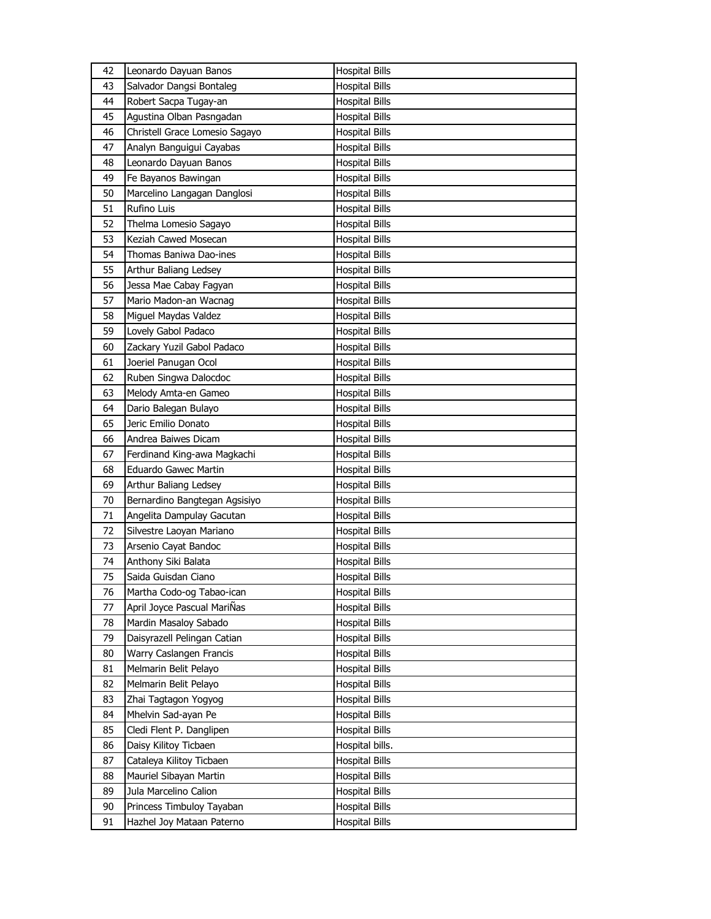| 42 | Leonardo Dayuan Banos | Hospital Bills |
|---|---|---|
| 43 | Salvador Dangsi Bontaleg | Hospital Bills |
| 44 | Robert Sacpa Tugay-an | Hospital Bills |
| 45 | Agustina Olban Pasngadan | Hospital Bills |
| 46 | Christell Grace Lomesio Sagayo | Hospital Bills |
| 47 | Analyn Banguigui Cayabas | Hospital Bills |
| 48 | Leonardo Dayuan Banos | Hospital Bills |
| 49 | Fe Bayanos Bawingan | Hospital Bills |
| 50 | Marcelino Langagan Danglosi | Hospital Bills |
| 51 | Rufino Luis | Hospital Bills |
| 52 | Thelma Lomesio Sagayo | Hospital Bills |
| 53 | Keziah Cawed Mosecan | Hospital Bills |
| 54 | Thomas Baniwa Dao-ines | Hospital Bills |
| 55 | Arthur Baliang Ledsey | Hospital Bills |
| 56 | Jessa Mae Cabay Fagyan | Hospital Bills |
| 57 | Mario Madon-an Wacnag | Hospital Bills |
| 58 | Miguel Maydas Valdez | Hospital Bills |
| 59 | Lovely Gabol Padaco | Hospital Bills |
| 60 | Zackary Yuzil Gabol Padaco | Hospital Bills |
| 61 | Joeriel Panugan Ocol | Hospital Bills |
| 62 | Ruben Singwa Dalocdoc | Hospital Bills |
| 63 | Melody Amta-en Gameo | Hospital Bills |
| 64 | Dario Balegan Bulayo | Hospital Bills |
| 65 | Jeric Emilio Donato | Hospital Bills |
| 66 | Andrea Baiwes Dicam | Hospital Bills |
| 67 | Ferdinand King-awa Magkachi | Hospital Bills |
| 68 | Eduardo Gawec Martin | Hospital Bills |
| 69 | Arthur Baliang Ledsey | Hospital Bills |
| 70 | Bernardino Bangtegan Agsisiyo | Hospital Bills |
| 71 | Angelita Dampulay Gacutan | Hospital Bills |
| 72 | Silvestre Laoyan Mariano | Hospital Bills |
| 73 | Arsenio Cayat Bandoc | Hospital Bills |
| 74 | Anthony Siki Balata | Hospital Bills |
| 75 | Saida Guisdan Ciano | Hospital Bills |
| 76 | Martha Codo-og Tabao-ican | Hospital Bills |
| 77 | April Joyce Pascual MariÑas | Hospital Bills |
| 78 | Mardin Masaloy Sabado | Hospital Bills |
| 79 | Daisyrazell Pelingan Catian | Hospital Bills |
| 80 | Warry Caslangen Francis | Hospital Bills |
| 81 | Melmarin Belit Pelayo | Hospital Bills |
| 82 | Melmarin Belit Pelayo | Hospital Bills |
| 83 | Zhai Tagtagon Yogyog | Hospital Bills |
| 84 | Mhelvin Sad-ayan Pe | Hospital Bills |
| 85 | Cledi Flent P. Danglipen | Hospital Bills |
| 86 | Daisy Kilitoy Ticbaen | Hospital bills. |
| 87 | Cataleya Kilitoy Ticbaen | Hospital Bills |
| 88 | Mauriel Sibayan Martin | Hospital Bills |
| 89 | Jula Marcelino Calion | Hospital Bills |
| 90 | Princess Timbuloy Tayaban | Hospital Bills |
| 91 | Hazhel Joy Mataan Paterno | Hospital Bills |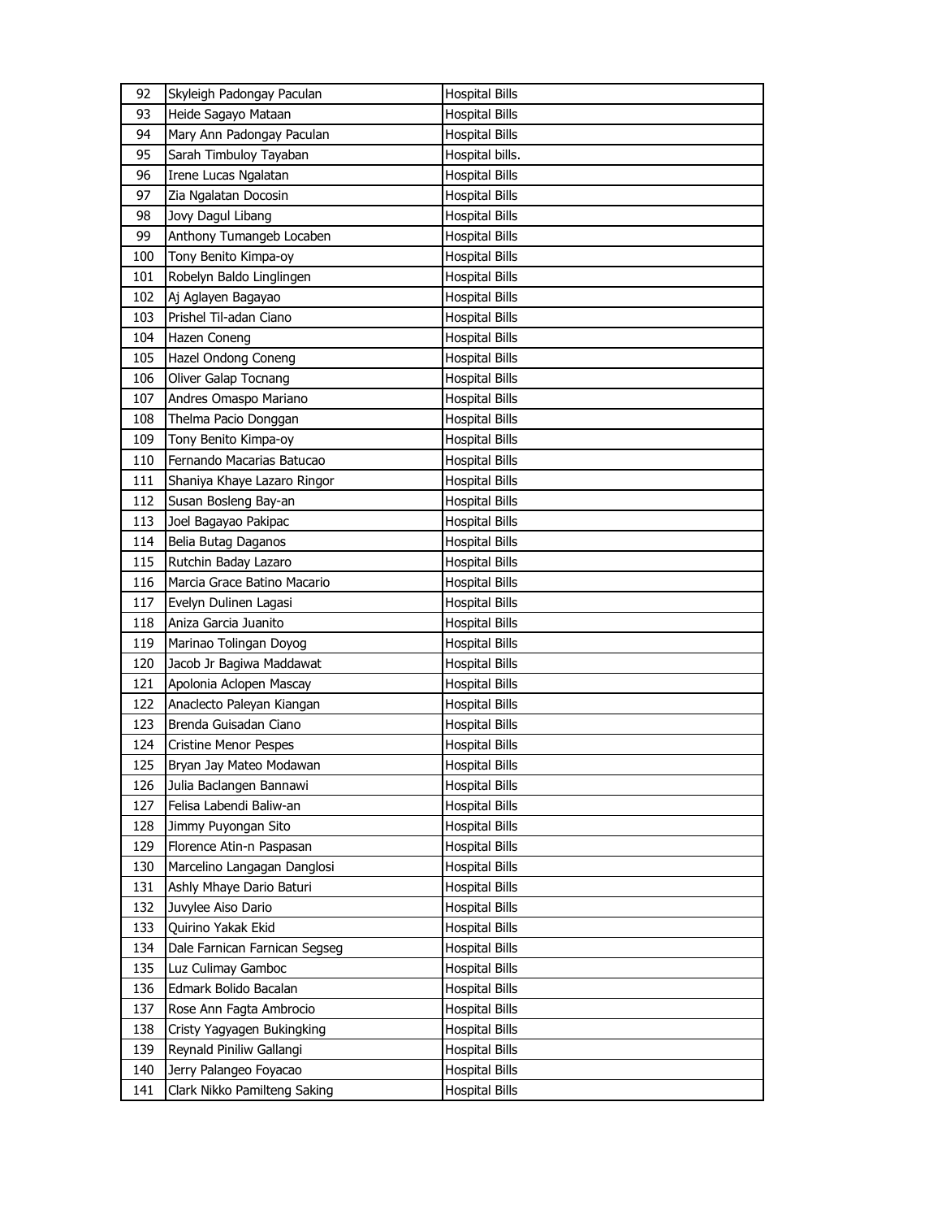| 92 | Skyleigh Padongay Paculan | Hospital Bills |
|---|---|---|
| 93 | Heide Sagayo Mataan | Hospital Bills |
| 94 | Mary Ann Padongay Paculan | Hospital Bills |
| 95 | Sarah Timbuloy Tayaban | Hospital bills. |
| 96 | Irene Lucas Ngalatan | Hospital Bills |
| 97 | Zia Ngalatan Docosin | Hospital Bills |
| 98 | Jovy Dagul Libang | Hospital Bills |
| 99 | Anthony Tumangeb Locaben | Hospital Bills |
| 100 | Tony Benito Kimpa-oy | Hospital Bills |
| 101 | Robelyn Baldo Linglingen | Hospital Bills |
| 102 | Aj Aglayen Bagayao | Hospital Bills |
| 103 | Prishel Til-adan Ciano | Hospital Bills |
| 104 | Hazen Coneng | Hospital Bills |
| 105 | Hazel Ondong Coneng | Hospital Bills |
| 106 | Oliver Galap Tocnang | Hospital Bills |
| 107 | Andres Omaspo Mariano | Hospital Bills |
| 108 | Thelma Pacio Donggan | Hospital Bills |
| 109 | Tony Benito Kimpa-oy | Hospital Bills |
| 110 | Fernando Macarias Batucao | Hospital Bills |
| 111 | Shaniya Khaye Lazaro Ringor | Hospital Bills |
| 112 | Susan Bosleng Bay-an | Hospital Bills |
| 113 | Joel Bagayao Pakipac | Hospital Bills |
| 114 | Belia Butag Daganos | Hospital Bills |
| 115 | Rutchin Baday Lazaro | Hospital Bills |
| 116 | Marcia Grace Batino Macario | Hospital Bills |
| 117 | Evelyn Dulinen Lagasi | Hospital Bills |
| 118 | Aniza Garcia Juanito | Hospital Bills |
| 119 | Marinao Tolingan Doyog | Hospital Bills |
| 120 | Jacob Jr Bagiwa Maddawat | Hospital Bills |
| 121 | Apolonia Aclopen Mascay | Hospital Bills |
| 122 | Anaclecto Paleyan Kiangan | Hospital Bills |
| 123 | Brenda Guisadan Ciano | Hospital Bills |
| 124 | Cristine Menor Pespes | Hospital Bills |
| 125 | Bryan Jay Mateo Modawan | Hospital Bills |
| 126 | Julia Baclangen Bannawi | Hospital Bills |
| 127 | Felisa Labendi Baliw-an | Hospital Bills |
| 128 | Jimmy Puyongan Sito | Hospital Bills |
| 129 | Florence Atin-n Paspasan | Hospital Bills |
| 130 | Marcelino Langagan Danglosi | Hospital Bills |
| 131 | Ashly Mhaye Dario Baturi | Hospital Bills |
| 132 | Juvylee Aiso Dario | Hospital Bills |
| 133 | Quirino Yakak Ekid | Hospital Bills |
| 134 | Dale Farnican Farnican Segseg | Hospital Bills |
| 135 | Luz Culimay Gamboc | Hospital Bills |
| 136 | Edmark Bolido Bacalan | Hospital Bills |
| 137 | Rose Ann Fagta Ambrocio | Hospital Bills |
| 138 | Cristy Yagyagen Bukingking | Hospital Bills |
| 139 | Reynald Piniliw Gallangi | Hospital Bills |
| 140 | Jerry Palangeo Foyacao | Hospital Bills |
| 141 | Clark Nikko Pamilteng Saking | Hospital Bills |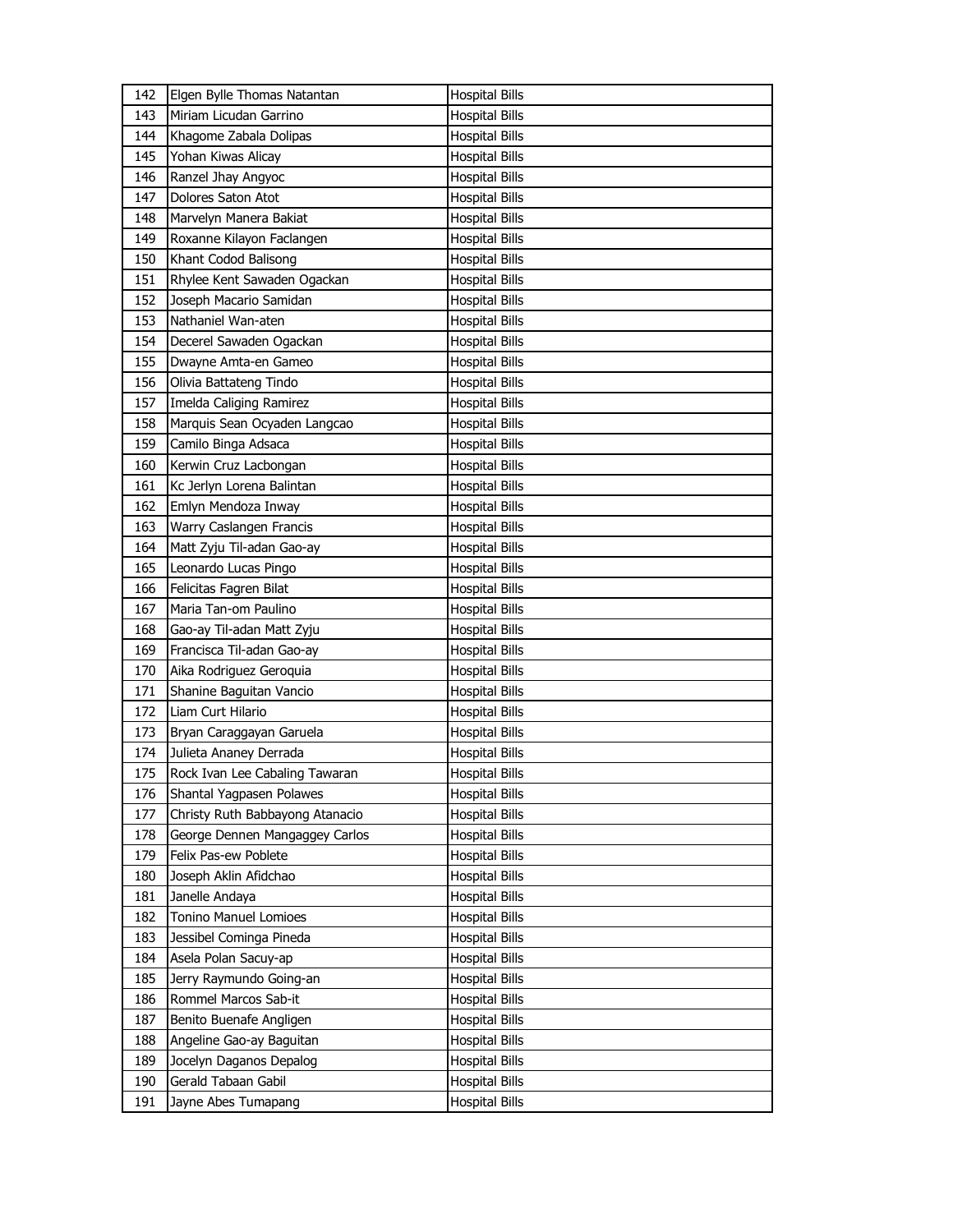| 142 | Elgen Bylle Thomas Natantan | Hospital Bills |
|---|---|---|
| 143 | Miriam Licudan Garrino | Hospital Bills |
| 144 | Khagome Zabala Dolipas | Hospital Bills |
| 145 | Yohan Kiwas Alicay | Hospital Bills |
| 146 | Ranzel Jhay Angyoc | Hospital Bills |
| 147 | Dolores Saton Atot | Hospital Bills |
| 148 | Marvelyn Manera Bakiat | Hospital Bills |
| 149 | Roxanne Kilayon Faclangen | Hospital Bills |
| 150 | Khant Codod Balisong | Hospital Bills |
| 151 | Rhylee Kent Sawaden Ogackan | Hospital Bills |
| 152 | Joseph Macario Samidan | Hospital Bills |
| 153 | Nathaniel Wan-aten | Hospital Bills |
| 154 | Decerel Sawaden Ogackan | Hospital Bills |
| 155 | Dwayne Amta-en Gameo | Hospital Bills |
| 156 | Olivia Battateng Tindo | Hospital Bills |
| 157 | Imelda Caliging Ramirez | Hospital Bills |
| 158 | Marquis Sean Ocyaden Langcao | Hospital Bills |
| 159 | Camilo Binga Adsaca | Hospital Bills |
| 160 | Kerwin Cruz Lacbongan | Hospital Bills |
| 161 | Kc Jerlyn Lorena Balintan | Hospital Bills |
| 162 | Emlyn Mendoza Inway | Hospital Bills |
| 163 | Warry Caslangen Francis | Hospital Bills |
| 164 | Matt Zyju Til-adan Gao-ay | Hospital Bills |
| 165 | Leonardo Lucas Pingo | Hospital Bills |
| 166 | Felicitas Fagren Bilat | Hospital Bills |
| 167 | Maria Tan-om Paulino | Hospital Bills |
| 168 | Gao-ay Til-adan Matt Zyju | Hospital Bills |
| 169 | Francisca Til-adan Gao-ay | Hospital Bills |
| 170 | Aika Rodriguez Geroquia | Hospital Bills |
| 171 | Shanine Baguitan Vancio | Hospital Bills |
| 172 | Liam Curt Hilario | Hospital Bills |
| 173 | Bryan Caraggayan Garuela | Hospital Bills |
| 174 | Julieta Ananey Derrada | Hospital Bills |
| 175 | Rock Ivan Lee Cabaling Tawaran | Hospital Bills |
| 176 | Shantal Yagpasen Polawes | Hospital Bills |
| 177 | Christy Ruth Babbayong Atanacio | Hospital Bills |
| 178 | George Dennen Mangaggey Carlos | Hospital Bills |
| 179 | Felix Pas-ew Poblete | Hospital Bills |
| 180 | Joseph Aklin Afidchao | Hospital Bills |
| 181 | Janelle Andaya | Hospital Bills |
| 182 | Tonino Manuel Lomioes | Hospital Bills |
| 183 | Jessibel Cominga Pineda | Hospital Bills |
| 184 | Asela Polan Sacuy-ap | Hospital Bills |
| 185 | Jerry Raymundo Going-an | Hospital Bills |
| 186 | Rommel Marcos Sab-it | Hospital Bills |
| 187 | Benito Buenafe Angligen | Hospital Bills |
| 188 | Angeline Gao-ay Baguitan | Hospital Bills |
| 189 | Jocelyn Daganos Depalog | Hospital Bills |
| 190 | Gerald Tabaan Gabil | Hospital Bills |
| 191 | Jayne Abes Tumapang | Hospital Bills |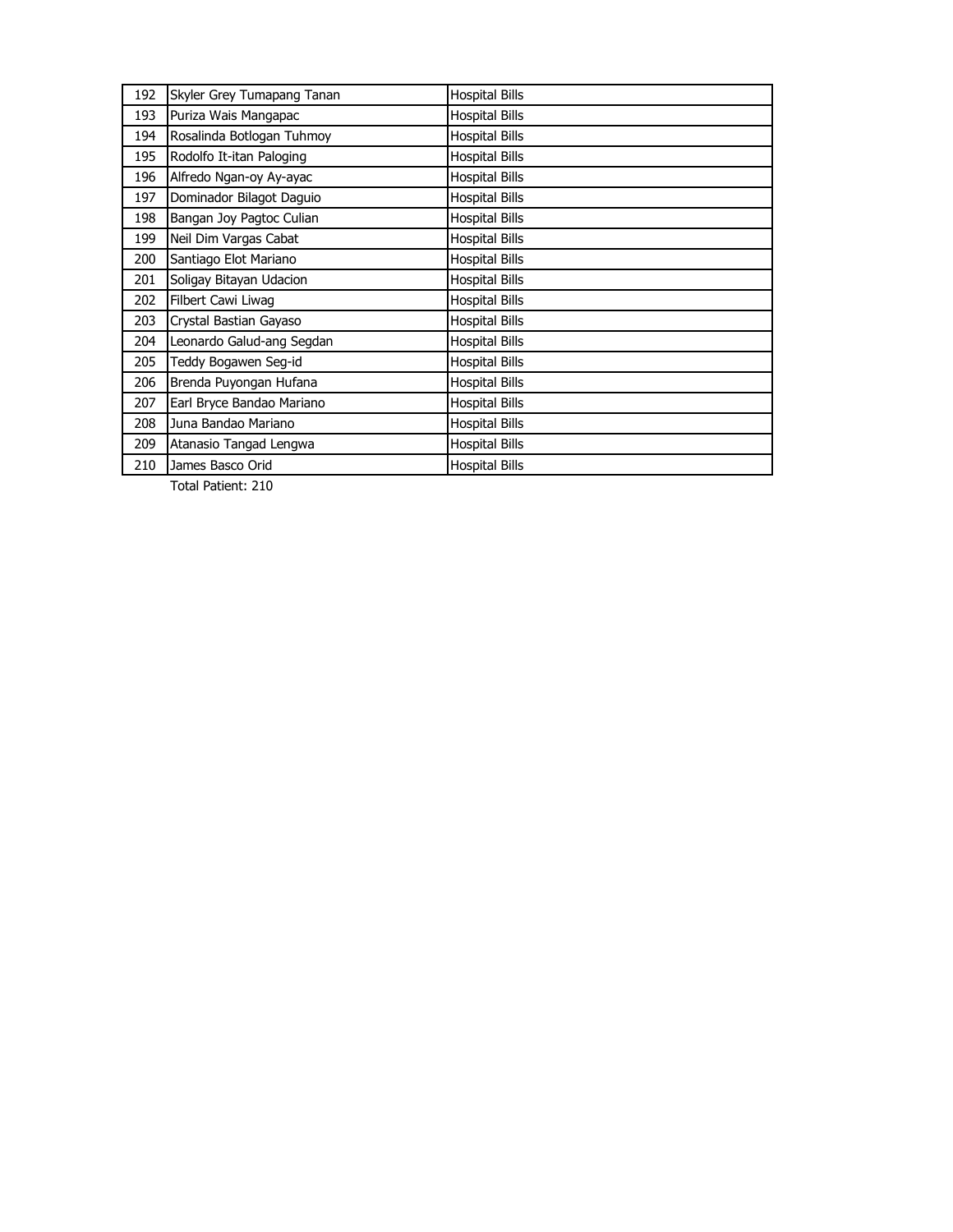| | | |
|---|---|---|
| 192 | Skyler Grey Tumapang Tanan | Hospital Bills |
| 193 | Puriza Wais Mangapac | Hospital Bills |
| 194 | Rosalinda Botlogan Tuhmoy | Hospital Bills |
| 195 | Rodolfo It-itan Paloging | Hospital Bills |
| 196 | Alfredo Ngan-oy Ay-ayac | Hospital Bills |
| 197 | Dominador Bilagot Daguio | Hospital Bills |
| 198 | Bangan Joy Pagtoc Culian | Hospital Bills |
| 199 | Neil Dim Vargas Cabat | Hospital Bills |
| 200 | Santiago Elot Mariano | Hospital Bills |
| 201 | Soligay Bitayan Udacion | Hospital Bills |
| 202 | Filbert Cawi Liwag | Hospital Bills |
| 203 | Crystal Bastian Gayaso | Hospital Bills |
| 204 | Leonardo Galud-ang Segdan | Hospital Bills |
| 205 | Teddy Bogawen Seg-id | Hospital Bills |
| 206 | Brenda Puyongan Hufana | Hospital Bills |
| 207 | Earl Bryce Bandao Mariano | Hospital Bills |
| 208 | Juna Bandao Mariano | Hospital Bills |
| 209 | Atanasio Tangad Lengwa | Hospital Bills |
| 210 | James Basco Orid | Hospital Bills |

Total Patient: 210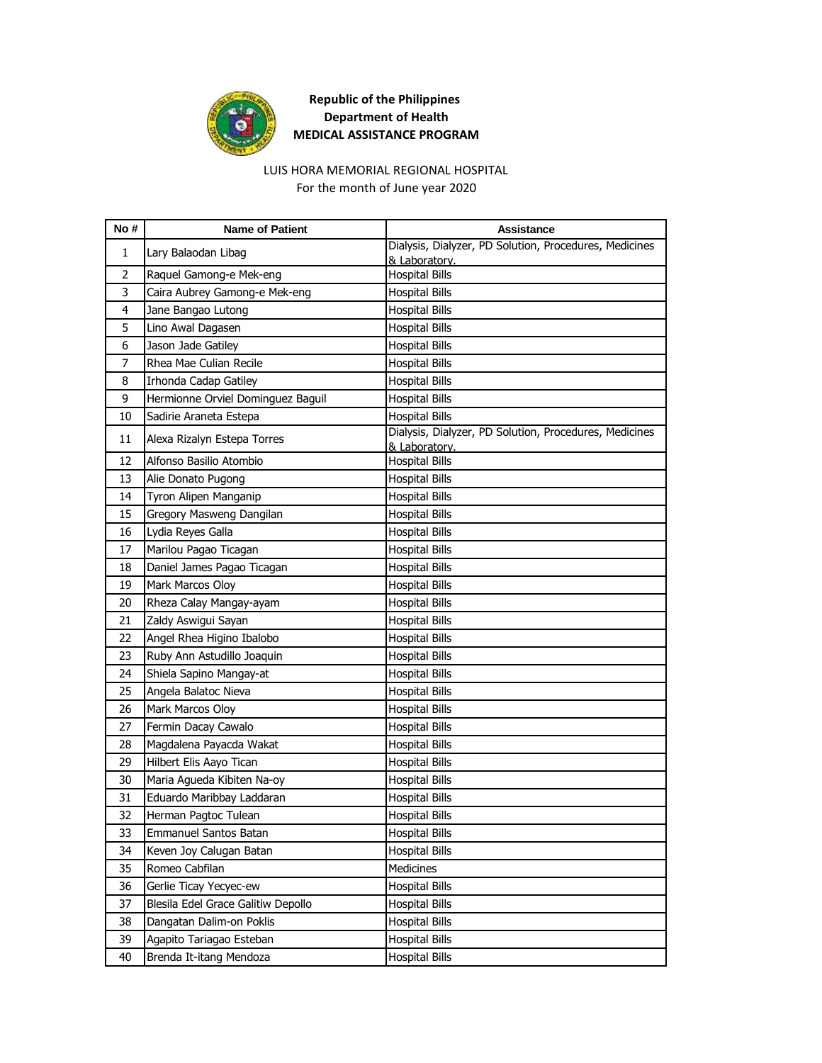**Republic of the Philippines**
**Department of Health**
**MEDICAL ASSISTANCE PROGRAM**

LUIS HORA MEMORIAL REGIONAL HOSPITAL
For the month of June year 2020

| No # | Name of Patient | Assistance |
|---|---|---|
| 1 | Lary Balaodan Libag | Dialysis, Dialyzer, PD Solution, Procedures, Medicines & Laboratory. |
| 2 | Raquel Gamong-e Mek-eng | Hospital Bills |
| 3 | Caira Aubrey Gamong-e Mek-eng | Hospital Bills |
| 4 | Jane Bangao Lutong | Hospital Bills |
| 5 | Lino Awal Dagasen | Hospital Bills |
| 6 | Jason Jade Gatiley | Hospital Bills |
| 7 | Rhea Mae Culian Recile | Hospital Bills |
| 8 | Irhonda Cadap Gatiley | Hospital Bills |
| 9 | Hermionne Orviel Dominguez Baguil | Hospital Bills |
| 10 | Sadirie Araneta Estepa | Hospital Bills |
| 11 | Alexa Rizalyn Estepa Torres | Dialysis, Dialyzer, PD Solution, Procedures, Medicines & Laboratory. |
| 12 | Alfonso Basilio Atombio | Hospital Bills |
| 13 | Alie Donato Pugong | Hospital Bills |
| 14 | Tyron Alipen Manganip | Hospital Bills |
| 15 | Gregory Masweng Dangilan | Hospital Bills |
| 16 | Lydia Reyes Galla | Hospital Bills |
| 17 | Marilou Pagao Ticagan | Hospital Bills |
| 18 | Daniel James Pagao Ticagan | Hospital Bills |
| 19 | Mark Marcos Oloy | Hospital Bills |
| 20 | Rheza Calay Mangay-ayam | Hospital Bills |
| 21 | Zaldy Aswigui Sayan | Hospital Bills |
| 22 | Angel Rhea Higino Ibalobo | Hospital Bills |
| 23 | Ruby Ann Astudillo Joaquin | Hospital Bills |
| 24 | Shiela Sapino Mangay-at | Hospital Bills |
| 25 | Angela Balatoc Nieva | Hospital Bills |
| 26 | Mark Marcos Oloy | Hospital Bills |
| 27 | Fermin Dacay Cawalo | Hospital Bills |
| 28 | Magdalena Payacda Wakat | Hospital Bills |
| 29 | Hilbert Elis Aayo Tican | Hospital Bills |
| 30 | Maria Agueda Kibiten Na-oy | Hospital Bills |
| 31 | Eduardo Maribbay Laddaran | Hospital Bills |
| 32 | Herman Pagtoc Tulean | Hospital Bills |
| 33 | Emmanuel Santos Batan | Hospital Bills |
| 34 | Keven Joy Calugan Batan | Hospital Bills |
| 35 | Romeo Cabfilan | Medicines |
| 36 | Gerlie Ticay Yecyec-ew | Hospital Bills |
| 37 | Blesila Edel Grace Galitiw Depollo | Hospital Bills |
| 38 | Dangatan Dalim-on Poklis | Hospital Bills |
| 39 | Agapito Tariagao Esteban | Hospital Bills |
| 40 | Brenda It-itang Mendoza | Hospital Bills |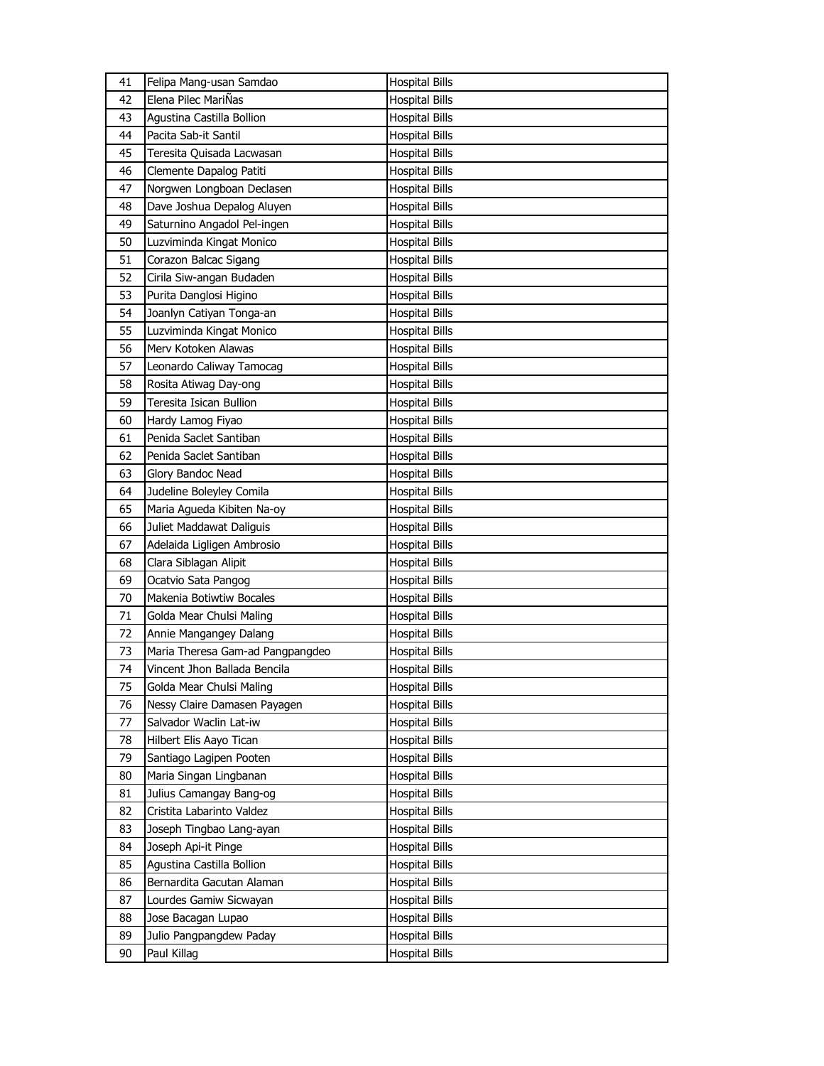| 41 | Felipa Mang-usan Samdao | Hospital Bills |
|---|---|---|
| 42 | Elena Pilec MariÑas | Hospital Bills |
| 43 | Agustina Castilla Bollion | Hospital Bills |
| 44 | Pacita Sab-it Santil | Hospital Bills |
| 45 | Teresita Quisada Lacwasan | Hospital Bills |
| 46 | Clemente Dapalog Patiti | Hospital Bills |
| 47 | Norgwen Longboan Declasen | Hospital Bills |
| 48 | Dave Joshua Depalog Aluyen | Hospital Bills |
| 49 | Saturnino Angadol Pel-ingen | Hospital Bills |
| 50 | Luzviminda Kingat Monico | Hospital Bills |
| 51 | Corazon Balcac Sigang | Hospital Bills |
| 52 | Cirila Siw-angan Budaden | Hospital Bills |
| 53 | Purita Danglosi Higino | Hospital Bills |
| 54 | Joanlyn Catiyan Tonga-an | Hospital Bills |
| 55 | Luzviminda Kingat Monico | Hospital Bills |
| 56 | Merv Kotoken Alawas | Hospital Bills |
| 57 | Leonardo Caliway Tamocag | Hospital Bills |
| 58 | Rosita Atiwag Day-ong | Hospital Bills |
| 59 | Teresita Isican Bullion | Hospital Bills |
| 60 | Hardy Lamog Fiyao | Hospital Bills |
| 61 | Penida Saclet Santiban | Hospital Bills |
| 62 | Penida Saclet Santiban | Hospital Bills |
| 63 | Glory Bandoc Nead | Hospital Bills |
| 64 | Judeline Boleyley Comila | Hospital Bills |
| 65 | Maria Agueda Kibiten Na-oy | Hospital Bills |
| 66 | Juliet Maddawat Daliguis | Hospital Bills |
| 67 | Adelaida Ligligen Ambrosio | Hospital Bills |
| 68 | Clara Siblagan Alipit | Hospital Bills |
| 69 | Ocatvio Sata Pangog | Hospital Bills |
| 70 | Makenia Botiwtiw Bocales | Hospital Bills |
| 71 | Golda Mear Chulsi Maling | Hospital Bills |
| 72 | Annie Mangangey Dalang | Hospital Bills |
| 73 | Maria Theresa Gam-ad Pangpangdeo | Hospital Bills |
| 74 | Vincent Jhon Ballada Bencila | Hospital Bills |
| 75 | Golda Mear Chulsi Maling | Hospital Bills |
| 76 | Nessy Claire Damasen Payagen | Hospital Bills |
| 77 | Salvador Waclin Lat-iw | Hospital Bills |
| 78 | Hilbert Elis Aayo Tican | Hospital Bills |
| 79 | Santiago Lagipen Pooten | Hospital Bills |
| 80 | Maria Singan Lingbanan | Hospital Bills |
| 81 | Julius Camangay Bang-og | Hospital Bills |
| 82 | Cristita Labarinto Valdez | Hospital Bills |
| 83 | Joseph Tingbao Lang-ayan | Hospital Bills |
| 84 | Joseph Api-it Pinge | Hospital Bills |
| 85 | Agustina Castilla Bollion | Hospital Bills |
| 86 | Bernardita Gacutan Alaman | Hospital Bills |
| 87 | Lourdes Gamiw Sicwayan | Hospital Bills |
| 88 | Jose Bacagan Lupao | Hospital Bills |
| 89 | Julio Pangpangdew Paday | Hospital Bills |
| 90 | Paul Killag | Hospital Bills |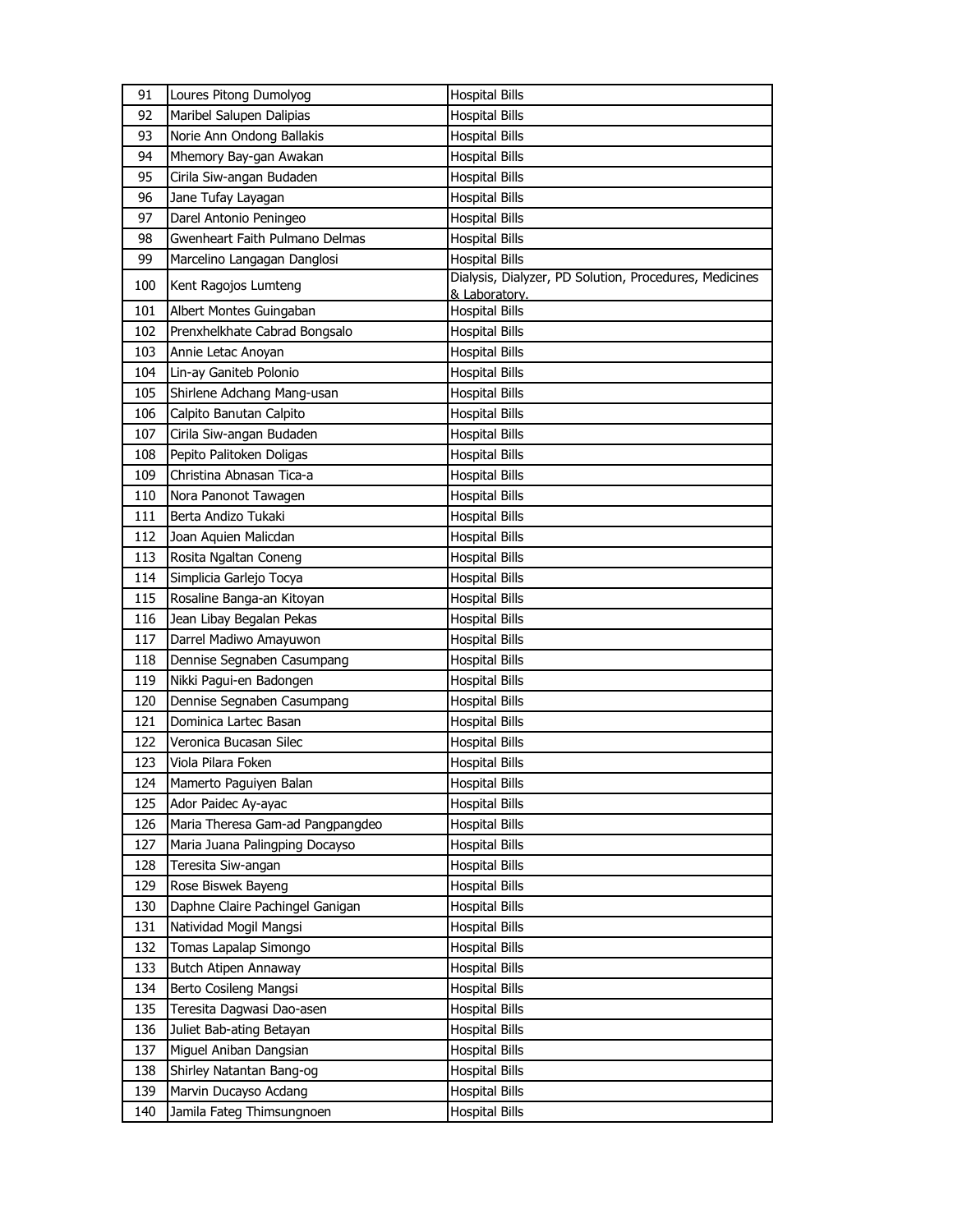| 91 | Loures Pitong Dumolyog | Hospital Bills |
|---|---|---|
| 92 | Maribel Salupen Dalipias | Hospital Bills |
| 93 | Norie Ann Ondong Ballakis | Hospital Bills |
| 94 | Mhemory Bay-gan Awakan | Hospital Bills |
| 95 | Cirila Siw-angan Budaden | Hospital Bills |
| 96 | Jane Tufay Layagan | Hospital Bills |
| 97 | Darel Antonio Peningeo | Hospital Bills |
| 98 | Gwenheart Faith Pulmano Delmas | Hospital Bills |
| 99 | Marcelino Langagan Danglosi | Hospital Bills |
| 100 | Kent Ragojos Lumteng | Dialysis, Dialyzer, PD Solution, Procedures, Medicines & Laboratory. |
| 101 | Albert Montes Guingaban | Hospital Bills |
| 102 | Prenxhelkhate Cabrad Bongsalo | Hospital Bills |
| 103 | Annie Letac Anoyan | Hospital Bills |
| 104 | Lin-ay Ganiteb Polonio | Hospital Bills |
| 105 | Shirlene Adchang Mang-usan | Hospital Bills |
| 106 | Calpito Banutan Calpito | Hospital Bills |
| 107 | Cirila Siw-angan Budaden | Hospital Bills |
| 108 | Pepito Palitoken Doligas | Hospital Bills |
| 109 | Christina Abnasan Tica-a | Hospital Bills |
| 110 | Nora Panonot Tawagen | Hospital Bills |
| 111 | Berta Andizo Tukaki | Hospital Bills |
| 112 | Joan Aquien Malicdan | Hospital Bills |
| 113 | Rosita Ngaltan Coneng | Hospital Bills |
| 114 | Simplicia Garlejo Tocya | Hospital Bills |
| 115 | Rosaline Banga-an Kitoyan | Hospital Bills |
| 116 | Jean Libay Begalan Pekas | Hospital Bills |
| 117 | Darrel Madiwo Amayuwon | Hospital Bills |
| 118 | Dennise Segnaben Casumpang | Hospital Bills |
| 119 | Nikki Pagui-en Badongen | Hospital Bills |
| 120 | Dennise Segnaben Casumpang | Hospital Bills |
| 121 | Dominica Lartec Basan | Hospital Bills |
| 122 | Veronica Bucasan Silec | Hospital Bills |
| 123 | Viola Pilara Foken | Hospital Bills |
| 124 | Mamerto Paguiyen Balan | Hospital Bills |
| 125 | Ador Paidec Ay-ayac | Hospital Bills |
| 126 | Maria Theresa Gam-ad Pangpangdeo | Hospital Bills |
| 127 | Maria Juana Palingping Docayso | Hospital Bills |
| 128 | Teresita Siw-angan | Hospital Bills |
| 129 | Rose Biswek Bayeng | Hospital Bills |
| 130 | Daphne Claire Pachingel Ganigan | Hospital Bills |
| 131 | Natividad Mogil Mangsi | Hospital Bills |
| 132 | Tomas Lapalap Simongo | Hospital Bills |
| 133 | Butch Atipen Annaway | Hospital Bills |
| 134 | Berto Cosileng Mangsi | Hospital Bills |
| 135 | Teresita Dagwasi Dao-asen | Hospital Bills |
| 136 | Juliet Bab-ating Betayan | Hospital Bills |
| 137 | Miguel Aniban Dangsian | Hospital Bills |
| 138 | Shirley Natantan Bang-og | Hospital Bills |
| 139 | Marvin Ducayso Acdang | Hospital Bills |
| 140 | Jamila Fateg Thimsungnoen | Hospital Bills |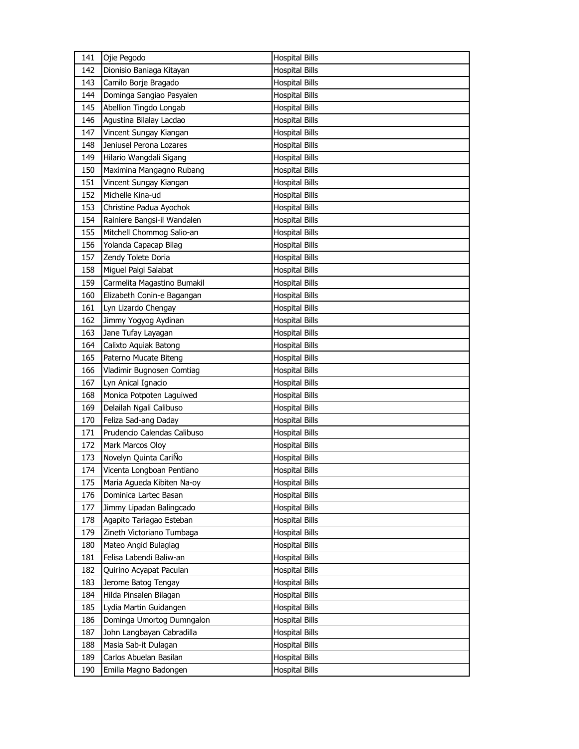| 141 | Ojie Pegodo | Hospital Bills |
|---|---|---|
| 142 | Dionisio Baniaga Kitayan | Hospital Bills |
| 143 | Camilo Borje Bragado | Hospital Bills |
| 144 | Dominga Sangiao Pasyalen | Hospital Bills |
| 145 | Abellion Tingdo Longab | Hospital Bills |
| 146 | Agustina Bilalay Lacdao | Hospital Bills |
| 147 | Vincent Sungay Kiangan | Hospital Bills |
| 148 | Jeniusel Perona Lozares | Hospital Bills |
| 149 | Hilario Wangdali Sigang | Hospital Bills |
| 150 | Maximina Mangagno Rubang | Hospital Bills |
| 151 | Vincent Sungay Kiangan | Hospital Bills |
| 152 | Michelle Kina-ud | Hospital Bills |
| 153 | Christine Padua Ayochok | Hospital Bills |
| 154 | Rainiere Bangsi-il Wandalen | Hospital Bills |
| 155 | Mitchell Chommog Salio-an | Hospital Bills |
| 156 | Yolanda Capacap Bilag | Hospital Bills |
| 157 | Zendy Tolete Doria | Hospital Bills |
| 158 | Miguel Palgi Salabat | Hospital Bills |
| 159 | Carmelita Magastino Bumakil | Hospital Bills |
| 160 | Elizabeth Conin-e Bagangan | Hospital Bills |
| 161 | Lyn Lizardo Chengay | Hospital Bills |
| 162 | Jimmy Yogyog Aydinan | Hospital Bills |
| 163 | Jane Tufay Layagan | Hospital Bills |
| 164 | Calixto Aquiak Batong | Hospital Bills |
| 165 | Paterno Mucate Biteng | Hospital Bills |
| 166 | Vladimir Bugnosen Comtiag | Hospital Bills |
| 167 | Lyn Anical Ignacio | Hospital Bills |
| 168 | Monica Potpoten Laguiwed | Hospital Bills |
| 169 | Delailah Ngali Calibuso | Hospital Bills |
| 170 | Feliza Sad-ang Daday | Hospital Bills |
| 171 | Prudencio Calendas Calibuso | Hospital Bills |
| 172 | Mark Marcos Oloy | Hospital Bills |
| 173 | Novelyn Quinta CariÑo | Hospital Bills |
| 174 | Vicenta Longboan Pentiano | Hospital Bills |
| 175 | Maria Agueda Kibiten Na-oy | Hospital Bills |
| 176 | Dominica Lartec Basan | Hospital Bills |
| 177 | Jimmy Lipadan Balingcado | Hospital Bills |
| 178 | Agapito Tariagao Esteban | Hospital Bills |
| 179 | Zineth Victoriano Tumbaga | Hospital Bills |
| 180 | Mateo Angid Bulaglag | Hospital Bills |
| 181 | Felisa Labendi Baliw-an | Hospital Bills |
| 182 | Quirino Acyapat Paculan | Hospital Bills |
| 183 | Jerome Batog Tengay | Hospital Bills |
| 184 | Hilda Pinsalen Bilagan | Hospital Bills |
| 185 | Lydia Martin Guidangen | Hospital Bills |
| 186 | Dominga Umortog Dumngalon | Hospital Bills |
| 187 | John Langbayan Cabradilla | Hospital Bills |
| 188 | Masia Sab-it Dulagan | Hospital Bills |
| 189 | Carlos Abuelan Basilan | Hospital Bills |
| 190 | Emilia Magno Badongen | Hospital Bills |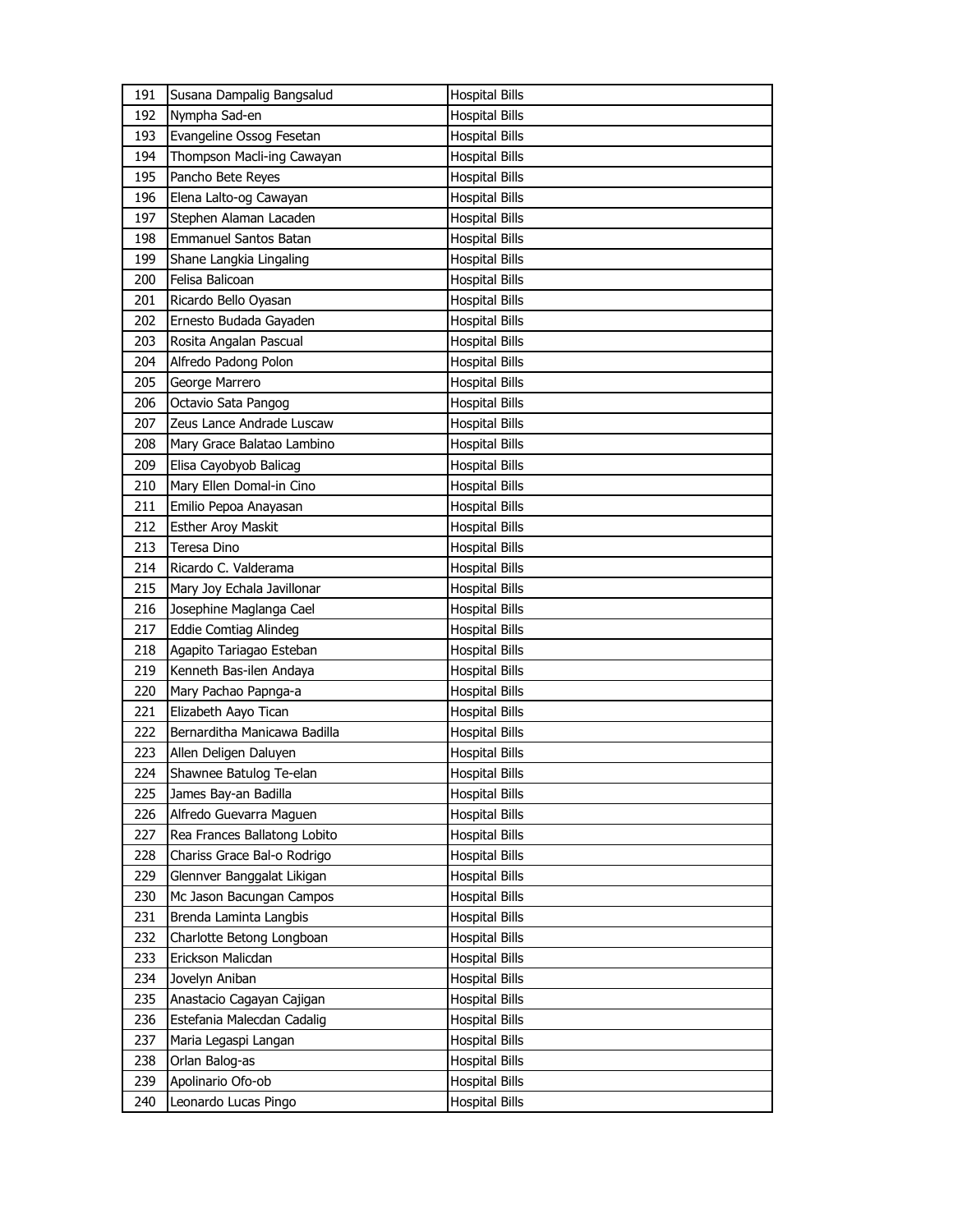| | | |
|---|---|---|
| 191 | Susana Dampalig Bangsalud | Hospital Bills |
| 192 | Nympha Sad-en | Hospital Bills |
| 193 | Evangeline Ossog Fesetan | Hospital Bills |
| 194 | Thompson Macli-ing Cawayan | Hospital Bills |
| 195 | Pancho Bete Reyes | Hospital Bills |
| 196 | Elena Lalto-og Cawayan | Hospital Bills |
| 197 | Stephen Alaman Lacaden | Hospital Bills |
| 198 | Emmanuel Santos Batan | Hospital Bills |
| 199 | Shane Langkia Lingaling | Hospital Bills |
| 200 | Felisa Balicoan | Hospital Bills |
| 201 | Ricardo Bello Oyasan | Hospital Bills |
| 202 | Ernesto Budada Gayaden | Hospital Bills |
| 203 | Rosita Angalan Pascual | Hospital Bills |
| 204 | Alfredo Padong Polon | Hospital Bills |
| 205 | George Marrero | Hospital Bills |
| 206 | Octavio Sata Pangog | Hospital Bills |
| 207 | Zeus Lance Andrade Luscaw | Hospital Bills |
| 208 | Mary Grace Balatao Lambino | Hospital Bills |
| 209 | Elisa Cayobyob Balicag | Hospital Bills |
| 210 | Mary Ellen Domal-in Cino | Hospital Bills |
| 211 | Emilio Pepoa Anayasan | Hospital Bills |
| 212 | Esther Aroy Maskit | Hospital Bills |
| 213 | Teresa Dino | Hospital Bills |
| 214 | Ricardo C. Valderama | Hospital Bills |
| 215 | Mary Joy Echala Javillonar | Hospital Bills |
| 216 | Josephine Maglanga Cael | Hospital Bills |
| 217 | Eddie Comtiag Alindeg | Hospital Bills |
| 218 | Agapito Tariagao Esteban | Hospital Bills |
| 219 | Kenneth Bas-ilen Andaya | Hospital Bills |
| 220 | Mary Pachao Papnga-a | Hospital Bills |
| 221 | Elizabeth Aayo Tican | Hospital Bills |
| 222 | Bernarditha Manicawa Badilla | Hospital Bills |
| 223 | Allen Deligen Daluyen | Hospital Bills |
| 224 | Shawnee Batulog Te-elan | Hospital Bills |
| 225 | James Bay-an Badilla | Hospital Bills |
| 226 | Alfredo Guevarra Maguen | Hospital Bills |
| 227 | Rea Frances Ballatong Lobito | Hospital Bills |
| 228 | Chariss Grace Bal-o Rodrigo | Hospital Bills |
| 229 | Glennver Banggalat Likigan | Hospital Bills |
| 230 | Mc Jason Bacungan Campos | Hospital Bills |
| 231 | Brenda Laminta Langbis | Hospital Bills |
| 232 | Charlotte Betong Longboan | Hospital Bills |
| 233 | Erickson Malicdan | Hospital Bills |
| 234 | Jovelyn Aniban | Hospital Bills |
| 235 | Anastacio Cagayan Cajigan | Hospital Bills |
| 236 | Estefania Malecdan Cadalig | Hospital Bills |
| 237 | Maria Legaspi Langan | Hospital Bills |
| 238 | Orlan Balog-as | Hospital Bills |
| 239 | Apolinario Ofo-ob | Hospital Bills |
| 240 | Leonardo Lucas Pingo | Hospital Bills |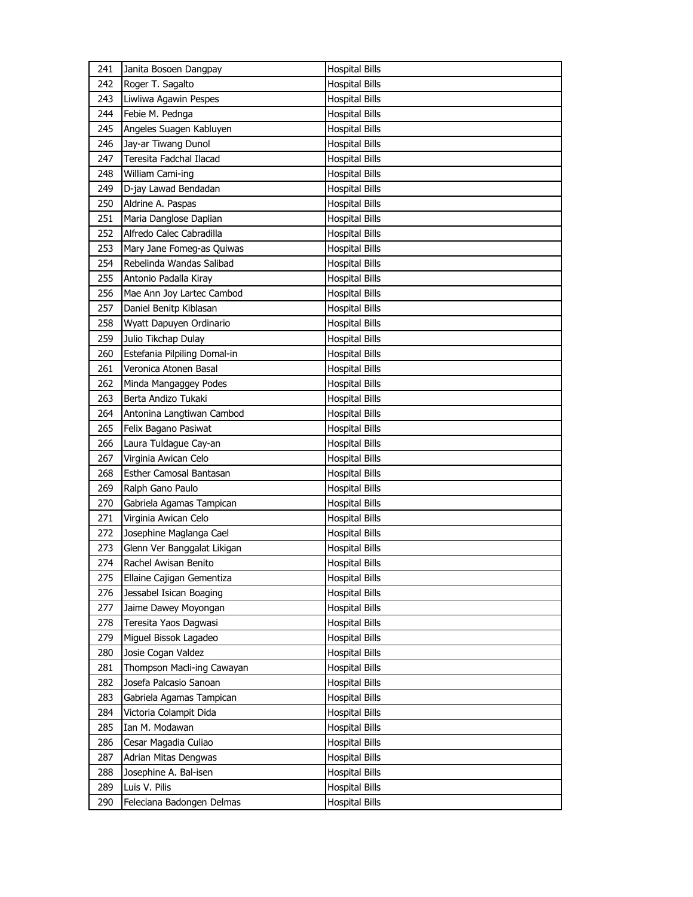| | | |
|---|---|---|
| 241 | Janita Bosoen Dangpay | Hospital Bills |
| 242 | Roger T. Sagalto | Hospital Bills |
| 243 | Liwliwa Agawin Pespes | Hospital Bills |
| 244 | Febie M. Pednga | Hospital Bills |
| 245 | Angeles Suagen Kabluyen | Hospital Bills |
| 246 | Jay-ar Tiwang Dunol | Hospital Bills |
| 247 | Teresita Fadchal Ilacad | Hospital Bills |
| 248 | William Cami-ing | Hospital Bills |
| 249 | D-jay Lawad Bendadan | Hospital Bills |
| 250 | Aldrine A. Paspas | Hospital Bills |
| 251 | Maria Danglose Daplian | Hospital Bills |
| 252 | Alfredo Calec Cabradilla | Hospital Bills |
| 253 | Mary Jane Fomeg-as Quiwas | Hospital Bills |
| 254 | Rebelinda Wandas Salibad | Hospital Bills |
| 255 | Antonio Padalla Kiray | Hospital Bills |
| 256 | Mae Ann Joy Lartec Cambod | Hospital Bills |
| 257 | Daniel Benitp Kiblasan | Hospital Bills |
| 258 | Wyatt Dapuyen Ordinario | Hospital Bills |
| 259 | Julio Tikchap Dulay | Hospital Bills |
| 260 | Estefania Pilpiling Domal-in | Hospital Bills |
| 261 | Veronica Atonen Basal | Hospital Bills |
| 262 | Minda Mangaggey Podes | Hospital Bills |
| 263 | Berta Andizo Tukaki | Hospital Bills |
| 264 | Antonina Langtiwan Cambod | Hospital Bills |
| 265 | Felix Bagano Pasiwat | Hospital Bills |
| 266 | Laura Tuldague Cay-an | Hospital Bills |
| 267 | Virginia Awican Celo | Hospital Bills |
| 268 | Esther Camosal Bantasan | Hospital Bills |
| 269 | Ralph Gano Paulo | Hospital Bills |
| 270 | Gabriela Agamas Tampican | Hospital Bills |
| 271 | Virginia Awican Celo | Hospital Bills |
| 272 | Josephine Maglanga Cael | Hospital Bills |
| 273 | Glenn Ver Banggalat Likigan | Hospital Bills |
| 274 | Rachel Awisan Benito | Hospital Bills |
| 275 | Ellaine Cajigan Gementiza | Hospital Bills |
| 276 | Jessabel Isican Boaging | Hospital Bills |
| 277 | Jaime Dawey Moyongan | Hospital Bills |
| 278 | Teresita Yaos Dagwasi | Hospital Bills |
| 279 | Miguel Bissok Lagadeo | Hospital Bills |
| 280 | Josie Cogan Valdez | Hospital Bills |
| 281 | Thompson Macli-ing Cawayan | Hospital Bills |
| 282 | Josefa Palcasio Sanoan | Hospital Bills |
| 283 | Gabriela Agamas Tampican | Hospital Bills |
| 284 | Victoria Colampit Dida | Hospital Bills |
| 285 | Ian M. Modawan | Hospital Bills |
| 286 | Cesar Magadia Culiao | Hospital Bills |
| 287 | Adrian Mitas Dengwas | Hospital Bills |
| 288 | Josephine A. Bal-isen | Hospital Bills |
| 289 | Luis V. Pilis | Hospital Bills |
| 290 | Feleciana Badongen Delmas | Hospital Bills |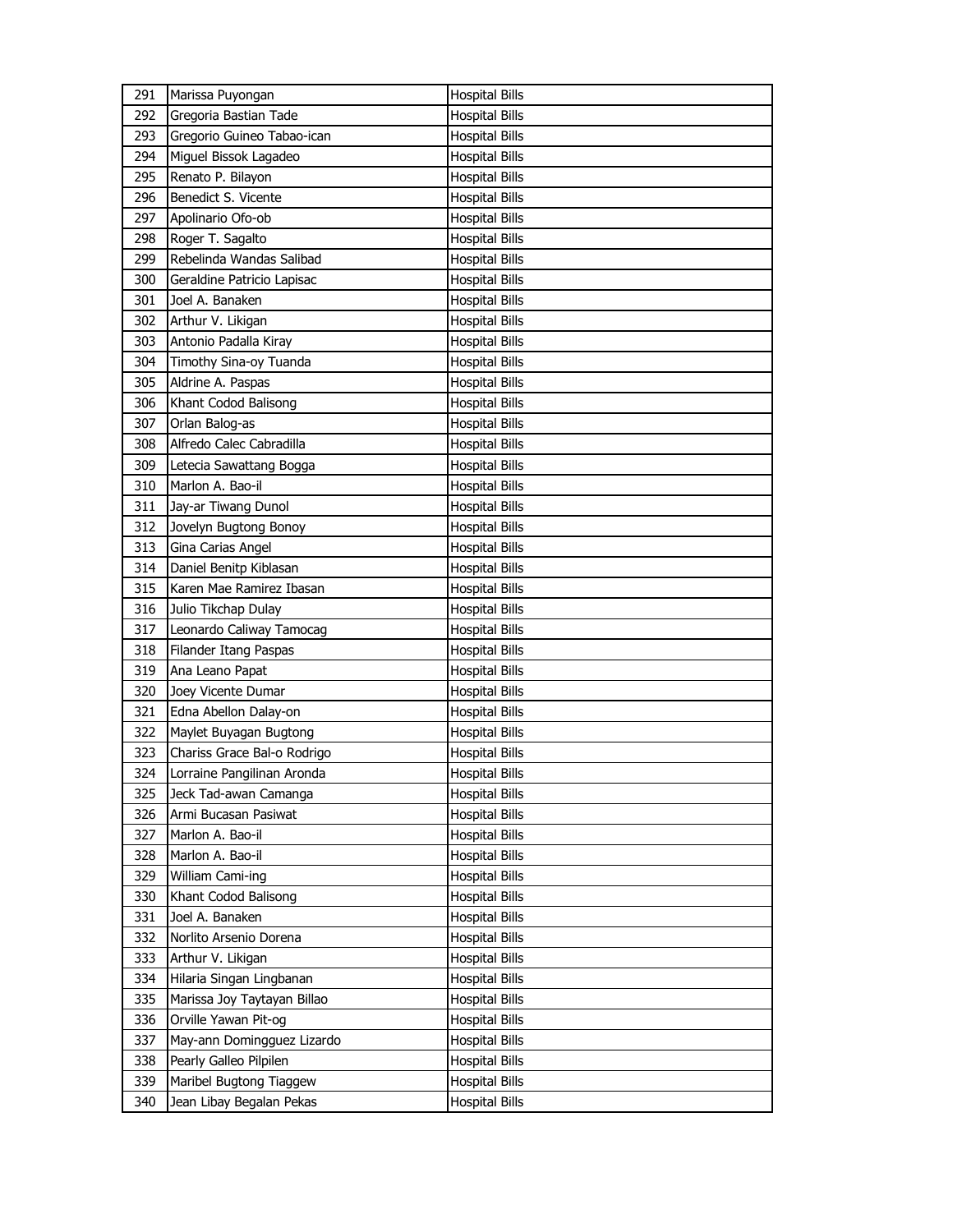| 291 | Marissa Puyongan | Hospital Bills |
|---|---|---|
| 292 | Gregoria Bastian Tade | Hospital Bills |
| 293 | Gregorio Guineo Tabao-ican | Hospital Bills |
| 294 | Miguel Bissok Lagadeo | Hospital Bills |
| 295 | Renato P. Bilayon | Hospital Bills |
| 296 | Benedict S. Vicente | Hospital Bills |
| 297 | Apolinario Ofo-ob | Hospital Bills |
| 298 | Roger T. Sagalto | Hospital Bills |
| 299 | Rebelinda Wandas Salibad | Hospital Bills |
| 300 | Geraldine Patricio Lapisac | Hospital Bills |
| 301 | Joel A. Banaken | Hospital Bills |
| 302 | Arthur V. Likigan | Hospital Bills |
| 303 | Antonio Padalla Kiray | Hospital Bills |
| 304 | Timothy Sina-oy Tuanda | Hospital Bills |
| 305 | Aldrine A. Paspas | Hospital Bills |
| 306 | Khant Codod Balisong | Hospital Bills |
| 307 | Orlan Balog-as | Hospital Bills |
| 308 | Alfredo Calec Cabradilla | Hospital Bills |
| 309 | Letecia Sawattang Bogga | Hospital Bills |
| 310 | Marlon A. Bao-il | Hospital Bills |
| 311 | Jay-ar Tiwang Dunol | Hospital Bills |
| 312 | Jovelyn Bugtong Bonoy | Hospital Bills |
| 313 | Gina Carias Angel | Hospital Bills |
| 314 | Daniel Benitp Kiblasan | Hospital Bills |
| 315 | Karen Mae Ramirez Ibasan | Hospital Bills |
| 316 | Julio Tikchap Dulay | Hospital Bills |
| 317 | Leonardo Caliway Tamocag | Hospital Bills |
| 318 | Filander Itang Paspas | Hospital Bills |
| 319 | Ana Leano Papat | Hospital Bills |
| 320 | Joey Vicente Dumar | Hospital Bills |
| 321 | Edna Abellon Dalay-on | Hospital Bills |
| 322 | Maylet Buyagan Bugtong | Hospital Bills |
| 323 | Chariss Grace Bal-o Rodrigo | Hospital Bills |
| 324 | Lorraine Pangilinan Aronda | Hospital Bills |
| 325 | Jeck Tad-awan Camanga | Hospital Bills |
| 326 | Armi Bucasan Pasiwat | Hospital Bills |
| 327 | Marlon A. Bao-il | Hospital Bills |
| 328 | Marlon A. Bao-il | Hospital Bills |
| 329 | William Cami-ing | Hospital Bills |
| 330 | Khant Codod Balisong | Hospital Bills |
| 331 | Joel A. Banaken | Hospital Bills |
| 332 | Norlito Arsenio Dorena | Hospital Bills |
| 333 | Arthur V. Likigan | Hospital Bills |
| 334 | Hilaria Singan Lingbanan | Hospital Bills |
| 335 | Marissa Joy Taytayan Billao | Hospital Bills |
| 336 | Orville Yawan Pit-og | Hospital Bills |
| 337 | May-ann Domingguez Lizardo | Hospital Bills |
| 338 | Pearly Galleo Pilpilen | Hospital Bills |
| 339 | Maribel Bugtong Tiaggew | Hospital Bills |
| 340 | Jean Libay Begalan Pekas | Hospital Bills |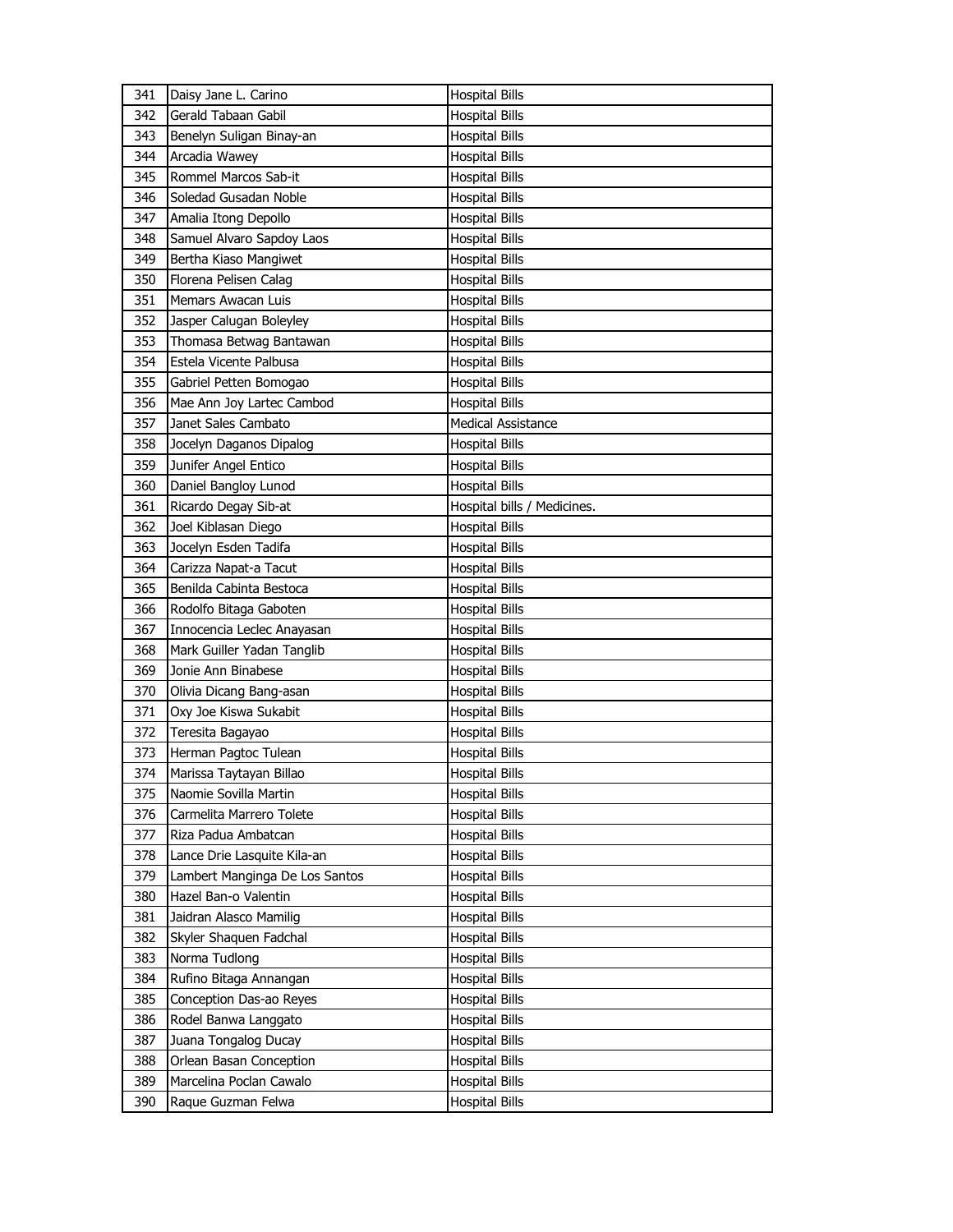| 341 | Daisy Jane L. Carino | Hospital Bills |
|---|---|---|
| 342 | Gerald Tabaan Gabil | Hospital Bills |
| 343 | Benelyn Suligan Binay-an | Hospital Bills |
| 344 | Arcadia Wawey | Hospital Bills |
| 345 | Rommel Marcos Sab-it | Hospital Bills |
| 346 | Soledad Gusadan Noble | Hospital Bills |
| 347 | Amalia Itong Depollo | Hospital Bills |
| 348 | Samuel Alvaro Sapdoy Laos | Hospital Bills |
| 349 | Bertha Kiaso Mangiwet | Hospital Bills |
| 350 | Florena Pelisen Calag | Hospital Bills |
| 351 | Memars Awacan Luis | Hospital Bills |
| 352 | Jasper Calugan Boleyley | Hospital Bills |
| 353 | Thomasa Betwag Bantawan | Hospital Bills |
| 354 | Estela Vicente Palbusa | Hospital Bills |
| 355 | Gabriel Petten Bomogao | Hospital Bills |
| 356 | Mae Ann Joy Lartec Cambod | Hospital Bills |
| 357 | Janet Sales Cambato | Medical Assistance |
| 358 | Jocelyn Daganos Dipalog | Hospital Bills |
| 359 | Junifer Angel Entico | Hospital Bills |
| 360 | Daniel Bangloy Lunod | Hospital Bills |
| 361 | Ricardo Degay Sib-at | Hospital bills / Medicines. |
| 362 | Joel Kiblasan Diego | Hospital Bills |
| 363 | Jocelyn Esden Tadifa | Hospital Bills |
| 364 | Carizza Napat-a Tacut | Hospital Bills |
| 365 | Benilda Cabinta Bestoca | Hospital Bills |
| 366 | Rodolfo Bitaga Gaboten | Hospital Bills |
| 367 | Innocencia Leclec Anayasan | Hospital Bills |
| 368 | Mark Guiller Yadan Tanglib | Hospital Bills |
| 369 | Jonie Ann Binabese | Hospital Bills |
| 370 | Olivia Dicang Bang-asan | Hospital Bills |
| 371 | Oxy Joe Kiswa Sukabit | Hospital Bills |
| 372 | Teresita Bagayao | Hospital Bills |
| 373 | Herman Pagtoc Tulean | Hospital Bills |
| 374 | Marissa Taytayan Billao | Hospital Bills |
| 375 | Naomie Sovilla Martin | Hospital Bills |
| 376 | Carmelita Marrero Tolete | Hospital Bills |
| 377 | Riza Padua Ambatcan | Hospital Bills |
| 378 | Lance Drie Lasquite Kila-an | Hospital Bills |
| 379 | Lambert Manginga De Los Santos | Hospital Bills |
| 380 | Hazel Ban-o Valentin | Hospital Bills |
| 381 | Jaidran Alasco Mamilig | Hospital Bills |
| 382 | Skyler Shaquen Fadchal | Hospital Bills |
| 383 | Norma Tudlong | Hospital Bills |
| 384 | Rufino Bitaga Annangan | Hospital Bills |
| 385 | Conception Das-ao Reyes | Hospital Bills |
| 386 | Rodel Banwa Langgato | Hospital Bills |
| 387 | Juana Tongalog Ducay | Hospital Bills |
| 388 | Orlean Basan Conception | Hospital Bills |
| 389 | Marcelina Poclan Cawalo | Hospital Bills |
| 390 | Raque Guzman Felwa | Hospital Bills |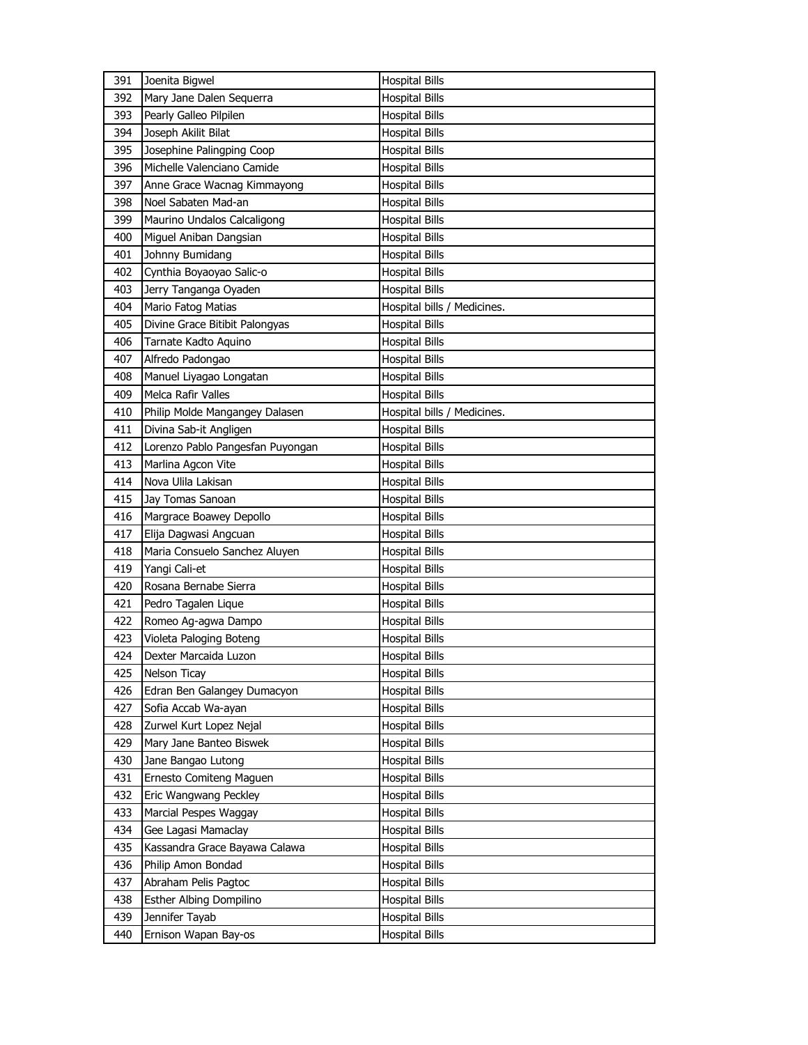| | | |
|---|---|---|
| 391 | Joenita Bigwel | Hospital Bills |
| 392 | Mary Jane Dalen Sequerra | Hospital Bills |
| 393 | Pearly Galleo Pilpilen | Hospital Bills |
| 394 | Joseph Akilit Bilat | Hospital Bills |
| 395 | Josephine Palingping Coop | Hospital Bills |
| 396 | Michelle Valenciano Camide | Hospital Bills |
| 397 | Anne Grace Wacnag Kimmayong | Hospital Bills |
| 398 | Noel Sabaten Mad-an | Hospital Bills |
| 399 | Maurino Undalos Calcaligong | Hospital Bills |
| 400 | Miguel Aniban Dangsian | Hospital Bills |
| 401 | Johnny Bumidang | Hospital Bills |
| 402 | Cynthia Boyaoyao Salic-o | Hospital Bills |
| 403 | Jerry Tanganga Oyaden | Hospital Bills |
| 404 | Mario Fatog Matias | Hospital bills / Medicines. |
| 405 | Divine Grace Bitibit Palongyas | Hospital Bills |
| 406 | Tarnate Kadto Aquino | Hospital Bills |
| 407 | Alfredo Padongao | Hospital Bills |
| 408 | Manuel Liyagao Longatan | Hospital Bills |
| 409 | Melca Rafir Valles | Hospital Bills |
| 410 | Philip Molde Mangangey Dalasen | Hospital bills / Medicines. |
| 411 | Divina Sab-it Angligen | Hospital Bills |
| 412 | Lorenzo Pablo Pangesfan Puyongan | Hospital Bills |
| 413 | Marlina Agcon Vite | Hospital Bills |
| 414 | Nova Ulila Lakisan | Hospital Bills |
| 415 | Jay Tomas Sanoan | Hospital Bills |
| 416 | Margrace Boawey Depollo | Hospital Bills |
| 417 | Elija Dagwasi Angcuan | Hospital Bills |
| 418 | Maria Consuelo Sanchez Aluyen | Hospital Bills |
| 419 | Yangi Cali-et | Hospital Bills |
| 420 | Rosana Bernabe Sierra | Hospital Bills |
| 421 | Pedro Tagalen Lique | Hospital Bills |
| 422 | Romeo Ag-agwa Dampo | Hospital Bills |
| 423 | Violeta Paloging Boteng | Hospital Bills |
| 424 | Dexter Marcaida Luzon | Hospital Bills |
| 425 | Nelson Ticay | Hospital Bills |
| 426 | Edran Ben Galangey Dumacyon | Hospital Bills |
| 427 | Sofia Accab Wa-ayan | Hospital Bills |
| 428 | Zurwel Kurt Lopez Nejal | Hospital Bills |
| 429 | Mary Jane Banteo Biswek | Hospital Bills |
| 430 | Jane Bangao Lutong | Hospital Bills |
| 431 | Ernesto Comiteng Maguen | Hospital Bills |
| 432 | Eric Wangwang Peckley | Hospital Bills |
| 433 | Marcial Pespes Waggay | Hospital Bills |
| 434 | Gee Lagasi Mamaclay | Hospital Bills |
| 435 | Kassandra Grace Bayawa Calawa | Hospital Bills |
| 436 | Philip Amon Bondad | Hospital Bills |
| 437 | Abraham Pelis Pagtoc | Hospital Bills |
| 438 | Esther Albing Dompilino | Hospital Bills |
| 439 | Jennifer Tayab | Hospital Bills |
| 440 | Ernison Wapan Bay-os | Hospital Bills |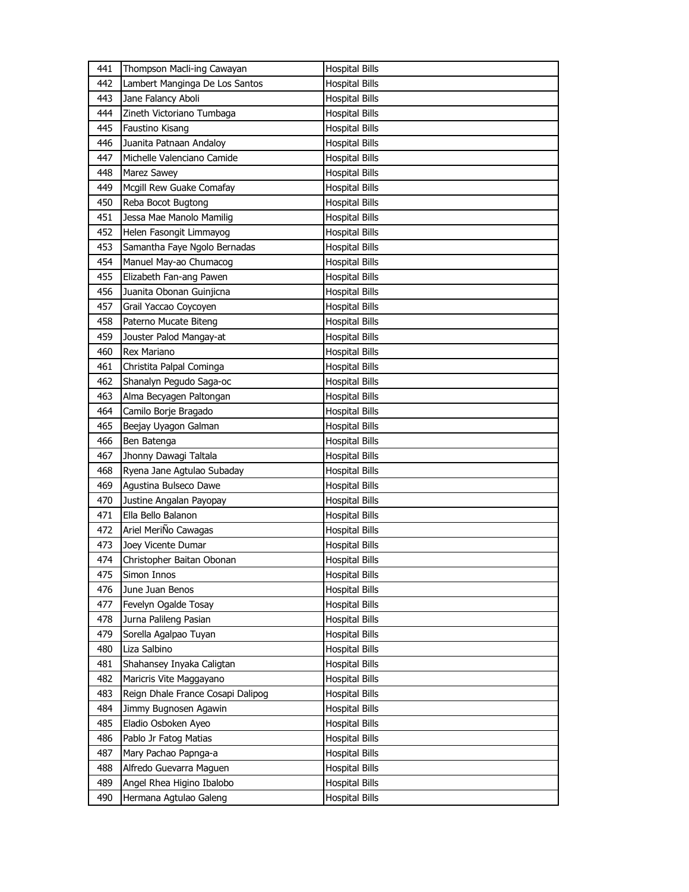| 441 | Thompson Macli-ing Cawayan | Hospital Bills |
|---|---|---|
| 442 | Lambert Manginga De Los Santos | Hospital Bills |
| 443 | Jane Falancy Aboli | Hospital Bills |
| 444 | Zineth Victoriano Tumbaga | Hospital Bills |
| 445 | Faustino Kisang | Hospital Bills |
| 446 | Juanita Patnaan Andaloy | Hospital Bills |
| 447 | Michelle Valenciano Camide | Hospital Bills |
| 448 | Marez Sawey | Hospital Bills |
| 449 | Mcgill Rew Guake Comafay | Hospital Bills |
| 450 | Reba Bocot Bugtong | Hospital Bills |
| 451 | Jessa Mae Manolo Mamilig | Hospital Bills |
| 452 | Helen Fasongit Limmayog | Hospital Bills |
| 453 | Samantha Faye Ngolo Bernadas | Hospital Bills |
| 454 | Manuel May-ao Chumacog | Hospital Bills |
| 455 | Elizabeth Fan-ang Pawen | Hospital Bills |
| 456 | Juanita Obonan Guinjicna | Hospital Bills |
| 457 | Grail Yaccao Coycoyen | Hospital Bills |
| 458 | Paterno Mucate Biteng | Hospital Bills |
| 459 | Jouster Palod Mangay-at | Hospital Bills |
| 460 | Rex Mariano | Hospital Bills |
| 461 | Christita Palpal Cominga | Hospital Bills |
| 462 | Shanalyn Pegudo Saga-oc | Hospital Bills |
| 463 | Alma Becyagen Paltongan | Hospital Bills |
| 464 | Camilo Borje Bragado | Hospital Bills |
| 465 | Beejay Uyagon Galman | Hospital Bills |
| 466 | Ben Batenga | Hospital Bills |
| 467 | Jhonny Dawagi Taltala | Hospital Bills |
| 468 | Ryena Jane Agtulao Subaday | Hospital Bills |
| 469 | Agustina Bulseco Dawe | Hospital Bills |
| 470 | Justine Angalan Payopay | Hospital Bills |
| 471 | Ella Bello Balanon | Hospital Bills |
| 472 | Ariel MeriÑo Cawagas | Hospital Bills |
| 473 | Joey Vicente Dumar | Hospital Bills |
| 474 | Christopher Baitan Obonan | Hospital Bills |
| 475 | Simon Innos | Hospital Bills |
| 476 | June Juan Benos | Hospital Bills |
| 477 | Fevelyn Ogalde Tosay | Hospital Bills |
| 478 | Jurna Palileng Pasian | Hospital Bills |
| 479 | Sorella Agalpao Tuyan | Hospital Bills |
| 480 | Liza Salbino | Hospital Bills |
| 481 | Shahansey Inyaka Caligtan | Hospital Bills |
| 482 | Maricris Vite Maggayano | Hospital Bills |
| 483 | Reign Dhale France Cosapi Dalipog | Hospital Bills |
| 484 | Jimmy Bugnosen Agawin | Hospital Bills |
| 485 | Eladio Osboken Ayeo | Hospital Bills |
| 486 | Pablo Jr Fatog Matias | Hospital Bills |
| 487 | Mary Pachao Papnga-a | Hospital Bills |
| 488 | Alfredo Guevarra Maguen | Hospital Bills |
| 489 | Angel Rhea Higino Ibalobo | Hospital Bills |
| 490 | Hermana Agtulao Galeng | Hospital Bills |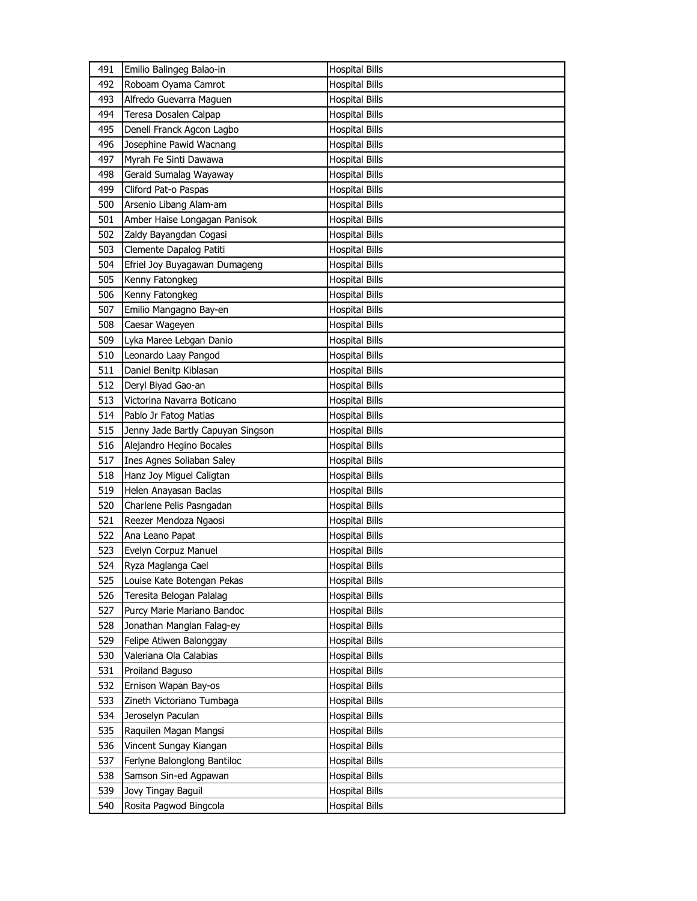| | | |
|---|---|---|
| 491 | Emilio Balingeg Balao-in | Hospital Bills |
| 492 | Roboam Oyama Camrot | Hospital Bills |
| 493 | Alfredo Guevarra Maguen | Hospital Bills |
| 494 | Teresa Dosalen Calpap | Hospital Bills |
| 495 | Denell Franck Agcon Lagbo | Hospital Bills |
| 496 | Josephine Pawid Wacnang | Hospital Bills |
| 497 | Myrah Fe Sinti Dawawa | Hospital Bills |
| 498 | Gerald Sumalag Wayaway | Hospital Bills |
| 499 | Cliford Pat-o Paspas | Hospital Bills |
| 500 | Arsenio Libang Alam-am | Hospital Bills |
| 501 | Amber Haise Longagan Panisok | Hospital Bills |
| 502 | Zaldy Bayangdan Cogasi | Hospital Bills |
| 503 | Clemente Dapalog Patiti | Hospital Bills |
| 504 | Efriel Joy Buyagawan Dumageng | Hospital Bills |
| 505 | Kenny Fatongkeg | Hospital Bills |
| 506 | Kenny Fatongkeg | Hospital Bills |
| 507 | Emilio Mangagno Bay-en | Hospital Bills |
| 508 | Caesar Wageyen | Hospital Bills |
| 509 | Lyka Maree Lebgan Danio | Hospital Bills |
| 510 | Leonardo Laay Pangod | Hospital Bills |
| 511 | Daniel Benitp Kiblasan | Hospital Bills |
| 512 | Deryl Biyad Gao-an | Hospital Bills |
| 513 | Victorina Navarra Boticano | Hospital Bills |
| 514 | Pablo Jr Fatog Matias | Hospital Bills |
| 515 | Jenny Jade Bartly Capuyan Singson | Hospital Bills |
| 516 | Alejandro Hegino Bocales | Hospital Bills |
| 517 | Ines Agnes Soliaban Saley | Hospital Bills |
| 518 | Hanz Joy Miguel Caligtan | Hospital Bills |
| 519 | Helen Anayasan Baclas | Hospital Bills |
| 520 | Charlene Pelis Pasngadan | Hospital Bills |
| 521 | Reezer Mendoza Ngaosi | Hospital Bills |
| 522 | Ana Leano Papat | Hospital Bills |
| 523 | Evelyn Corpuz Manuel | Hospital Bills |
| 524 | Ryza Maglanga Cael | Hospital Bills |
| 525 | Louise Kate Botengan Pekas | Hospital Bills |
| 526 | Teresita Belogan Palalag | Hospital Bills |
| 527 | Purcy Marie Mariano Bandoc | Hospital Bills |
| 528 | Jonathan Manglan Falag-ey | Hospital Bills |
| 529 | Felipe Atiwen Balonggay | Hospital Bills |
| 530 | Valeriana Ola Calabias | Hospital Bills |
| 531 | Proiland Baguso | Hospital Bills |
| 532 | Ernison Wapan Bay-os | Hospital Bills |
| 533 | Zineth Victoriano Tumbaga | Hospital Bills |
| 534 | Jeroselyn Paculan | Hospital Bills |
| 535 | Raquilen Magan Mangsi | Hospital Bills |
| 536 | Vincent Sungay Kiangan | Hospital Bills |
| 537 | Ferlyne Balonglong Bantiloc | Hospital Bills |
| 538 | Samson Sin-ed Agpawan | Hospital Bills |
| 539 | Jovy Tingay Baguil | Hospital Bills |
| 540 | Rosita Pagwod Bingcola | Hospital Bills |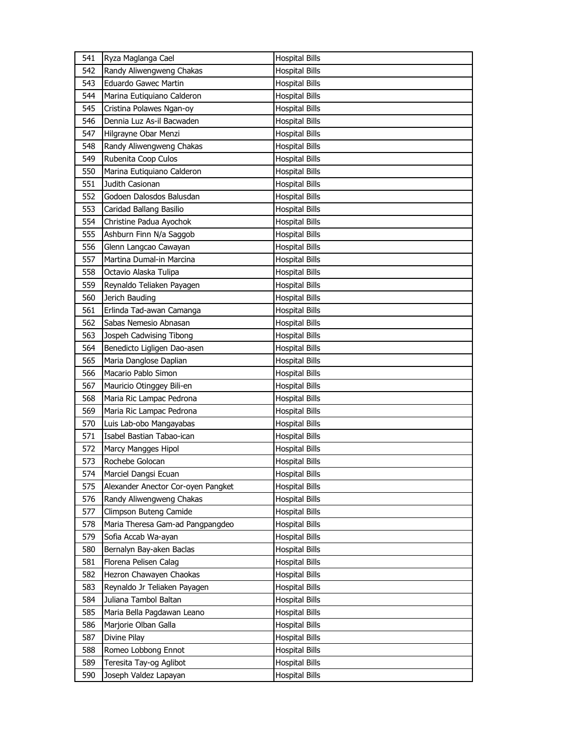| 541 | Ryza Maglanga Cael | Hospital Bills |
|---|---|---|
| 542 | Randy Aliwengweng Chakas | Hospital Bills |
| 543 | Eduardo Gawec Martin | Hospital Bills |
| 544 | Marina Eutiquiano Calderon | Hospital Bills |
| 545 | Cristina Polawes Ngan-oy | Hospital Bills |
| 546 | Dennia Luz As-il Bacwaden | Hospital Bills |
| 547 | Hilgrayne Obar Menzi | Hospital Bills |
| 548 | Randy Aliwengweng Chakas | Hospital Bills |
| 549 | Rubenita Coop Culos | Hospital Bills |
| 550 | Marina Eutiquiano Calderon | Hospital Bills |
| 551 | Judith Casionan | Hospital Bills |
| 552 | Godoen Dalosdos Balusdan | Hospital Bills |
| 553 | Caridad Ballang Basilio | Hospital Bills |
| 554 | Christine Padua Ayochok | Hospital Bills |
| 555 | Ashburn Finn N/a Saggob | Hospital Bills |
| 556 | Glenn Langcao Cawayan | Hospital Bills |
| 557 | Martina Dumal-in Marcina | Hospital Bills |
| 558 | Octavio Alaska Tulipa | Hospital Bills |
| 559 | Reynaldo Teliaken Payagen | Hospital Bills |
| 560 | Jerich Bauding | Hospital Bills |
| 561 | Erlinda Tad-awan Camanga | Hospital Bills |
| 562 | Sabas Nemesio Abnasan | Hospital Bills |
| 563 | Jospeh Cadwising Tibong | Hospital Bills |
| 564 | Benedicto Ligligen Dao-asen | Hospital Bills |
| 565 | Maria Danglose Daplian | Hospital Bills |
| 566 | Macario Pablo Simon | Hospital Bills |
| 567 | Mauricio Otinggey Bili-en | Hospital Bills |
| 568 | Maria Ric Lampac Pedrona | Hospital Bills |
| 569 | Maria Ric Lampac Pedrona | Hospital Bills |
| 570 | Luis Lab-obo Mangayabas | Hospital Bills |
| 571 | Isabel Bastian Tabao-ican | Hospital Bills |
| 572 | Marcy Mangges Hipol | Hospital Bills |
| 573 | Rochebe Golocan | Hospital Bills |
| 574 | Marciel Dangsi Ecuan | Hospital Bills |
| 575 | Alexander Anector Cor-oyen Pangket | Hospital Bills |
| 576 | Randy Aliwengweng Chakas | Hospital Bills |
| 577 | Climpson Buteng Camide | Hospital Bills |
| 578 | Maria Theresa Gam-ad Pangpangdeo | Hospital Bills |
| 579 | Sofia Accab Wa-ayan | Hospital Bills |
| 580 | Bernalyn Bay-aken Baclas | Hospital Bills |
| 581 | Florena Pelisen Calag | Hospital Bills |
| 582 | Hezron Chawayen Chaokas | Hospital Bills |
| 583 | Reynaldo Jr Teliaken Payagen | Hospital Bills |
| 584 | Juliana Tambol Baltan | Hospital Bills |
| 585 | Maria Bella Pagdawan Leano | Hospital Bills |
| 586 | Marjorie Olban Galla | Hospital Bills |
| 587 | Divine Pilay | Hospital Bills |
| 588 | Romeo Lobbong Ennot | Hospital Bills |
| 589 | Teresita Tay-og Aglibot | Hospital Bills |
| 590 | Joseph Valdez Lapayan | Hospital Bills |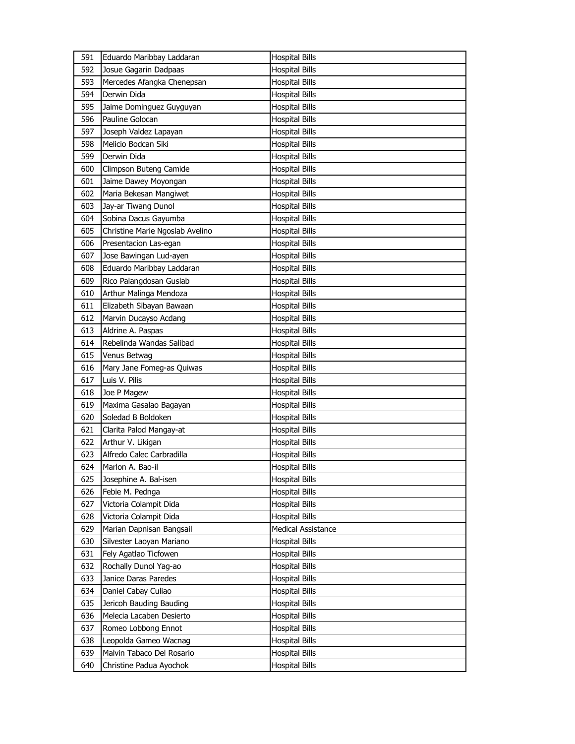| 591 | Eduardo Maribbay Laddaran | Hospital Bills |
|---|---|---|
| 592 | Josue Gagarin Dadpaas | Hospital Bills |
| 593 | Mercedes Afangka Chenepsan | Hospital Bills |
| 594 | Derwin Dida | Hospital Bills |
| 595 | Jaime Dominguez Guyguyan | Hospital Bills |
| 596 | Pauline Golocan | Hospital Bills |
| 597 | Joseph Valdez Lapayan | Hospital Bills |
| 598 | Melicio Bodcan Siki | Hospital Bills |
| 599 | Derwin Dida | Hospital Bills |
| 600 | Climpson Buteng Camide | Hospital Bills |
| 601 | Jaime Dawey Moyongan | Hospital Bills |
| 602 | Maria Bekesan Mangiwet | Hospital Bills |
| 603 | Jay-ar Tiwang Dunol | Hospital Bills |
| 604 | Sobina Dacus Gayumba | Hospital Bills |
| 605 | Christine Marie Ngoslab Avelino | Hospital Bills |
| 606 | Presentacion Las-egan | Hospital Bills |
| 607 | Jose Bawingan Lud-ayen | Hospital Bills |
| 608 | Eduardo Maribbay Laddaran | Hospital Bills |
| 609 | Rico Palangdosan Guslab | Hospital Bills |
| 610 | Arthur Malinga Mendoza | Hospital Bills |
| 611 | Elizabeth Sibayan Bawaan | Hospital Bills |
| 612 | Marvin Ducayso Acdang | Hospital Bills |
| 613 | Aldrine A. Paspas | Hospital Bills |
| 614 | Rebelinda Wandas Salibad | Hospital Bills |
| 615 | Venus Betwag | Hospital Bills |
| 616 | Mary Jane Fomeg-as Quiwas | Hospital Bills |
| 617 | Luis V. Pilis | Hospital Bills |
| 618 | Joe P Magew | Hospital Bills |
| 619 | Maxima Gasalao Bagayan | Hospital Bills |
| 620 | Soledad B Boldoken | Hospital Bills |
| 621 | Clarita Palod Mangay-at | Hospital Bills |
| 622 | Arthur V. Likigan | Hospital Bills |
| 623 | Alfredo Calec Carbradilla | Hospital Bills |
| 624 | Marlon A. Bao-il | Hospital Bills |
| 625 | Josephine A. Bal-isen | Hospital Bills |
| 626 | Febie M. Pednga | Hospital Bills |
| 627 | Victoria Colampit Dida | Hospital Bills |
| 628 | Victoria Colampit Dida | Hospital Bills |
| 629 | Marian Dapnisan Bangsail | Medical Assistance |
| 630 | Silvester Laoyan Mariano | Hospital Bills |
| 631 | Fely Agatlao Ticfowen | Hospital Bills |
| 632 | Rochally Dunol Yag-ao | Hospital Bills |
| 633 | Janice Daras Paredes | Hospital Bills |
| 634 | Daniel Cabay Culiao | Hospital Bills |
| 635 | Jericoh Bauding Bauding | Hospital Bills |
| 636 | Melecia Lacaben Desierto | Hospital Bills |
| 637 | Romeo Lobbong Ennot | Hospital Bills |
| 638 | Leopolda Gameo Wacnag | Hospital Bills |
| 639 | Malvin Tabaco Del Rosario | Hospital Bills |
| 640 | Christine Padua Ayochok | Hospital Bills |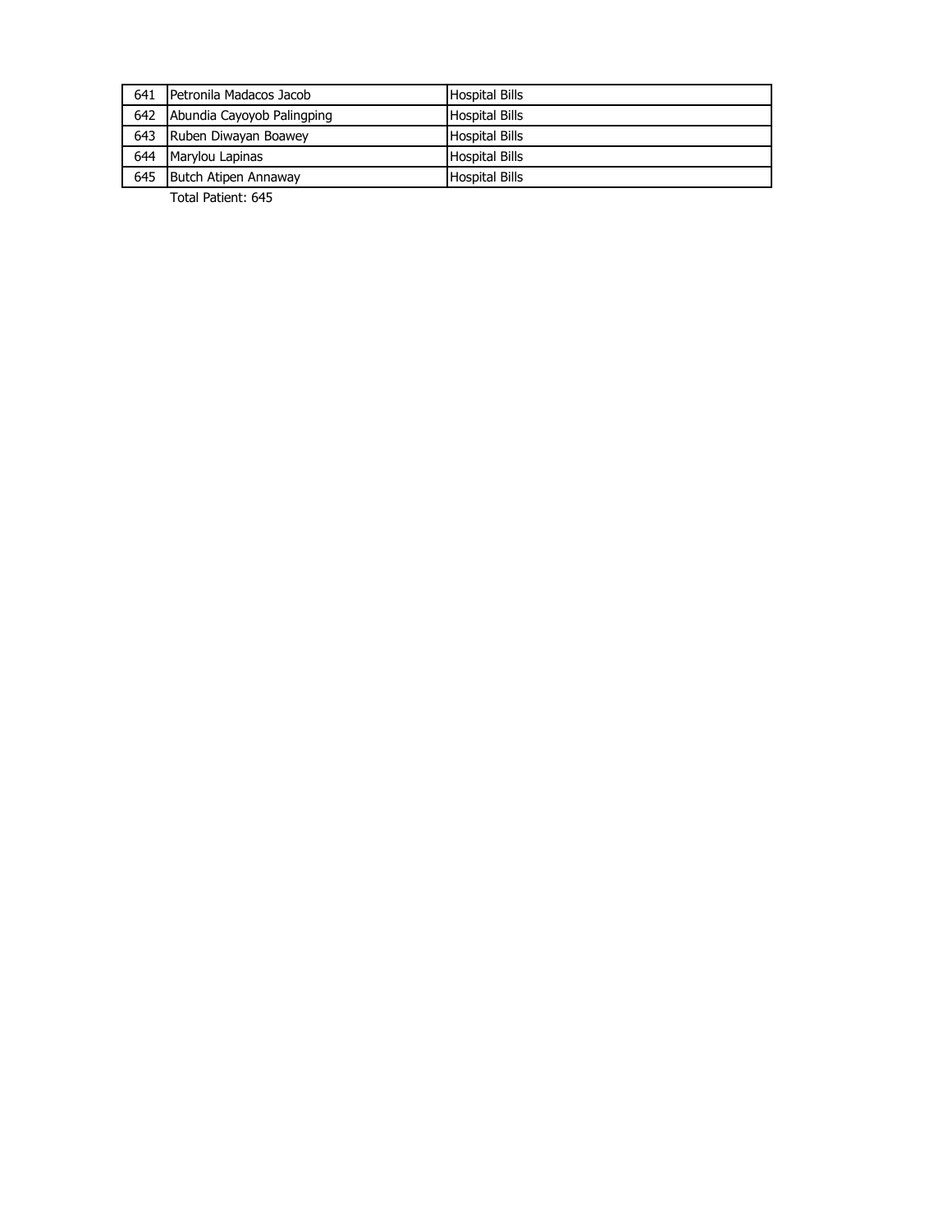| | | |
|---|---|---|
| 641 | Petronila Madacos Jacob | Hospital Bills |
| 642 | Abundia Cayoyob Palingping | Hospital Bills |
| 643 | Ruben Diwayan Boawey | Hospital Bills |
| 644 | Marylou Lapinas | Hospital Bills |
| 645 | Butch Atipen Annaway | Hospital Bills |

Total Patient: 645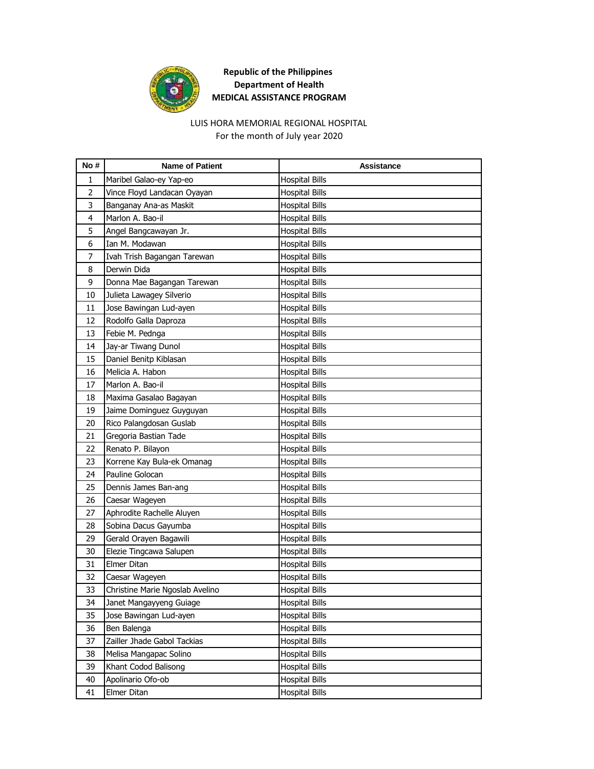**Republic of the Philippines**
**Department of Health**
**MEDICAL ASSISTANCE PROGRAM**

LUIS HORA MEMORIAL REGIONAL HOSPITAL
For the month of July year 2020

| No # | Name of Patient | Assistance |
|---|---|---|
| 1 | Maribel Galao-ey Yap-eo | Hospital Bills |
| 2 | Vince Floyd Landacan Oyayan | Hospital Bills |
| 3 | Banganay Ana-as Maskit | Hospital Bills |
| 4 | Marlon A. Bao-il | Hospital Bills |
| 5 | Angel Bangcawayan Jr. | Hospital Bills |
| 6 | Ian M. Modawan | Hospital Bills |
| 7 | Ivah Trish Bagangan Tarewan | Hospital Bills |
| 8 | Derwin Dida | Hospital Bills |
| 9 | Donna Mae Bagangan Tarewan | Hospital Bills |
| 10 | Julieta Lawagey Silverio | Hospital Bills |
| 11 | Jose Bawingan Lud-ayen | Hospital Bills |
| 12 | Rodolfo Galla Daproza | Hospital Bills |
| 13 | Febie M. Pednga | Hospital Bills |
| 14 | Jay-ar Tiwang Dunol | Hospital Bills |
| 15 | Daniel Benitp Kiblasan | Hospital Bills |
| 16 | Melicia A. Habon | Hospital Bills |
| 17 | Marlon A. Bao-il | Hospital Bills |
| 18 | Maxima Gasalao Bagayan | Hospital Bills |
| 19 | Jaime Dominguez Guyguyan | Hospital Bills |
| 20 | Rico Palangdosan Guslab | Hospital Bills |
| 21 | Gregoria Bastian Tade | Hospital Bills |
| 22 | Renato P. Bilayon | Hospital Bills |
| 23 | Korrene Kay Bula-ek Omanag | Hospital Bills |
| 24 | Pauline Golocan | Hospital Bills |
| 25 | Dennis James Ban-ang | Hospital Bills |
| 26 | Caesar Wageyen | Hospital Bills |
| 27 | Aphrodite Rachelle Aluyen | Hospital Bills |
| 28 | Sobina Dacus Gayumba | Hospital Bills |
| 29 | Gerald Orayen Bagawili | Hospital Bills |
| 30 | Elezie Tingcawa Salupen | Hospital Bills |
| 31 | Elmer Ditan | Hospital Bills |
| 32 | Caesar Wageyen | Hospital Bills |
| 33 | Christine Marie Ngoslab Avelino | Hospital Bills |
| 34 | Janet Mangayyeng Guiage | Hospital Bills |
| 35 | Jose Bawingan Lud-ayen | Hospital Bills |
| 36 | Ben Balenga | Hospital Bills |
| 37 | Zailler Jhade Gabol Tackias | Hospital Bills |
| 38 | Melisa Mangapac Solino | Hospital Bills |
| 39 | Khant Codod Balisong | Hospital Bills |
| 40 | Apolinario Ofo-ob | Hospital Bills |
| 41 | Elmer Ditan | Hospital Bills |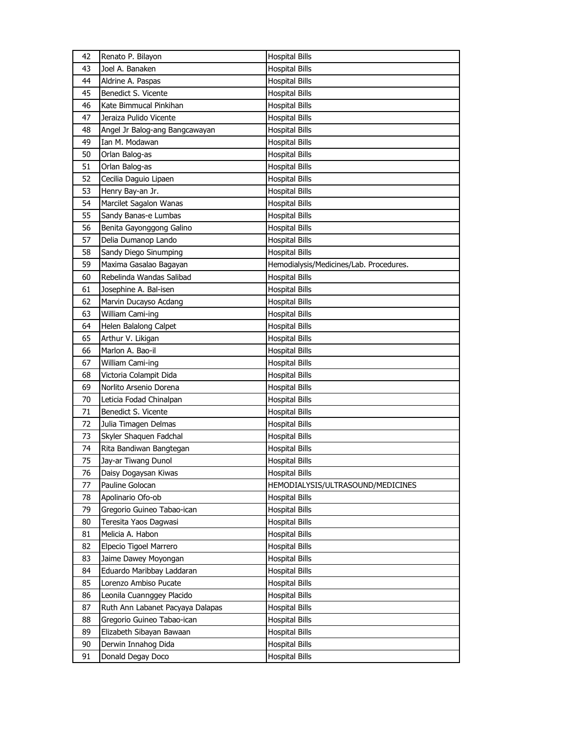| 42 | Renato P. Bilayon | Hospital Bills |
|---|---|---|
| 43 | Joel A. Banaken | Hospital Bills |
| 44 | Aldrine A. Paspas | Hospital Bills |
| 45 | Benedict S. Vicente | Hospital Bills |
| 46 | Kate Bimmucal Pinkihan | Hospital Bills |
| 47 | Jeraiza Pulido Vicente | Hospital Bills |
| 48 | Angel Jr Balog-ang Bangcawayan | Hospital Bills |
| 49 | Ian M. Modawan | Hospital Bills |
| 50 | Orlan Balog-as | Hospital Bills |
| 51 | Orlan Balog-as | Hospital Bills |
| 52 | Cecilia Daguio Lipaen | Hospital Bills |
| 53 | Henry Bay-an Jr. | Hospital Bills |
| 54 | Marcilet Sagalon Wanas | Hospital Bills |
| 55 | Sandy Banas-e Lumbas | Hospital Bills |
| 56 | Benita Gayonggong Galino | Hospital Bills |
| 57 | Delia Dumanop Lando | Hospital Bills |
| 58 | Sandy Diego Sinumping | Hospital Bills |
| 59 | Maxima Gasalao Bagayan | Hemodialysis/Medicines/Lab. Procedures. |
| 60 | Rebelinda Wandas Salibad | Hospital Bills |
| 61 | Josephine A. Bal-isen | Hospital Bills |
| 62 | Marvin Ducayso Acdang | Hospital Bills |
| 63 | William Cami-ing | Hospital Bills |
| 64 | Helen Balalong Calpet | Hospital Bills |
| 65 | Arthur V. Likigan | Hospital Bills |
| 66 | Marlon A. Bao-il | Hospital Bills |
| 67 | William Cami-ing | Hospital Bills |
| 68 | Victoria Colampit Dida | Hospital Bills |
| 69 | Norlito Arsenio Dorena | Hospital Bills |
| 70 | Leticia Fodad Chinalpan | Hospital Bills |
| 71 | Benedict S. Vicente | Hospital Bills |
| 72 | Julia Timagen Delmas | Hospital Bills |
| 73 | Skyler Shaquen Fadchal | Hospital Bills |
| 74 | Rita Bandiwan Bangtegan | Hospital Bills |
| 75 | Jay-ar Tiwang Dunol | Hospital Bills |
| 76 | Daisy Dogaysan Kiwas | Hospital Bills |
| 77 | Pauline Golocan | HEMODIALYSIS/ULTRASOUND/MEDICINES |
| 78 | Apolinario Ofo-ob | Hospital Bills |
| 79 | Gregorio Guineo Tabao-ican | Hospital Bills |
| 80 | Teresita Yaos Dagwasi | Hospital Bills |
| 81 | Melicia A. Habon | Hospital Bills |
| 82 | Elpecio Tigoel Marrero | Hospital Bills |
| 83 | Jaime Dawey Moyongan | Hospital Bills |
| 84 | Eduardo Maribbay Laddaran | Hospital Bills |
| 85 | Lorenzo Ambiso Pucate | Hospital Bills |
| 86 | Leonila Cuannggey Placido | Hospital Bills |
| 87 | Ruth Ann Labanet Pacyaya Dalapas | Hospital Bills |
| 88 | Gregorio Guineo Tabao-ican | Hospital Bills |
| 89 | Elizabeth Sibayan Bawaan | Hospital Bills |
| 90 | Derwin Innahog Dida | Hospital Bills |
| 91 | Donald Degay Doco | Hospital Bills |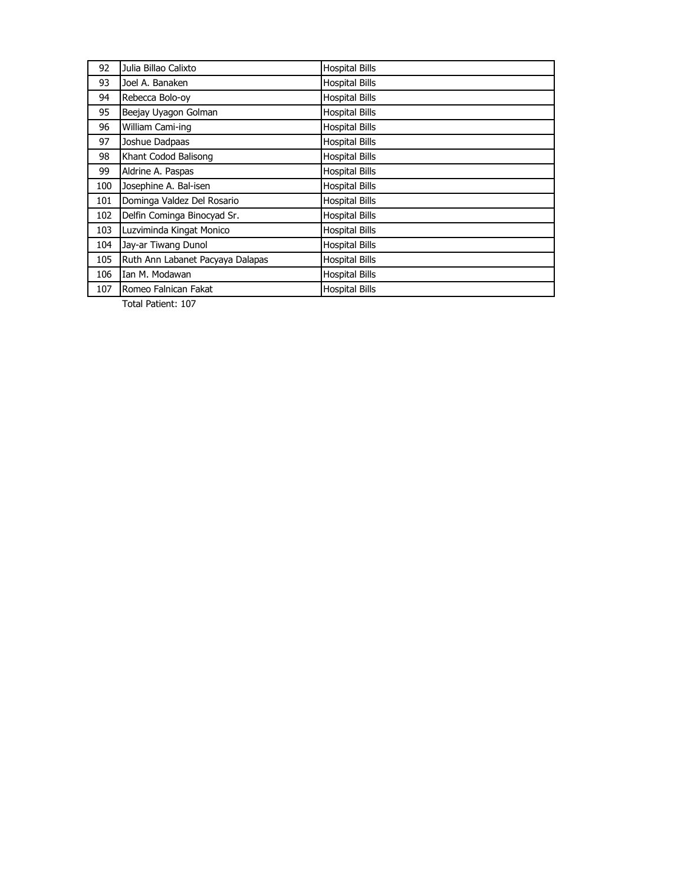| | | |
|---|---|---|
| 92 | Julia Billao Calixto | Hospital Bills |
| 93 | Joel A. Banaken | Hospital Bills |
| 94 | Rebecca Bolo-oy | Hospital Bills |
| 95 | Beejay Uyagon Golman | Hospital Bills |
| 96 | William Cami-ing | Hospital Bills |
| 97 | Joshue Dadpaas | Hospital Bills |
| 98 | Khant Codod Balisong | Hospital Bills |
| 99 | Aldrine A. Paspas | Hospital Bills |
| 100 | Josephine A. Bal-isen | Hospital Bills |
| 101 | Dominga Valdez Del Rosario | Hospital Bills |
| 102 | Delfin Cominga Binocyad Sr. | Hospital Bills |
| 103 | Luzviminda Kingat Monico | Hospital Bills |
| 104 | Jay-ar Tiwang Dunol | Hospital Bills |
| 105 | Ruth Ann Labanet Pacyaya Dalapas | Hospital Bills |
| 106 | Ian M. Modawan | Hospital Bills |
| 107 | Romeo Falnican Fakat | Hospital Bills |

Total Patient: 107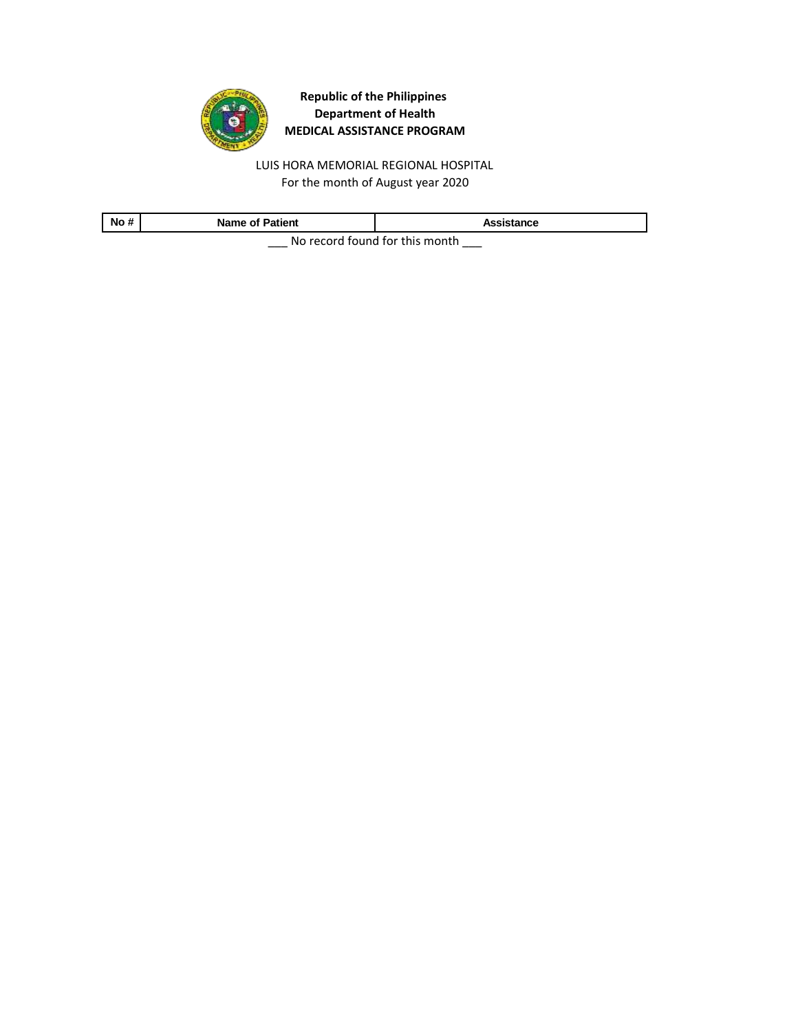**Republic of the Philippines**
**Department of Health**
**MEDICAL ASSISTANCE PROGRAM**

LUIS HORA MEMORIAL REGIONAL HOSPITAL
For the month of August year 2020

| No # | Name of Patient | Assistance |
|---|---|---|

___ No record found for this month ___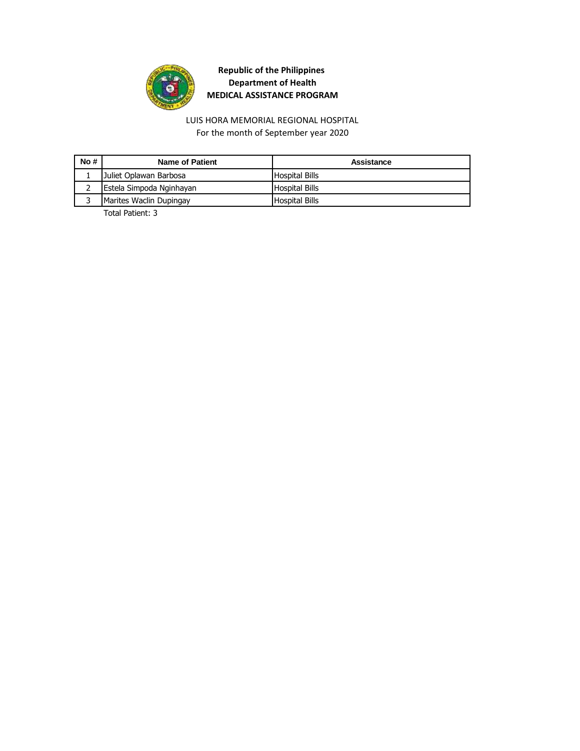**Republic of the Philippines**
**Department of Health**
**MEDICAL ASSISTANCE PROGRAM**

LUIS HORA MEMORIAL REGIONAL HOSPITAL
For the month of September year 2020

| No # | Name of Patient | Assistance |
|---|---|---|
| 1 | Juliet Oplawan Barbosa | Hospital Bills |
| 2 | Estela Simpoda Nginhayan | Hospital Bills |
| 3 | Marites Waclin Dupingay | Hospital Bills |

Total Patient: 3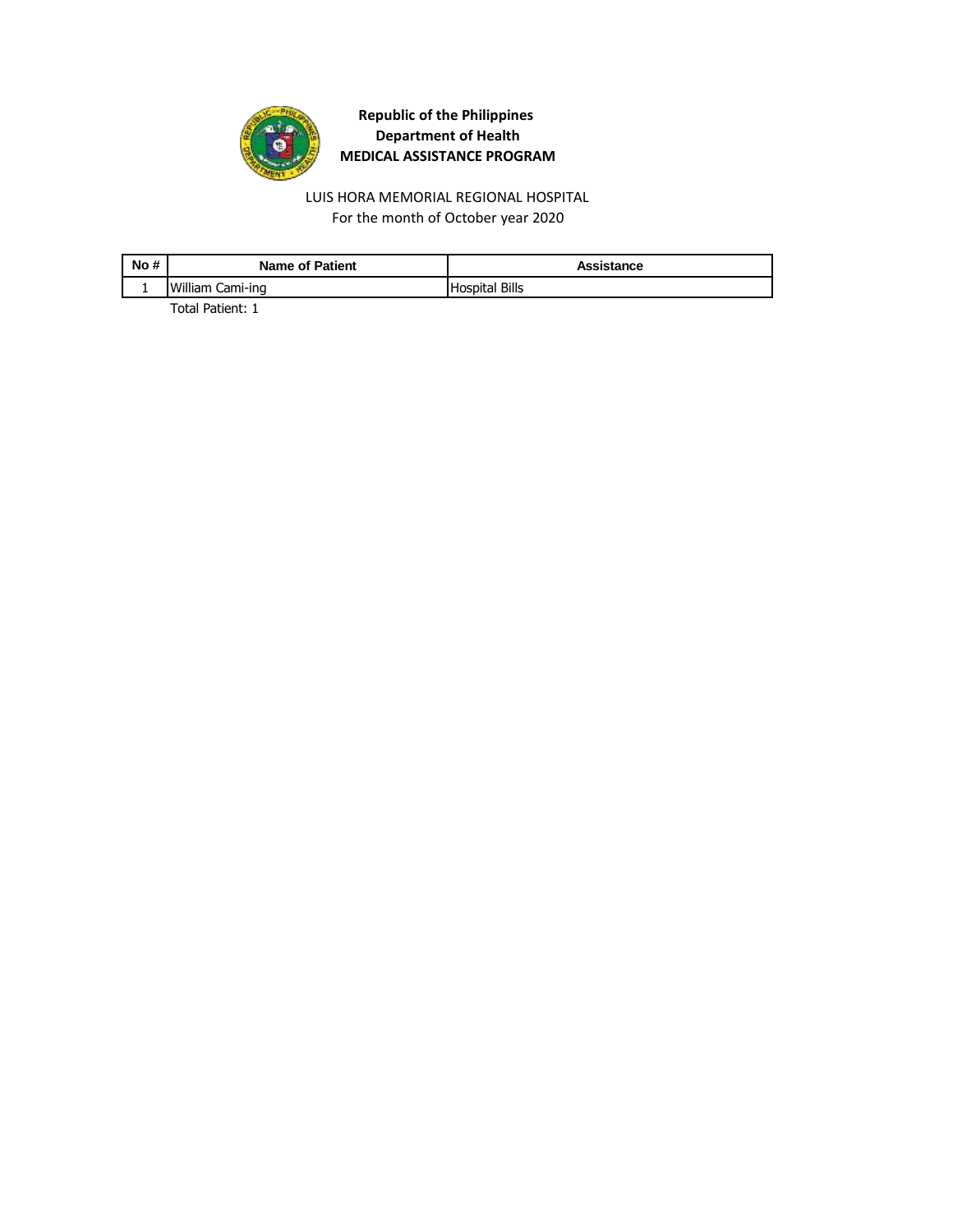**Republic of the Philippines**
**Department of Health**
**MEDICAL ASSISTANCE PROGRAM**

LUIS HORA MEMORIAL REGIONAL HOSPITAL
For the month of October year 2020

| No # | Name of Patient | Assistance |
|---|---|---|
| 1 | William Cami-ing | Hospital Bills |

Total Patient: 1